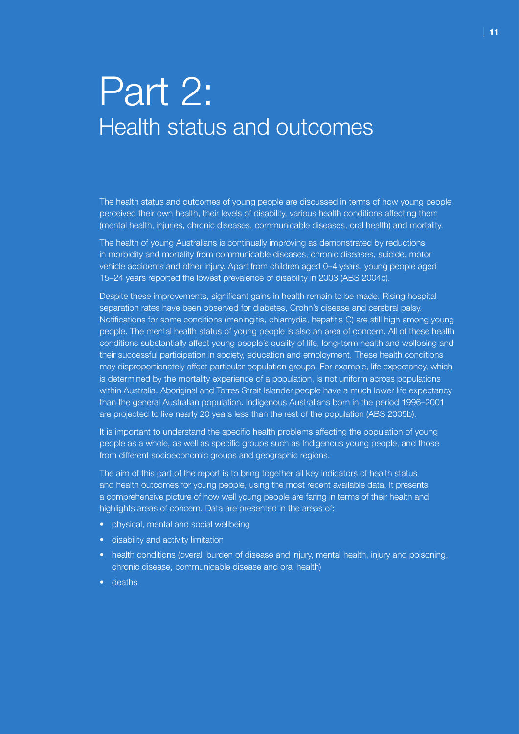# Part 2:
## Health status and outcomes

The health status and outcomes of young people are discussed in terms of how young people perceived their own health, their levels of disability, various health conditions affecting them (mental health, injuries, chronic diseases, communicable diseases, oral health) and mortality.

The health of young Australians is continually improving as demonstrated by reductions in morbidity and mortality from communicable diseases, chronic diseases, suicide, motor vehicle accidents and other injury. Apart from children aged 0–4 years, young people aged 15–24 years reported the lowest prevalence of disability in 2003 (ABS 2004c).

Despite these improvements, significant gains in health remain to be made. Rising hospital separation rates have been observed for diabetes, Crohn's disease and cerebral palsy. Notifications for some conditions (meningitis, chlamydia, hepatitis C) are still high among young people. The mental health status of young people is also an area of concern. All of these health conditions substantially affect young people's quality of life, long-term health and wellbeing and their successful participation in society, education and employment. These health conditions may disproportionately affect particular population groups. For example, life expectancy, which is determined by the mortality experience of a population, is not uniform across populations within Australia. Aboriginal and Torres Strait Islander people have a much lower life expectancy than the general Australian population. Indigenous Australians born in the period 1996–2001 are projected to live nearly 20 years less than the rest of the population (ABS 2005b).

It is important to understand the specific health problems affecting the population of young people as a whole, as well as specific groups such as Indigenous young people, and those from different socioeconomic groups and geographic regions.

The aim of this part of the report is to bring together all key indicators of health status and health outcomes for young people, using the most recent available data. It presents a comprehensive picture of how well young people are faring in terms of their health and highlights areas of concern. Data are presented in the areas of:

- physical, mental and social wellbeing
- disability and activity limitation
- health conditions (overall burden of disease and injury, mental health, injury and poisoning, chronic disease, communicable disease and oral health)
- deaths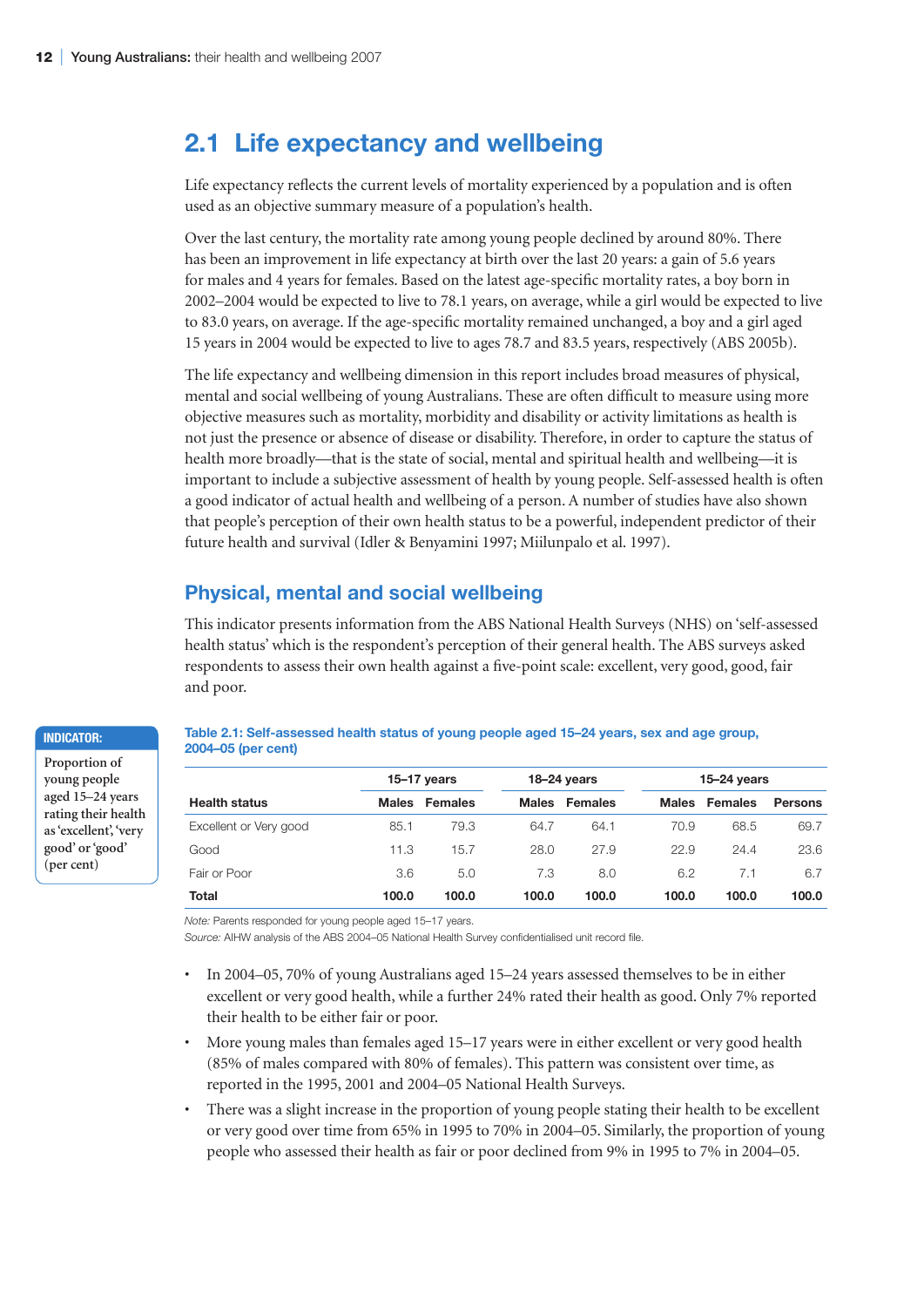## 2.1 Life expectancy and wellbeing

Life expectancy reflects the current levels of mortality experienced by a population and is often used as an objective summary measure of a population's health.

Over the last century, the mortality rate among young people declined by around 80%. There has been an improvement in life expectancy at birth over the last 20 years: a gain of 5.6 years for males and 4 years for females. Based on the latest age-specific mortality rates, a boy born in 2002–2004 would be expected to live to 78.1 years, on average, while a girl would be expected to live to 83.0 years, on average. If the age-specific mortality remained unchanged, a boy and a girl aged 15 years in 2004 would be expected to live to ages 78.7 and 83.5 years, respectively (ABS 2005b).

The life expectancy and wellbeing dimension in this report includes broad measures of physical, mental and social wellbeing of young Australians. These are often difficult to measure using more objective measures such as mortality, morbidity and disability or activity limitations as health is not just the presence or absence of disease or disability. Therefore, in order to capture the status of health more broadly—that is the state of social, mental and spiritual health and wellbeing—it is important to include a subjective assessment of health by young people. Self-assessed health is often a good indicator of actual health and wellbeing of a person. A number of studies have also shown that people's perception of their own health status to be a powerful, independent predictor of their future health and survival (Idler & Benyamini 1997; Miilunpalo et al. 1997).

### Physical, mental and social wellbeing

This indicator presents information from the ABS National Health Surveys (NHS) on 'self-assessed health status' which is the respondent's perception of their general health. The ABS surveys asked respondents to assess their own health against a five-point scale: excellent, very good, good, fair and poor.

**INDICATOR:**

Proportion of young people aged 15–24 years rating their health as 'excellent', 'very good' or 'good' (per cent)

**Table 2.1: Self-assessed health status of young people aged 15–24 years, sex and age group, 2004–05 (per cent)**

| | 15–17 years | | 18–24 years | | 15–24 years | | |
|---|---|---|---|---|---|---|---|
| **Health status** | **Males** | **Females** | **Males** | **Females** | **Males** | **Females** | **Persons** |
| Excellent or Very good | 85.1 | 79.3 | 64.7 | 64.1 | 70.9 | 68.5 | 69.7 |
| Good | 11.3 | 15.7 | 28.0 | 27.9 | 22.9 | 24.4 | 23.6 |
| Fair or Poor | 3.6 | 5.0 | 7.3 | 8.0 | 6.2 | 7.1 | 6.7 |
| **Total** | **100.0** | **100.0** | **100.0** | **100.0** | **100.0** | **100.0** | **100.0** |

*Note:* Parents responded for young people aged 15–17 years.
*Source:* AIHW analysis of the ABS 2004–05 National Health Survey confidentialised unit record file.

- In 2004–05, 70% of young Australians aged 15–24 years assessed themselves to be in either excellent or very good health, while a further 24% rated their health as good. Only 7% reported their health to be either fair or poor.
- More young males than females aged 15–17 years were in either excellent or very good health (85% of males compared with 80% of females). This pattern was consistent over time, as reported in the 1995, 2001 and 2004–05 National Health Surveys.
- There was a slight increase in the proportion of young people stating their health to be excellent or very good over time from 65% in 1995 to 70% in 2004–05. Similarly, the proportion of young people who assessed their health as fair or poor declined from 9% in 1995 to 7% in 2004–05.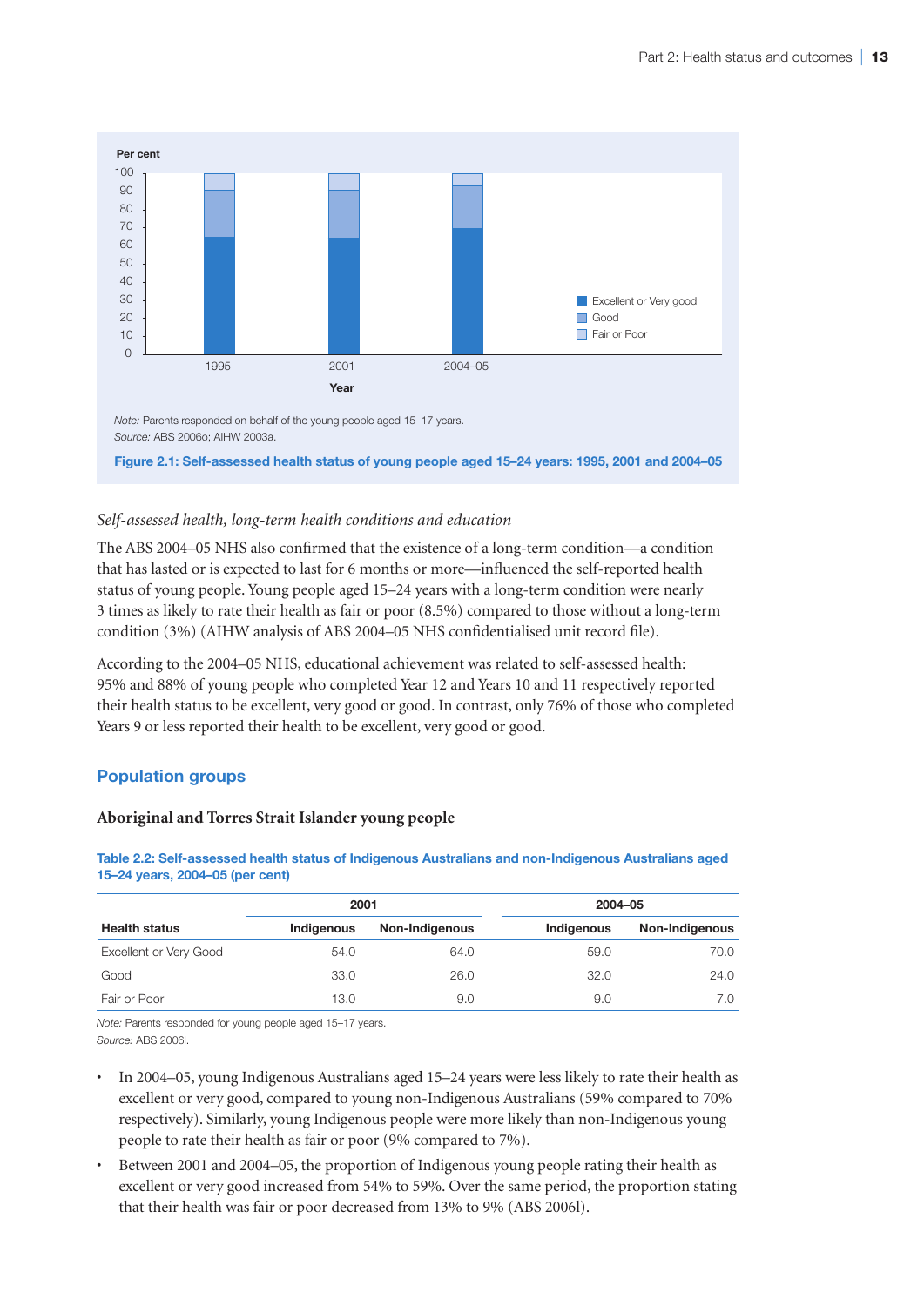Note: Parents responded on behalf of the young people aged 15–17 years.
*Source:* ABS 2006o; AIHW 2003a.

**Figure 2.1: Self-assessed health status of young people aged 15–24 years: 1995, 2001 and 2004–05**

*Self-assessed health, long-term health conditions and education*

The ABS 2004–05 NHS also confirmed that the existence of a long-term condition—a condition that has lasted or is expected to last for 6 months or more—influenced the self-reported health status of young people. Young people aged 15–24 years with a long-term condition were nearly 3 times as likely to rate their health as fair or poor (8.5%) compared to those without a long-term condition (3%) (AIHW analysis of ABS 2004–05 NHS confidentialised unit record file).

According to the 2004–05 NHS, educational achievement was related to self-assessed health: 95% and 88% of young people who completed Year 12 and Years 10 and 11 respectively reported their health status to be excellent, very good or good. In contrast, only 76% of those who completed Years 9 or less reported their health to be excellent, very good or good.

## Population groups

### Aboriginal and Torres Strait Islander young people

**Table 2.2: Self-assessed health status of Indigenous Australians and non-Indigenous Australians aged 15–24 years, 2004–05 (per cent)**

| | 2001 | | 2004–05 | |
|---|---|---|---|---|
| Health status | Indigenous | Non-Indigenous | Indigenous | Non-Indigenous |
| Excellent or Very Good | 54.0 | 64.0 | 59.0 | 70.0 |
| Good | 33.0 | 26.0 | 32.0 | 24.0 |
| Fair or Poor | 13.0 | 9.0 | 9.0 | 7.0 |

*Note:* Parents responded for young people aged 15–17 years.
*Source:* ABS 2006l.

- In 2004–05, young Indigenous Australians aged 15–24 years were less likely to rate their health as excellent or very good, compared to young non-Indigenous Australians (59% compared to 70% respectively). Similarly, young Indigenous people were more likely than non-Indigenous young people to rate their health as fair or poor (9% compared to 7%).
- Between 2001 and 2004–05, the proportion of Indigenous young people rating their health as excellent or very good increased from 54% to 59%. Over the same period, the proportion stating that their health was fair or poor decreased from 13% to 9% (ABS 2006l).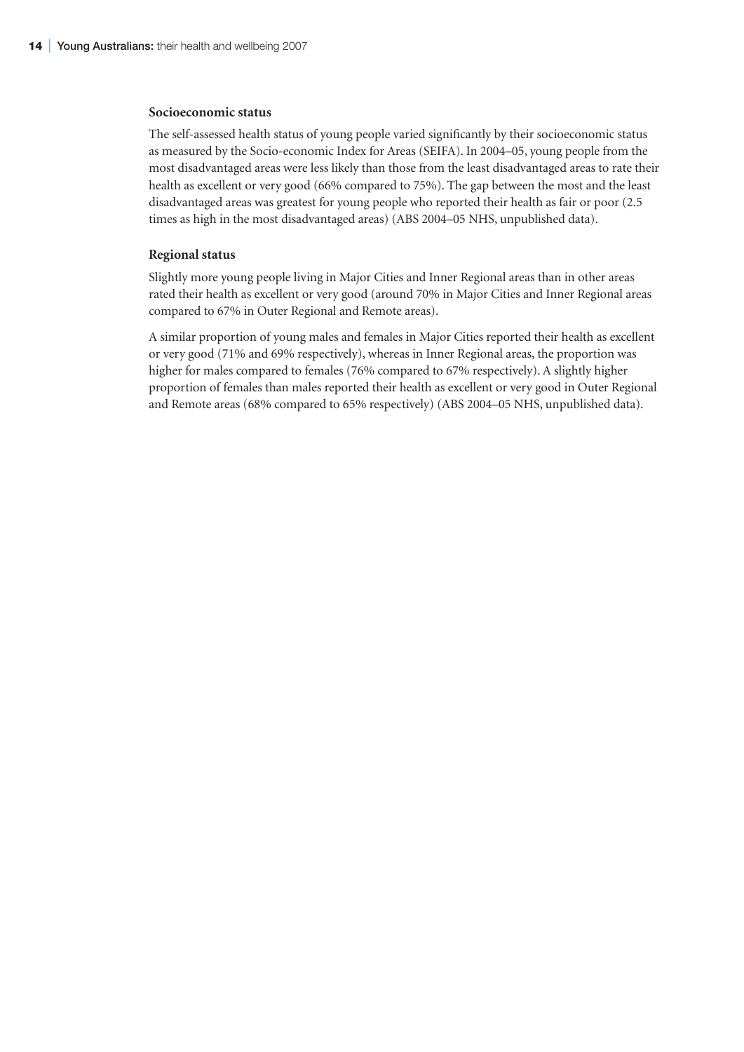### Socioeconomic status

The self-assessed health status of young people varied significantly by their socioeconomic status as measured by the Socio-economic Index for Areas (SEIFA). In 2004–05, young people from the most disadvantaged areas were less likely than those from the least disadvantaged areas to rate their health as excellent or very good (66% compared to 75%). The gap between the most and the least disadvantaged areas was greatest for young people who reported their health as fair or poor (2.5 times as high in the most disadvantaged areas) (ABS 2004–05 NHS, unpublished data).

### Regional status

Slightly more young people living in Major Cities and Inner Regional areas than in other areas rated their health as excellent or very good (around 70% in Major Cities and Inner Regional areas compared to 67% in Outer Regional and Remote areas).

A similar proportion of young males and females in Major Cities reported their health as excellent or very good (71% and 69% respectively), whereas in Inner Regional areas, the proportion was higher for males compared to females (76% compared to 67% respectively). A slightly higher proportion of females than males reported their health as excellent or very good in Outer Regional and Remote areas (68% compared to 65% respectively) (ABS 2004–05 NHS, unpublished data).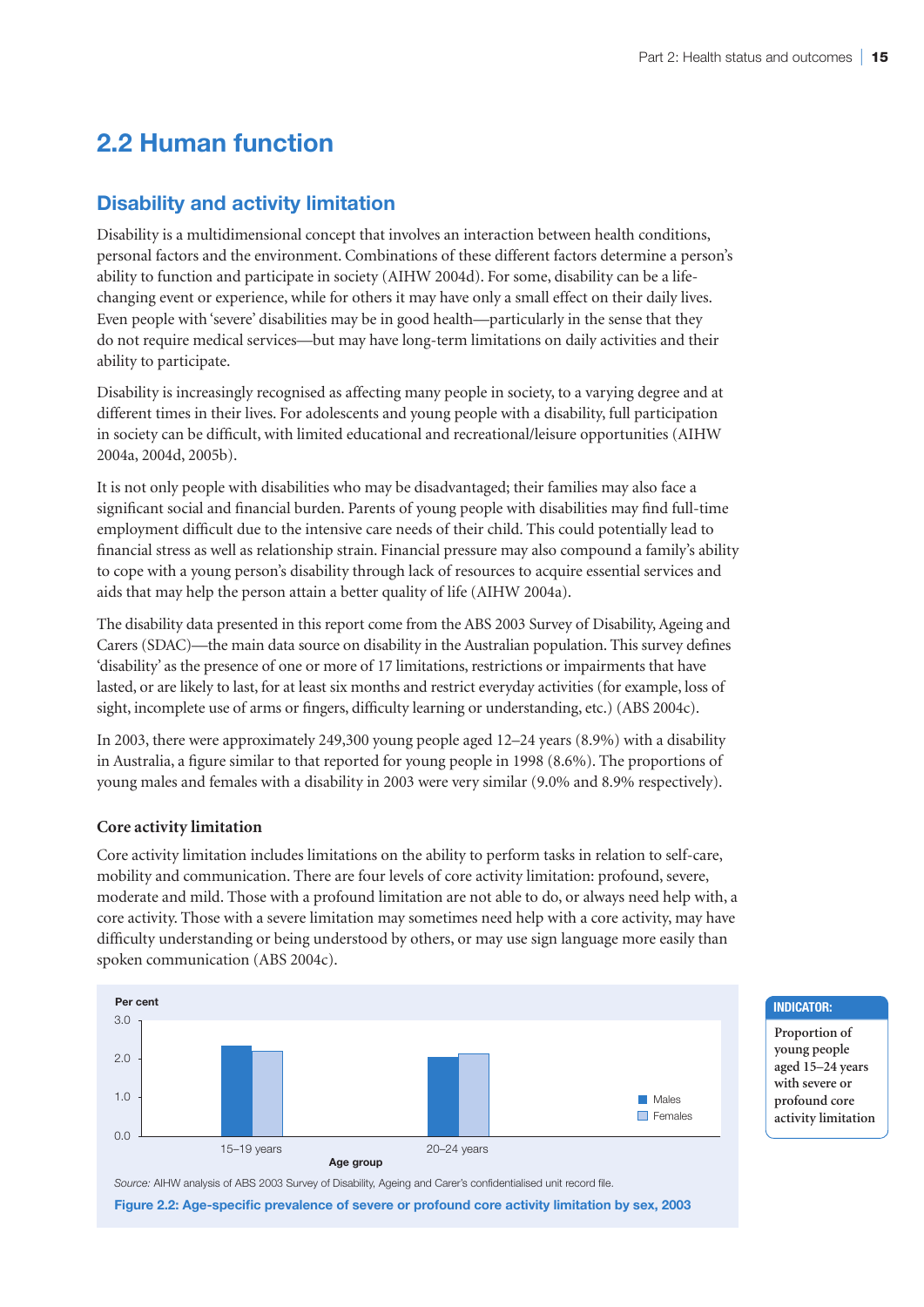# 2.2 Human function

## Disability and activity limitation

Disability is a multidimensional concept that involves an interaction between health conditions, personal factors and the environment. Combinations of these different factors determine a person's ability to function and participate in society (AIHW 2004d). For some, disability can be a life-changing event or experience, while for others it may have only a small effect on their daily lives. Even people with 'severe' disabilities may be in good health—particularly in the sense that they do not require medical services—but may have long-term limitations on daily activities and their ability to participate.

Disability is increasingly recognised as affecting many people in society, to a varying degree and at different times in their lives. For adolescents and young people with a disability, full participation in society can be difficult, with limited educational and recreational/leisure opportunities (AIHW 2004a, 2004d, 2005b).

It is not only people with disabilities who may be disadvantaged; their families may also face a significant social and financial burden. Parents of young people with disabilities may find full-time employment difficult due to the intensive care needs of their child. This could potentially lead to financial stress as well as relationship strain. Financial pressure may also compound a family's ability to cope with a young person's disability through lack of resources to acquire essential services and aids that may help the person attain a better quality of life (AIHW 2004a).

The disability data presented in this report come from the ABS 2003 Survey of Disability, Ageing and Carers (SDAC)—the main data source on disability in the Australian population. This survey defines 'disability' as the presence of one or more of 17 limitations, restrictions or impairments that have lasted, or are likely to last, for at least six months and restrict everyday activities (for example, loss of sight, incomplete use of arms or fingers, difficulty learning or understanding, etc.) (ABS 2004c).

In 2003, there were approximately 249,300 young people aged 12–24 years (8.9%) with a disability in Australia, a figure similar to that reported for young people in 1998 (8.6%). The proportions of young males and females with a disability in 2003 were very similar (9.0% and 8.9% respectively).

### Core activity limitation

Core activity limitation includes limitations on the ability to perform tasks in relation to self-care, mobility and communication. There are four levels of core activity limitation: profound, severe, moderate and mild. Those with a profound limitation are not able to do, or always need help with, a core activity. Those with a severe limitation may sometimes need help with a core activity, may have difficulty understanding or being understood by others, or may use sign language more easily than spoken communication (ABS 2004c).

**INDICATOR:** Proportion of young people aged 15–24 years with severe or profound core activity limitation

*Source:* AIHW analysis of ABS 2003 Survey of Disability, Ageing and Carer's confidentialised unit record file.

**Figure 2.2: Age-specific prevalence of severe or profound core activity limitation by sex, 2003**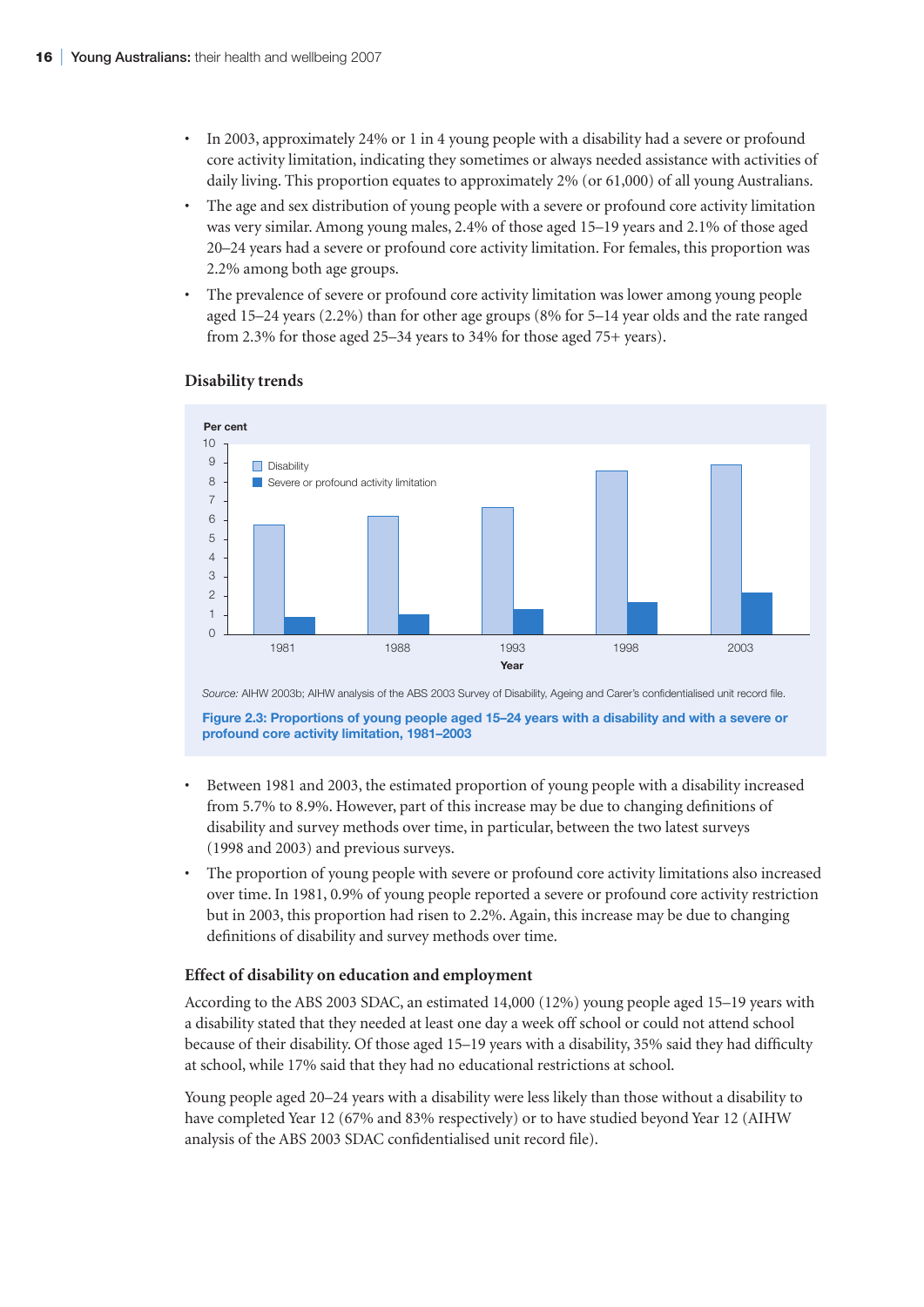- In 2003, approximately 24% or 1 in 4 young people with a disability had a severe or profound core activity limitation, indicating they sometimes or always needed assistance with activities of daily living. This proportion equates to approximately 2% (or 61,000) of all young Australians.
- The age and sex distribution of young people with a severe or profound core activity limitation was very similar. Among young males, 2.4% of those aged 15–19 years and 2.1% of those aged 20–24 years had a severe or profound core activity limitation. For females, this proportion was 2.2% among both age groups.
- The prevalence of severe or profound core activity limitation was lower among young people aged 15–24 years (2.2%) than for other age groups (8% for 5–14 year olds and the rate ranged from 2.3% for those aged 25–34 years to 34% for those aged 75+ years).

### Disability trends

*Source:* AIHW 2003b; AIHW analysis of the ABS 2003 Survey of Disability, Ageing and Carer's confidentialised unit record file.

**Figure 2.3: Proportions of young people aged 15–24 years with a disability and with a severe or profound core activity limitation, 1981–2003**

- Between 1981 and 2003, the estimated proportion of young people with a disability increased from 5.7% to 8.9%. However, part of this increase may be due to changing definitions of disability and survey methods over time, in particular, between the two latest surveys (1998 and 2003) and previous surveys.
- The proportion of young people with severe or profound core activity limitations also increased over time. In 1981, 0.9% of young people reported a severe or profound core activity restriction but in 2003, this proportion had risen to 2.2%. Again, this increase may be due to changing definitions of disability and survey methods over time.

### Effect of disability on education and employment

According to the ABS 2003 SDAC, an estimated 14,000 (12%) young people aged 15–19 years with a disability stated that they needed at least one day a week off school or could not attend school because of their disability. Of those aged 15–19 years with a disability, 35% said they had difficulty at school, while 17% said that they had no educational restrictions at school.

Young people aged 20–24 years with a disability were less likely than those without a disability to have completed Year 12 (67% and 83% respectively) or to have studied beyond Year 12 (AIHW analysis of the ABS 2003 SDAC confidentialised unit record file).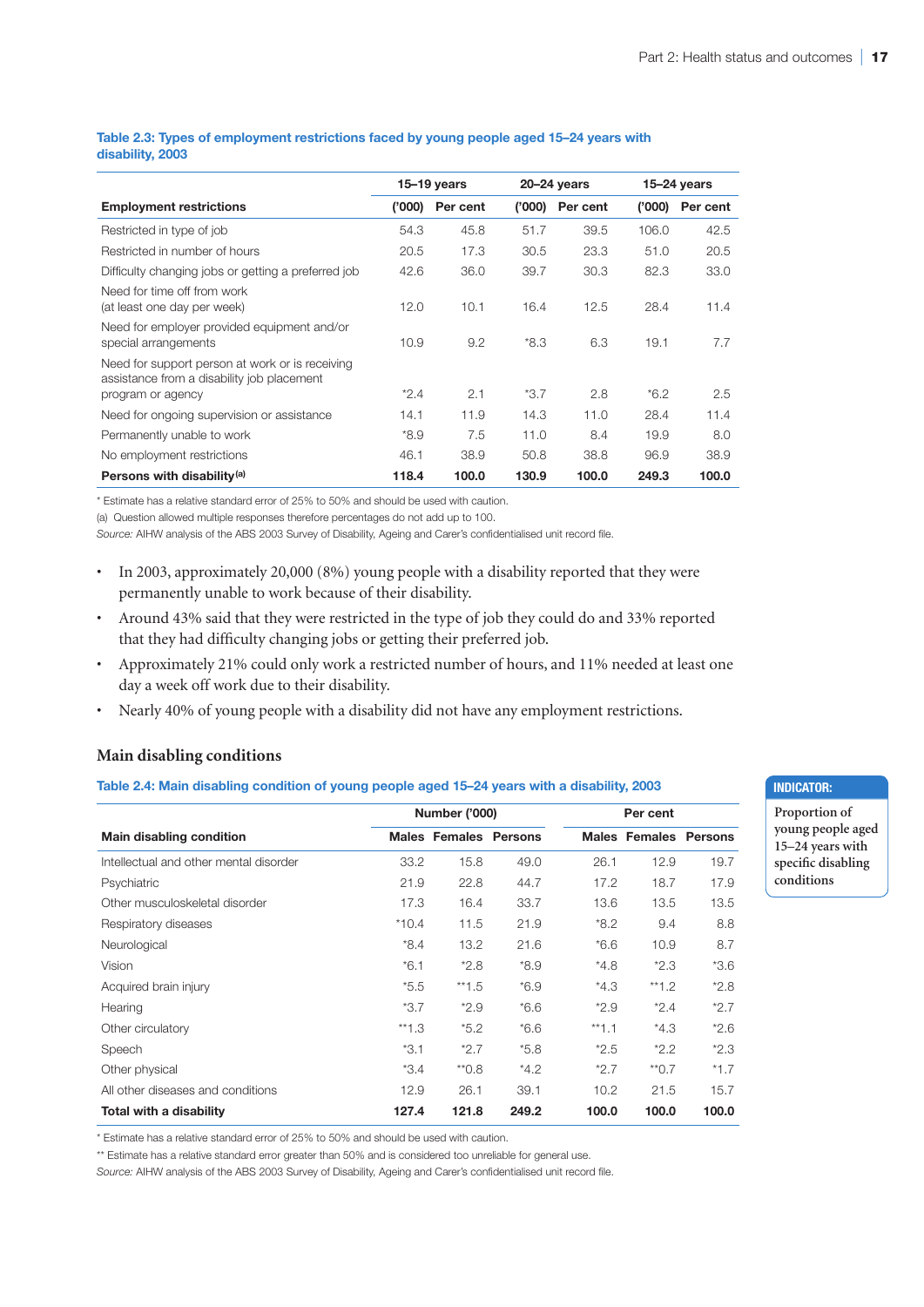**Table 2.3: Types of employment restrictions faced by young people aged 15–24 years with disability, 2003**

| Employment restrictions | 15–19 years | | 20–24 years | | 15–24 years | |
|---|---|---|---|---|---|---|
| | ('000) | Per cent | ('000) | Per cent | ('000) | Per cent |
| Restricted in type of job | 54.3 | 45.8 | 51.7 | 39.5 | 106.0 | 42.5 |
| Restricted in number of hours | 20.5 | 17.3 | 30.5 | 23.3 | 51.0 | 20.5 |
| Difficulty changing jobs or getting a preferred job | 42.6 | 36.0 | 39.7 | 30.3 | 82.3 | 33.0 |
| Need for time off from work (at least one day per week) | 12.0 | 10.1 | 16.4 | 12.5 | 28.4 | 11.4 |
| Need for employer provided equipment and/or special arrangements | 10.9 | 9.2 | *8.3 | 6.3 | 19.1 | 7.7 |
| Need for support person at work or is receiving assistance from a disability job placement program or agency | *2.4 | 2.1 | *3.7 | 2.8 | *6.2 | 2.5 |
| Need for ongoing supervision or assistance | 14.1 | 11.9 | 14.3 | 11.0 | 28.4 | 11.4 |
| Permanently unable to work | *8.9 | 7.5 | 11.0 | 8.4 | 19.9 | 8.0 |
| No employment restrictions | 46.1 | 38.9 | 50.8 | 38.8 | 96.9 | 38.9 |
| **Persons with disability[(a)]** | **118.4** | **100.0** | **130.9** | **100.0** | **249.3** | **100.0** |

\* Estimate has a relative standard error of 25% to 50% and should be used with caution.

(a) Question allowed multiple responses therefore percentages do not add up to 100.

*Source:* AIHW analysis of the ABS 2003 Survey of Disability, Ageing and Carer's confidentialised unit record file.

- In 2003, approximately 20,000 (8%) young people with a disability reported that they were permanently unable to work because of their disability.
- Around 43% said that they were restricted in the type of job they could do and 33% reported that they had difficulty changing jobs or getting their preferred job.
- Approximately 21% could only work a restricted number of hours, and 11% needed at least one day a week off work due to their disability.
- Nearly 40% of young people with a disability did not have any employment restrictions.

### Main disabling conditions

**INDICATOR:** Proportion of young people aged 15–24 years with specific disabling conditions

**Table 2.4: Main disabling condition of young people aged 15–24 years with a disability, 2003**

| Main disabling condition | Number ('000) | | | Per cent | | |
|---|---|---|---|---|---|---|
| | Males | Females | Persons | Males | Females | Persons |
| Intellectual and other mental disorder | 33.2 | 15.8 | 49.0 | 26.1 | 12.9 | 19.7 |
| Psychiatric | 21.9 | 22.8 | 44.7 | 17.2 | 18.7 | 17.9 |
| Other musculoskeletal disorder | 17.3 | 16.4 | 33.7 | 13.6 | 13.5 | 13.5 |
| Respiratory diseases | *10.4 | 11.5 | 21.9 | *8.2 | 9.4 | 8.8 |
| Neurological | *8.4 | 13.2 | 21.6 | *6.6 | 10.9 | 8.7 |
| Vision | *6.1 | *2.8 | *8.9 | *4.8 | *2.3 | *3.6 |
| Acquired brain injury | *5.5 | **1.5 | *6.9 | *4.3 | **1.2 | *2.8 |
| Hearing | *3.7 | *2.9 | *6.6 | *2.9 | *2.4 | *2.7 |
| Other circulatory | **1.3 | *5.2 | *6.6 | **1.1 | *4.3 | *2.6 |
| Speech | *3.1 | *2.7 | *5.8 | *2.5 | *2.2 | *2.3 |
| Other physical | *3.4 | **0.8 | *4.2 | *2.7 | **0.7 | *1.7 |
| All other diseases and conditions | 12.9 | 26.1 | 39.1 | 10.2 | 21.5 | 15.7 |
| **Total with a disability** | **127.4** | **121.8** | **249.2** | **100.0** | **100.0** | **100.0** |

\* Estimate has a relative standard error of 25% to 50% and should be used with caution.

\*\* Estimate has a relative standard error greater than 50% and is considered too unreliable for general use.

*Source:* AIHW analysis of the ABS 2003 Survey of Disability, Ageing and Carer's confidentialised unit record file.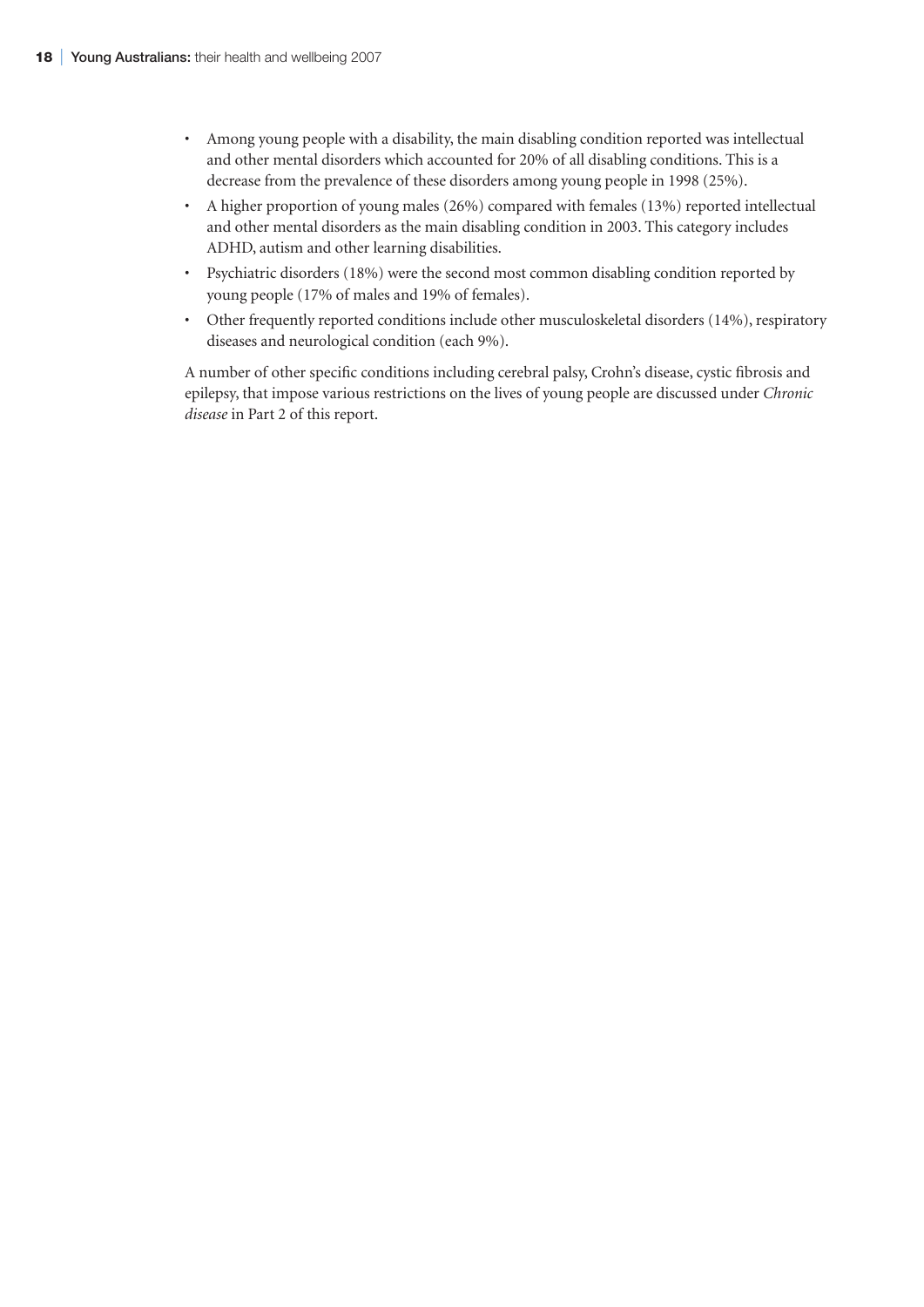- Among young people with a disability, the main disabling condition reported was intellectual and other mental disorders which accounted for 20% of all disabling conditions. This is a decrease from the prevalence of these disorders among young people in 1998 (25%).
- A higher proportion of young males (26%) compared with females (13%) reported intellectual and other mental disorders as the main disabling condition in 2003. This category includes ADHD, autism and other learning disabilities.
- Psychiatric disorders (18%) were the second most common disabling condition reported by young people (17% of males and 19% of females).
- Other frequently reported conditions include other musculoskeletal disorders (14%), respiratory diseases and neurological condition (each 9%).

A number of other specific conditions including cerebral palsy, Crohn's disease, cystic fibrosis and epilepsy, that impose various restrictions on the lives of young people are discussed under *Chronic disease* in Part 2 of this report.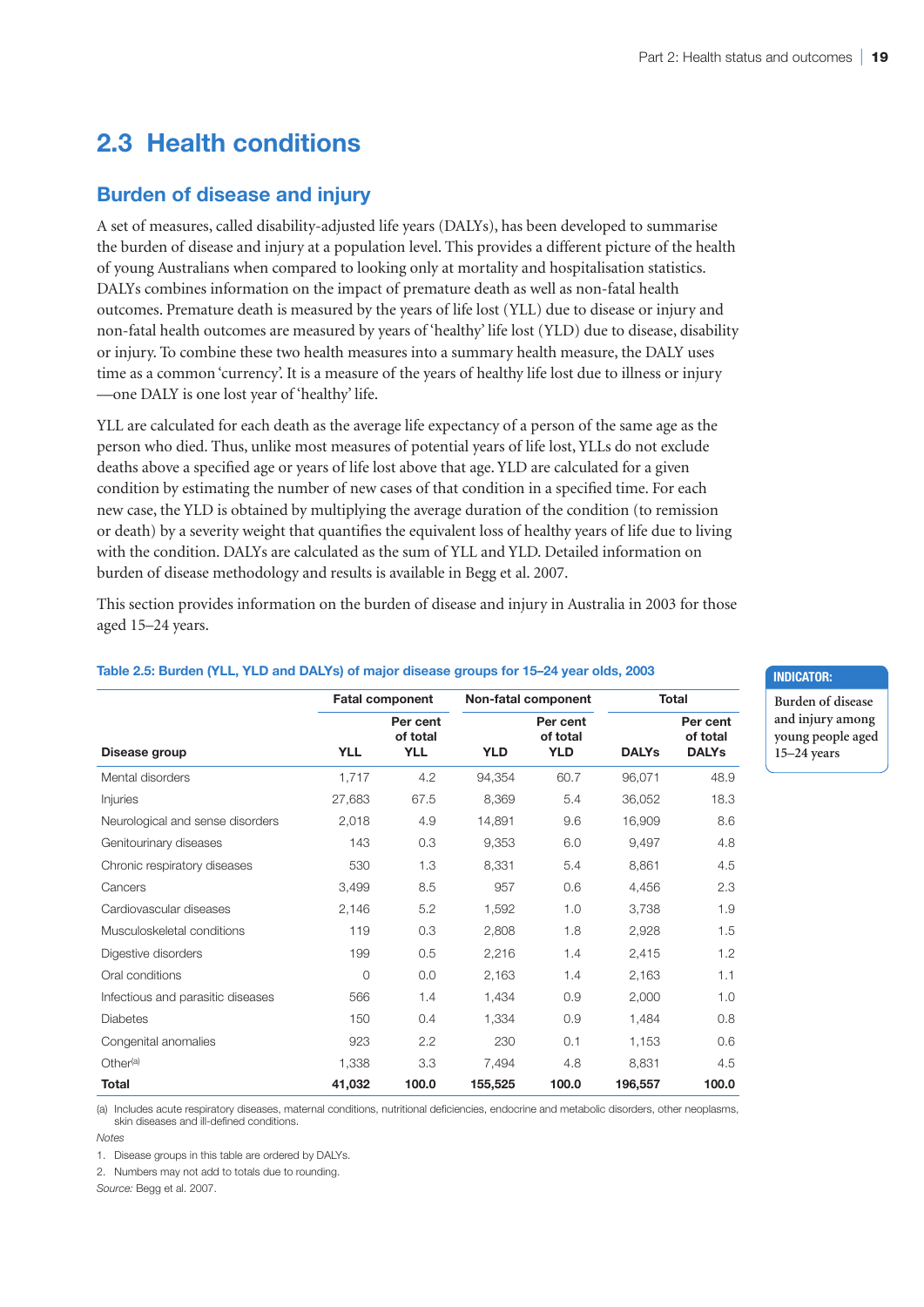## 2.3 Health conditions

### Burden of disease and injury

A set of measures, called disability-adjusted life years (DALYs), has been developed to summarise the burden of disease and injury at a population level. This provides a different picture of the health of young Australians when compared to looking only at mortality and hospitalisation statistics. DALYs combines information on the impact of premature death as well as non-fatal health outcomes. Premature death is measured by the years of life lost (YLL) due to disease or injury and non-fatal health outcomes are measured by years of 'healthy' life lost (YLD) due to disease, disability or injury. To combine these two health measures into a summary health measure, the DALY uses time as a common 'currency'. It is a measure of the years of healthy life lost due to illness or injury —one DALY is one lost year of 'healthy' life.

YLL are calculated for each death as the average life expectancy of a person of the same age as the person who died. Thus, unlike most measures of potential years of life lost, YLLs do not exclude deaths above a specified age or years of life lost above that age. YLD are calculated for a given condition by estimating the number of new cases of that condition in a specified time. For each new case, the YLD is obtained by multiplying the average duration of the condition (to remission or death) by a severity weight that quantifies the equivalent loss of healthy years of life due to living with the condition. DALYs are calculated as the sum of YLL and YLD. Detailed information on burden of disease methodology and results is available in Begg et al. 2007.

This section provides information on the burden of disease and injury in Australia in 2003 for those aged 15–24 years.

**INDICATOR:** Burden of disease and injury among young people aged 15–24 years

**Table 2.5: Burden (YLL, YLD and DALYs) of major disease groups for 15–24 year olds, 2003**

| | Fatal component | | Non-fatal component | | Total | |
|---|---|---|---|---|---|---|
| **Disease group** | **YLL** | **Per cent of total YLL** | **YLD** | **Per cent of total YLD** | **DALYs** | **Per cent of total DALYs** |
| Mental disorders | 1,717 | 4.2 | 94,354 | 60.7 | 96,071 | 48.9 |
| Injuries | 27,683 | 67.5 | 8,369 | 5.4 | 36,052 | 18.3 |
| Neurological and sense disorders | 2,018 | 4.9 | 14,891 | 9.6 | 16,909 | 8.6 |
| Genitourinary diseases | 143 | 0.3 | 9,353 | 6.0 | 9,497 | 4.8 |
| Chronic respiratory diseases | 530 | 1.3 | 8,331 | 5.4 | 8,861 | 4.5 |
| Cancers | 3,499 | 8.5 | 957 | 0.6 | 4,456 | 2.3 |
| Cardiovascular diseases | 2,146 | 5.2 | 1,592 | 1.0 | 3,738 | 1.9 |
| Musculoskeletal conditions | 119 | 0.3 | 2,808 | 1.8 | 2,928 | 1.5 |
| Digestive disorders | 199 | 0.5 | 2,216 | 1.4 | 2,415 | 1.2 |
| Oral conditions | 0 | 0.0 | 2,163 | 1.4 | 2,163 | 1.1 |
| Infectious and parasitic diseases | 566 | 1.4 | 1,434 | 0.9 | 2,000 | 1.0 |
| Diabetes | 150 | 0.4 | 1,334 | 0.9 | 1,484 | 0.8 |
| Congenital anomalies | 923 | 2.2 | 230 | 0.1 | 1,153 | 0.6 |
| Other[(a)] | 1,338 | 3.3 | 7,494 | 4.8 | 8,831 | 4.5 |
| **Total** | **41,032** | **100.0** | **155,525** | **100.0** | **196,557** | **100.0** |

(a) Includes acute respiratory diseases, maternal conditions, nutritional deficiencies, endocrine and metabolic disorders, other neoplasms, skin diseases and ill-defined conditions.

*Notes*

1. Disease groups in this table are ordered by DALYs.
2. Numbers may not add to totals due to rounding.

*Source:* Begg et al. 2007.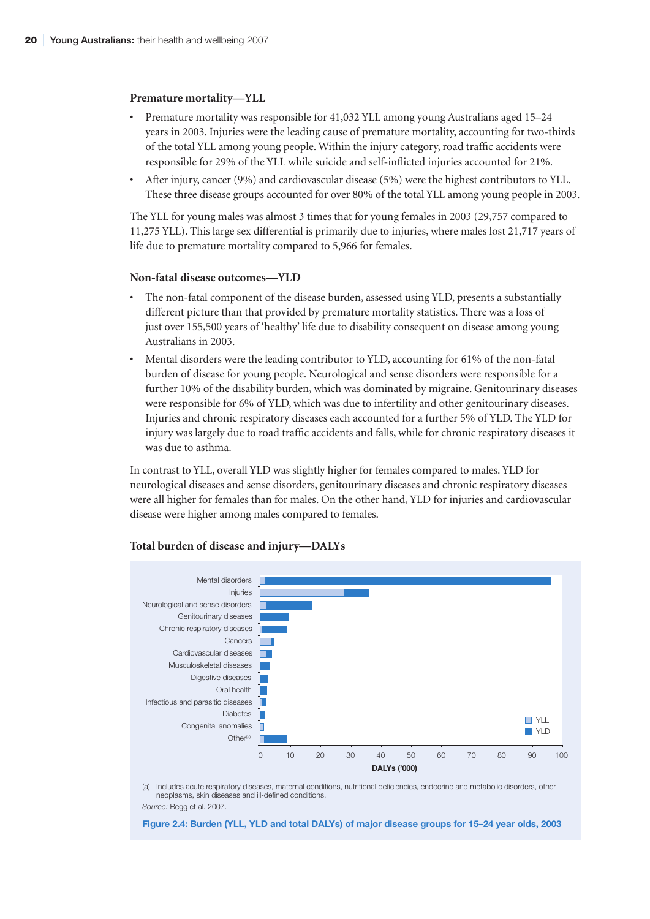### Premature mortality—YLL

- Premature mortality was responsible for 41,032 YLL among young Australians aged 15–24 years in 2003. Injuries were the leading cause of premature mortality, accounting for two-thirds of the total YLL among young people. Within the injury category, road traffic accidents were responsible for 29% of the YLL while suicide and self-inflicted injuries accounted for 21%.
- After injury, cancer (9%) and cardiovascular disease (5%) were the highest contributors to YLL. These three disease groups accounted for over 80% of the total YLL among young people in 2003.

The YLL for young males was almost 3 times that for young females in 2003 (29,757 compared to 11,275 YLL). This large sex differential is primarily due to injuries, where males lost 21,717 years of life due to premature mortality compared to 5,966 for females.

### Non-fatal disease outcomes—YLD

- The non-fatal component of the disease burden, assessed using YLD, presents a substantially different picture than that provided by premature mortality statistics. There was a loss of just over 155,500 years of 'healthy' life due to disability consequent on disease among young Australians in 2003.
- Mental disorders were the leading contributor to YLD, accounting for 61% of the non-fatal burden of disease for young people. Neurological and sense disorders were responsible for a further 10% of the disability burden, which was dominated by migraine. Genitourinary diseases were responsible for 6% of YLD, which was due to infertility and other genitourinary diseases. Injuries and chronic respiratory diseases each accounted for a further 5% of YLD. The YLD for injury was largely due to road traffic accidents and falls, while for chronic respiratory diseases it was due to asthma.

In contrast to YLL, overall YLD was slightly higher for females compared to males. YLD for neurological diseases and sense disorders, genitourinary diseases and chronic respiratory diseases were all higher for females than for males. On the other hand, YLD for injuries and cardiovascular disease were higher among males compared to females.

### Total burden of disease and injury—DALYs

(a) Includes acute respiratory diseases, maternal conditions, nutritional deficiencies, endocrine and metabolic disorders, other neoplasms, skin diseases and ill-defined conditions.

*Source:* Begg et al. 2007.

**Figure 2.4: Burden (YLL, YLD and total DALYs) of major disease groups for 15–24 year olds, 2003**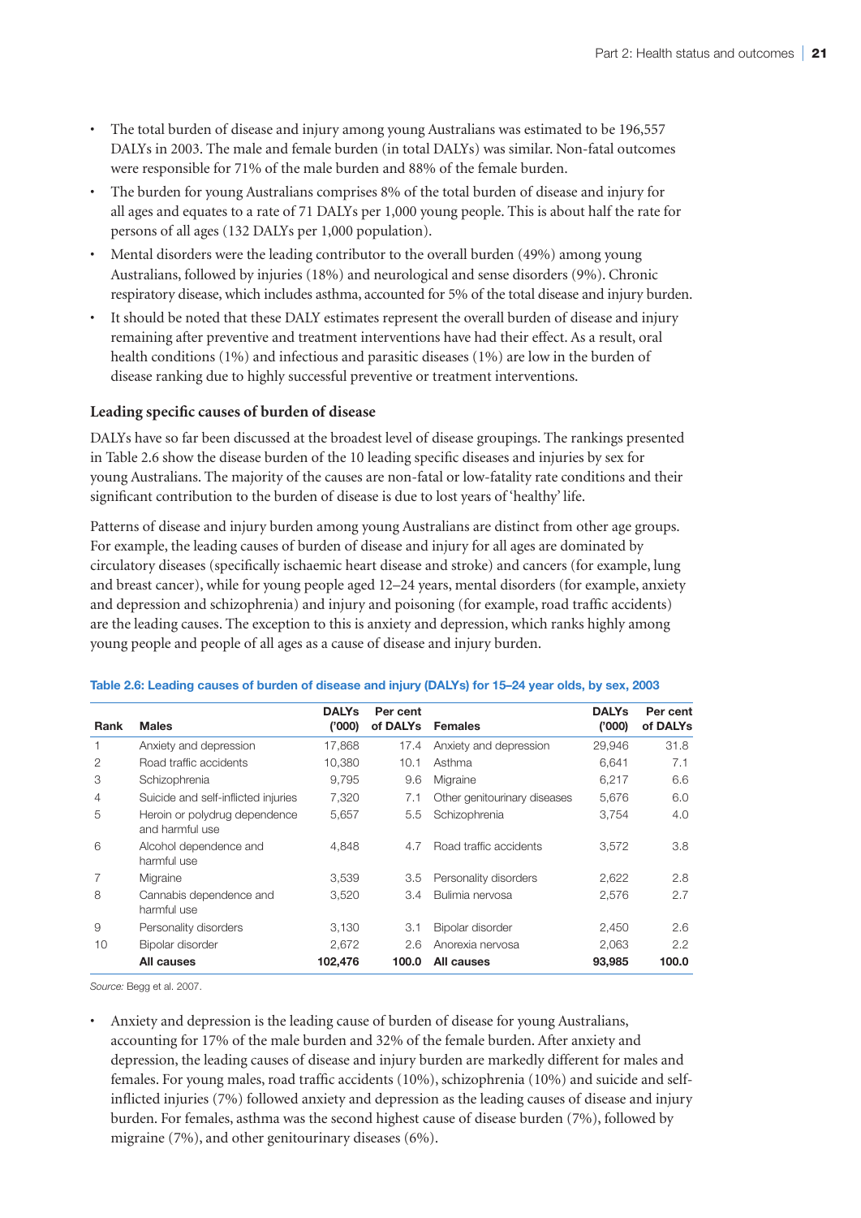- The total burden of disease and injury among young Australians was estimated to be 196,557 DALYs in 2003. The male and female burden (in total DALYs) was similar. Non-fatal outcomes were responsible for 71% of the male burden and 88% of the female burden.
- The burden for young Australians comprises 8% of the total burden of disease and injury for all ages and equates to a rate of 71 DALYs per 1,000 young people. This is about half the rate for persons of all ages (132 DALYs per 1,000 population).
- Mental disorders were the leading contributor to the overall burden (49%) among young Australians, followed by injuries (18%) and neurological and sense disorders (9%). Chronic respiratory disease, which includes asthma, accounted for 5% of the total disease and injury burden.
- It should be noted that these DALY estimates represent the overall burden of disease and injury remaining after preventive and treatment interventions have had their effect. As a result, oral health conditions (1%) and infectious and parasitic diseases (1%) are low in the burden of disease ranking due to highly successful preventive or treatment interventions.

### Leading specific causes of burden of disease

DALYs have so far been discussed at the broadest level of disease groupings. The rankings presented in Table 2.6 show the disease burden of the 10 leading specific diseases and injuries by sex for young Australians. The majority of the causes are non-fatal or low-fatality rate conditions and their significant contribution to the burden of disease is due to lost years of 'healthy' life.

Patterns of disease and injury burden among young Australians are distinct from other age groups. For example, the leading causes of burden of disease and injury for all ages are dominated by circulatory diseases (specifically ischaemic heart disease and stroke) and cancers (for example, lung and breast cancer), while for young people aged 12–24 years, mental disorders (for example, anxiety and depression and schizophrenia) and injury and poisoning (for example, road traffic accidents) are the leading causes. The exception to this is anxiety and depression, which ranks highly among young people and people of all ages as a cause of disease and injury burden.

**Table 2.6: Leading causes of burden of disease and injury (DALYs) for 15–24 year olds, by sex, 2003**

| Rank | Males | DALYs ('000) | Per cent of DALYs | Females | DALYs ('000) | Per cent of DALYs |
|---|---|---|---|---|---|---|
| 1 | Anxiety and depression | 17,868 | 17.4 | Anxiety and depression | 29,946 | 31.8 |
| 2 | Road traffic accidents | 10,380 | 10.1 | Asthma | 6,641 | 7.1 |
| 3 | Schizophrenia | 9,795 | 9.6 | Migraine | 6,217 | 6.6 |
| 4 | Suicide and self-inflicted injuries | 7,320 | 7.1 | Other genitourinary diseases | 5,676 | 6.0 |
| 5 | Heroin or polydrug dependence and harmful use | 5,657 | 5.5 | Schizophrenia | 3,754 | 4.0 |
| 6 | Alcohol dependence and harmful use | 4,848 | 4.7 | Road traffic accidents | 3,572 | 3.8 |
| 7 | Migraine | 3,539 | 3.5 | Personality disorders | 2,622 | 2.8 |
| 8 | Cannabis dependence and harmful use | 3,520 | 3.4 | Bulimia nervosa | 2,576 | 2.7 |
| 9 | Personality disorders | 3,130 | 3.1 | Bipolar disorder | 2,450 | 2.6 |
| 10 | Bipolar disorder | 2,672 | 2.6 | Anorexia nervosa | 2,063 | 2.2 |
| | **All causes** | **102,476** | **100.0** | **All causes** | **93,985** | **100.0** |

*Source:* Begg et al. 2007.

- Anxiety and depression is the leading cause of burden of disease for young Australians, accounting for 17% of the male burden and 32% of the female burden. After anxiety and depression, the leading causes of disease and injury burden are markedly different for males and females. For young males, road traffic accidents (10%), schizophrenia (10%) and suicide and self-inflicted injuries (7%) followed anxiety and depression as the leading causes of disease and injury burden. For females, asthma was the second highest cause of disease burden (7%), followed by migraine (7%), and other genitourinary diseases (6%).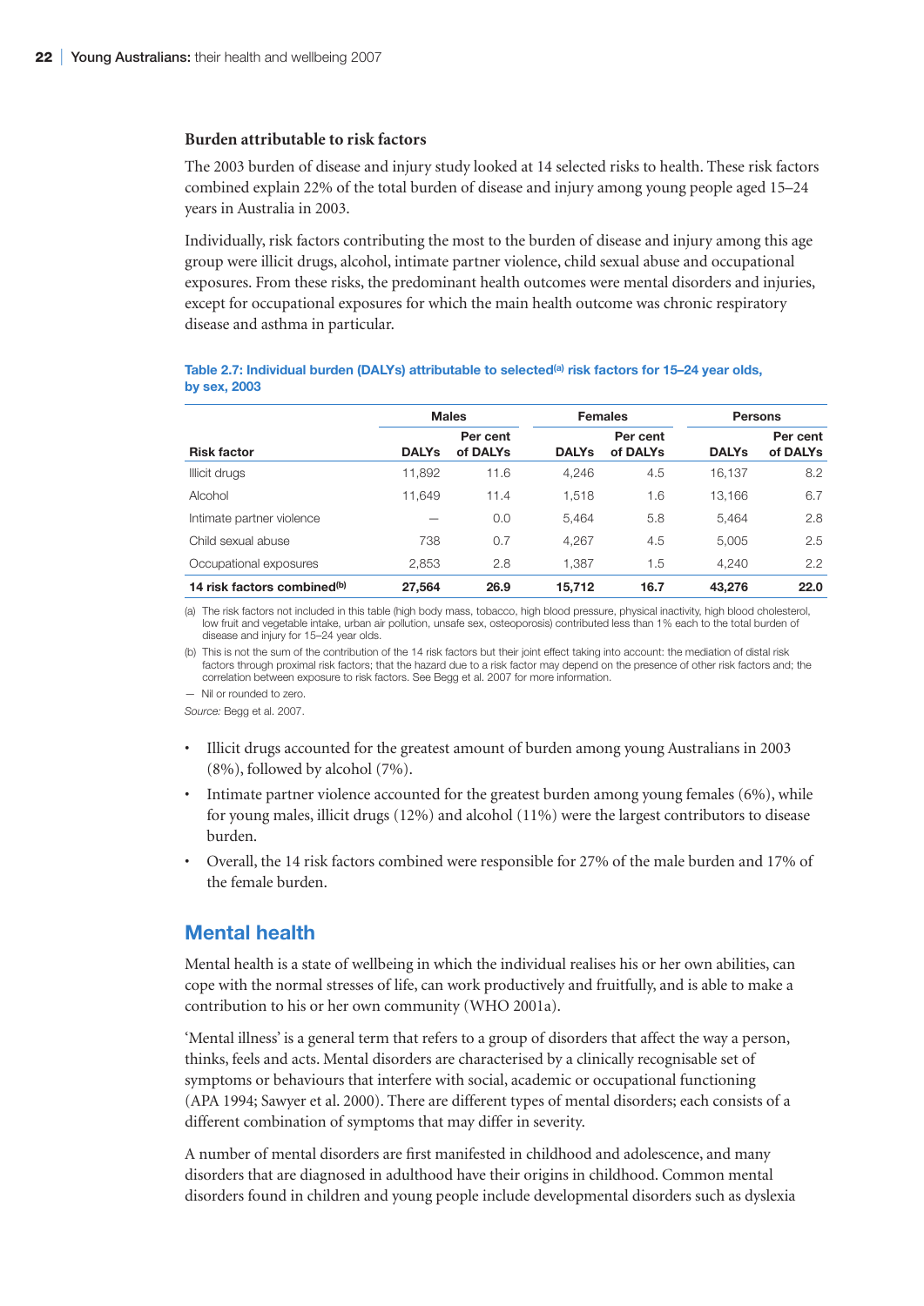### Burden attributable to risk factors

The 2003 burden of disease and injury study looked at 14 selected risks to health. These risk factors combined explain 22% of the total burden of disease and injury among young people aged 15–24 years in Australia in 2003.

Individually, risk factors contributing the most to the burden of disease and injury among this age group were illicit drugs, alcohol, intimate partner violence, child sexual abuse and occupational exposures. From these risks, the predominant health outcomes were mental disorders and injuries, except for occupational exposures for which the main health outcome was chronic respiratory disease and asthma in particular.

**Table 2.7: Individual burden (DALYs) attributable to selected[(a)] risk factors for 15–24 year olds, by sex, 2003**

| | Males | | Females | | Persons | |
|---|---|---|---|---|---|---|
| **Risk factor** | **DALYs** | **Per cent of DALYs** | **DALYs** | **Per cent of DALYs** | **DALYs** | **Per cent of DALYs** |
| Illicit drugs | 11,892 | 11.6 | 4,246 | 4.5 | 16,137 | 8.2 |
| Alcohol | 11,649 | 11.4 | 1,518 | 1.6 | 13,166 | 6.7 |
| Intimate partner violence | — | 0.0 | 5,464 | 5.8 | 5,464 | 2.8 |
| Child sexual abuse | 738 | 0.7 | 4,267 | 4.5 | 5,005 | 2.5 |
| Occupational exposures | 2,853 | 2.8 | 1,387 | 1.5 | 4,240 | 2.2 |
| **14 risk factors combined[(b)]** | **27,564** | **26.9** | **15,712** | **16.7** | **43,276** | **22.0** |

(a) The risk factors not included in this table (high body mass, tobacco, high blood pressure, physical inactivity, high blood cholesterol, low fruit and vegetable intake, urban air pollution, unsafe sex, osteoporosis) contributed less than 1% each to the total burden of disease and injury for 15–24 year olds.

(b) This is not the sum of the contribution of the 14 risk factors but their joint effect taking into account: the mediation of distal risk factors through proximal risk factors; that the hazard due to a risk factor may depend on the presence of other risk factors and; the correlation between exposure to risk factors. See Begg et al. 2007 for more information.

— Nil or rounded to zero.

*Source:* Begg et al. 2007.

- Illicit drugs accounted for the greatest amount of burden among young Australians in 2003 (8%), followed by alcohol (7%).
- Intimate partner violence accounted for the greatest burden among young females (6%), while for young males, illicit drugs (12%) and alcohol (11%) were the largest contributors to disease burden.
- Overall, the 14 risk factors combined were responsible for 27% of the male burden and 17% of the female burden.

## Mental health

Mental health is a state of wellbeing in which the individual realises his or her own abilities, can cope with the normal stresses of life, can work productively and fruitfully, and is able to make a contribution to his or her own community (WHO 2001a).

'Mental illness' is a general term that refers to a group of disorders that affect the way a person, thinks, feels and acts. Mental disorders are characterised by a clinically recognisable set of symptoms or behaviours that interfere with social, academic or occupational functioning (APA 1994; Sawyer et al. 2000). There are different types of mental disorders; each consists of a different combination of symptoms that may differ in severity.

A number of mental disorders are first manifested in childhood and adolescence, and many disorders that are diagnosed in adulthood have their origins in childhood. Common mental disorders found in children and young people include developmental disorders such as dyslexia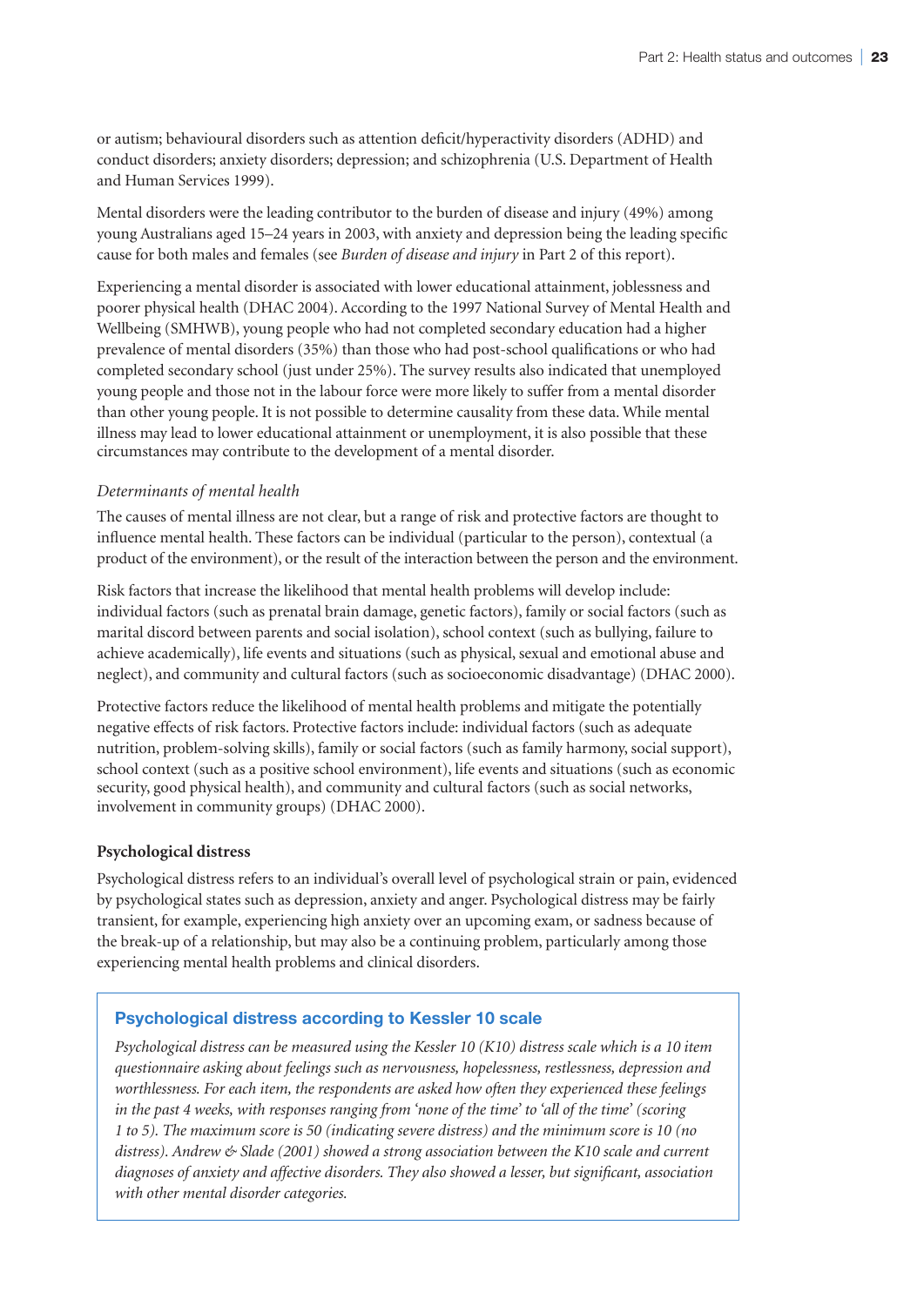or autism; behavioural disorders such as attention deficit/hyperactivity disorders (ADHD) and conduct disorders; anxiety disorders; depression; and schizophrenia (U.S. Department of Health and Human Services 1999).

Mental disorders were the leading contributor to the burden of disease and injury (49%) among young Australians aged 15–24 years in 2003, with anxiety and depression being the leading specific cause for both males and females (see *Burden of disease and injury* in Part 2 of this report).

Experiencing a mental disorder is associated with lower educational attainment, joblessness and poorer physical health (DHAC 2004). According to the 1997 National Survey of Mental Health and Wellbeing (SMHWB), young people who had not completed secondary education had a higher prevalence of mental disorders (35%) than those who had post-school qualifications or who had completed secondary school (just under 25%). The survey results also indicated that unemployed young people and those not in the labour force were more likely to suffer from a mental disorder than other young people. It is not possible to determine causality from these data. While mental illness may lead to lower educational attainment or unemployment, it is also possible that these circumstances may contribute to the development of a mental disorder.

*Determinants of mental health*

The causes of mental illness are not clear, but a range of risk and protective factors are thought to influence mental health. These factors can be individual (particular to the person), contextual (a product of the environment), or the result of the interaction between the person and the environment.

Risk factors that increase the likelihood that mental health problems will develop include: individual factors (such as prenatal brain damage, genetic factors), family or social factors (such as marital discord between parents and social isolation), school context (such as bullying, failure to achieve academically), life events and situations (such as physical, sexual and emotional abuse and neglect), and community and cultural factors (such as socioeconomic disadvantage) (DHAC 2000).

Protective factors reduce the likelihood of mental health problems and mitigate the potentially negative effects of risk factors. Protective factors include: individual factors (such as adequate nutrition, problem-solving skills), family or social factors (such as family harmony, social support), school context (such as a positive school environment), life events and situations (such as economic security, good physical health), and community and cultural factors (such as social networks, involvement in community groups) (DHAC 2000).

**Psychological distress**

Psychological distress refers to an individual's overall level of psychological strain or pain, evidenced by psychological states such as depression, anxiety and anger. Psychological distress may be fairly transient, for example, experiencing high anxiety over an upcoming exam, or sadness because of the break-up of a relationship, but may also be a continuing problem, particularly among those experiencing mental health problems and clinical disorders.

### Psychological distress according to Kessler 10 scale

*Psychological distress can be measured using the Kessler 10 (K10) distress scale which is a 10 item questionnaire asking about feelings such as nervousness, hopelessness, restlessness, depression and worthlessness. For each item, the respondents are asked how often they experienced these feelings in the past 4 weeks, with responses ranging from 'none of the time' to 'all of the time' (scoring 1 to 5). The maximum score is 50 (indicating severe distress) and the minimum score is 10 (no distress). Andrew & Slade (2001) showed a strong association between the K10 scale and current diagnoses of anxiety and affective disorders. They also showed a lesser, but significant, association with other mental disorder categories.*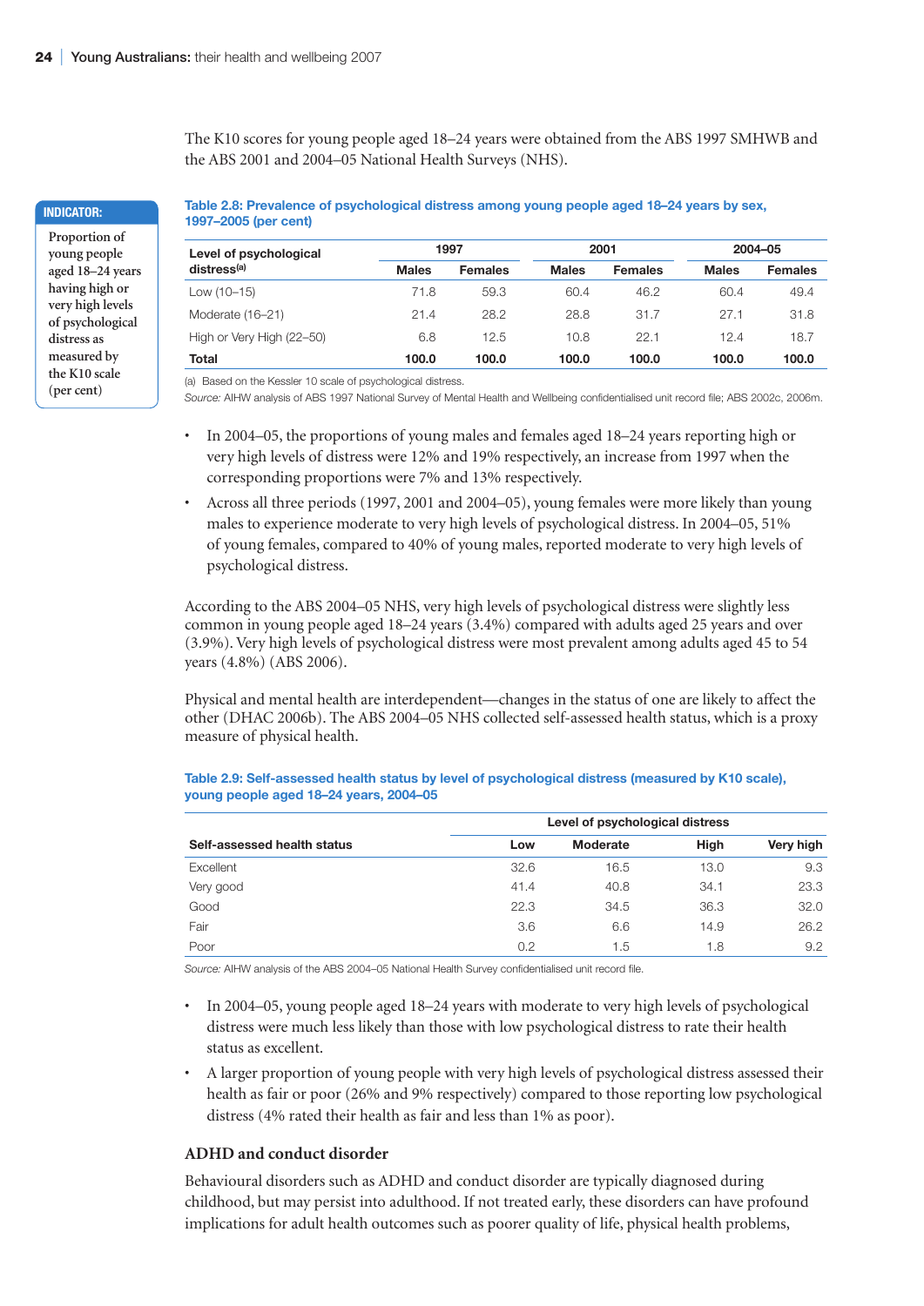The K10 scores for young people aged 18–24 years were obtained from the ABS 1997 SMHWB and the ABS 2001 and 2004–05 National Health Surveys (NHS).

**INDICATOR:**

Proportion of young people aged 18–24 years having high or very high levels of psychological distress as measured by the K10 scale (per cent)

**Table 2.8: Prevalence of psychological distress among young people aged 18–24 years by sex, 1997–2005 (per cent)**

| Level of psychological distress[(a)] | 1997 | | 2001 | | 2004–05 | |
|---|---|---|---|---|---|---|
| | Males | Females | Males | Females | Males | Females |
| Low (10–15) | 71.8 | 59.3 | 60.4 | 46.2 | 60.4 | 49.4 |
| Moderate (16–21) | 21.4 | 28.2 | 28.8 | 31.7 | 27.1 | 31.8 |
| High or Very High (22–50) | 6.8 | 12.5 | 10.8 | 22.1 | 12.4 | 18.7 |
| **Total** | **100.0** | **100.0** | **100.0** | **100.0** | **100.0** | **100.0** |

(a) Based on the Kessler 10 scale of psychological distress.

*Source:* AIHW analysis of ABS 1997 National Survey of Mental Health and Wellbeing confidentialised unit record file; ABS 2002c, 2006m.

- In 2004–05, the proportions of young males and females aged 18–24 years reporting high or very high levels of distress were 12% and 19% respectively, an increase from 1997 when the corresponding proportions were 7% and 13% respectively.
- Across all three periods (1997, 2001 and 2004–05), young females were more likely than young males to experience moderate to very high levels of psychological distress. In 2004–05, 51% of young females, compared to 40% of young males, reported moderate to very high levels of psychological distress.

According to the ABS 2004–05 NHS, very high levels of psychological distress were slightly less common in young people aged 18–24 years (3.4%) compared with adults aged 25 years and over (3.9%). Very high levels of psychological distress were most prevalent among adults aged 45 to 54 years (4.8%) (ABS 2006).

Physical and mental health are interdependent—changes in the status of one are likely to affect the other (DHAC 2006b). The ABS 2004–05 NHS collected self-assessed health status, which is a proxy measure of physical health.

**Table 2.9: Self-assessed health status by level of psychological distress (measured by K10 scale), young people aged 18–24 years, 2004–05**

| | Level of psychological distress | | | |
|---|---|---|---|---|
| Self-assessed health status | Low | Moderate | High | Very high |
| Excellent | 32.6 | 16.5 | 13.0 | 9.3 |
| Very good | 41.4 | 40.8 | 34.1 | 23.3 |
| Good | 22.3 | 34.5 | 36.3 | 32.0 |
| Fair | 3.6 | 6.6 | 14.9 | 26.2 |
| Poor | 0.2 | 1.5 | 1.8 | 9.2 |

*Source:* AIHW analysis of the ABS 2004–05 National Health Survey confidentialised unit record file.

- In 2004–05, young people aged 18–24 years with moderate to very high levels of psychological distress were much less likely than those with low psychological distress to rate their health status as excellent.
- A larger proportion of young people with very high levels of psychological distress assessed their health as fair or poor (26% and 9% respectively) compared to those reporting low psychological distress (4% rated their health as fair and less than 1% as poor).

### ADHD and conduct disorder

Behavioural disorders such as ADHD and conduct disorder are typically diagnosed during childhood, but may persist into adulthood. If not treated early, these disorders can have profound implications for adult health outcomes such as poorer quality of life, physical health problems,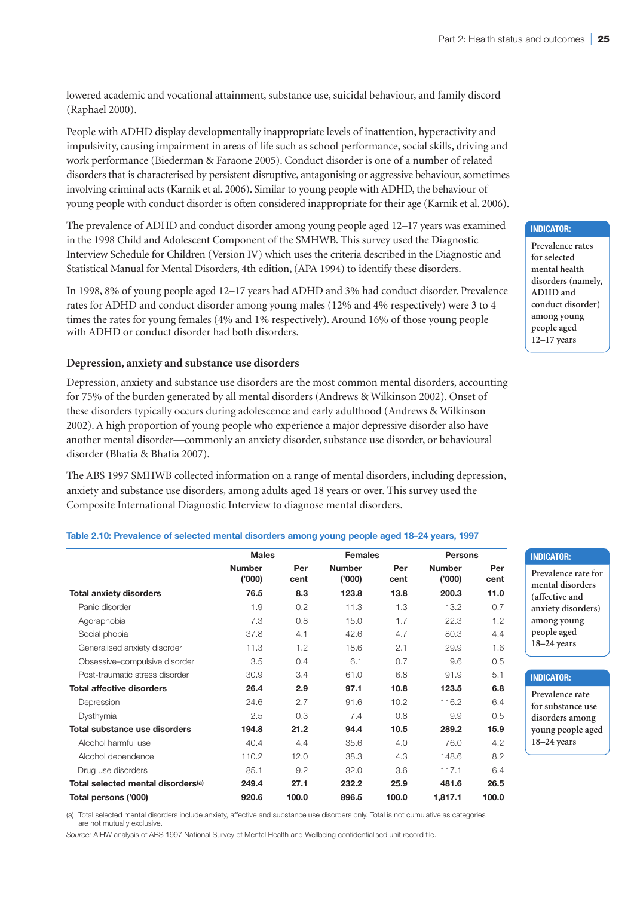lowered academic and vocational attainment, substance use, suicidal behaviour, and family discord (Raphael 2000).

People with ADHD display developmentally inappropriate levels of inattention, hyperactivity and impulsivity, causing impairment in areas of life such as school performance, social skills, driving and work performance (Biederman & Faraone 2005). Conduct disorder is one of a number of related disorders that is characterised by persistent disruptive, antagonising or aggressive behaviour, sometimes involving criminal acts (Karnik et al. 2006). Similar to young people with ADHD, the behaviour of young people with conduct disorder is often considered inappropriate for their age (Karnik et al. 2006).

The prevalence of ADHD and conduct disorder among young people aged 12–17 years was examined in the 1998 Child and Adolescent Component of the SMHWB. This survey used the Diagnostic Interview Schedule for Children (Version IV) which uses the criteria described in the Diagnostic and Statistical Manual for Mental Disorders, 4th edition, (APA 1994) to identify these disorders.

**INDICATOR:** Prevalence rates for selected mental health disorders (namely, ADHD and conduct disorder) among young people aged 12–17 years

In 1998, 8% of young people aged 12–17 years had ADHD and 3% had conduct disorder. Prevalence rates for ADHD and conduct disorder among young males (12% and 4% respectively) were 3 to 4 times the rates for young females (4% and 1% respectively). Around 16% of those young people with ADHD or conduct disorder had both disorders.

### Depression, anxiety and substance use disorders

Depression, anxiety and substance use disorders are the most common mental disorders, accounting for 75% of the burden generated by all mental disorders (Andrews & Wilkinson 2002). Onset of these disorders typically occurs during adolescence and early adulthood (Andrews & Wilkinson 2002). A high proportion of young people who experience a major depressive disorder also have another mental disorder—commonly an anxiety disorder, substance use disorder, or behavioural disorder (Bhatia & Bhatia 2007).

The ABS 1997 SMHWB collected information on a range of mental disorders, including depression, anxiety and substance use disorders, among adults aged 18 years or over. This survey used the Composite International Diagnostic Interview to diagnose mental disorders.

**Table 2.10: Prevalence of selected mental disorders among young people aged 18–24 years, 1997**

| | Males | | Females | | Persons | |
|---|---|---|---|---|---|---|
| | Number ('000) | Per cent | Number ('000) | Per cent | Number ('000) | Per cent |
| **Total anxiety disorders** | **76.5** | **8.3** | **123.8** | **13.8** | **200.3** | **11.0** |
| Panic disorder | 1.9 | 0.2 | 11.3 | 1.3 | 13.2 | 0.7 |
| Agoraphobia | 7.3 | 0.8 | 15.0 | 1.7 | 22.3 | 1.2 |
| Social phobia | 37.8 | 4.1 | 42.6 | 4.7 | 80.3 | 4.4 |
| Generalised anxiety disorder | 11.3 | 1.2 | 18.6 | 2.1 | 29.9 | 1.6 |
| Obsessive–compulsive disorder | 3.5 | 0.4 | 6.1 | 0.7 | 9.6 | 0.5 |
| Post-traumatic stress disorder | 30.9 | 3.4 | 61.0 | 6.8 | 91.9 | 5.1 |
| **Total affective disorders** | **26.4** | **2.9** | **97.1** | **10.8** | **123.5** | **6.8** |
| Depression | 24.6 | 2.7 | 91.6 | 10.2 | 116.2 | 6.4 |
| Dysthymia | 2.5 | 0.3 | 7.4 | 0.8 | 9.9 | 0.5 |
| **Total substance use disorders** | **194.8** | **21.2** | **94.4** | **10.5** | **289.2** | **15.9** |
| Alcohol harmful use | 40.4 | 4.4 | 35.6 | 4.0 | 76.0 | 4.2 |
| Alcohol dependence | 110.2 | 12.0 | 38.3 | 4.3 | 148.6 | 8.2 |
| Drug use disorders | 85.1 | 9.2 | 32.0 | 3.6 | 117.1 | 6.4 |
| **Total selected mental disorders[(a)]** | **249.4** | **27.1** | **232.2** | **25.9** | **481.6** | **26.5** |
| **Total persons ('000)** | **920.6** | **100.0** | **896.5** | **100.0** | **1,817.1** | **100.0** |

(a) Total selected mental disorders include anxiety, affective and substance use disorders only. Total is not cumulative as categories are not mutually exclusive.

*Source:* AIHW analysis of ABS 1997 National Survey of Mental Health and Wellbeing confidentialised unit record file.

**INDICATOR:** Prevalence rate for mental disorders (affective and anxiety disorders) among young people aged 18–24 years

**INDICATOR:** Prevalence rate for substance use disorders among young people aged 18–24 years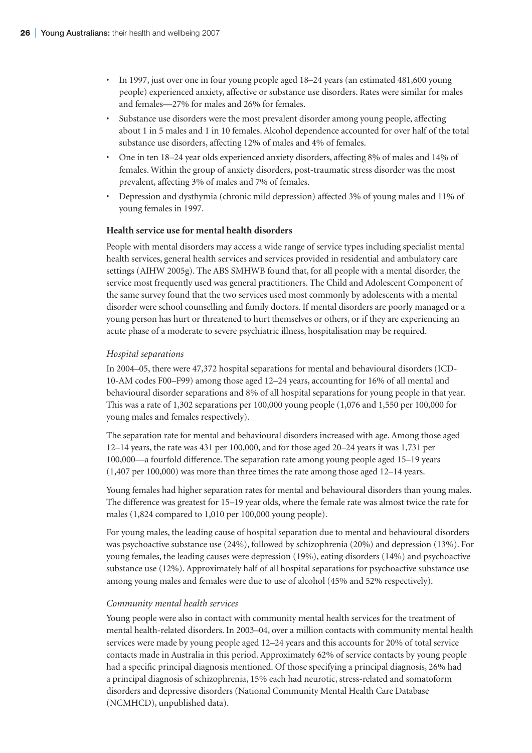- In 1997, just over one in four young people aged 18–24 years (an estimated 481,600 young people) experienced anxiety, affective or substance use disorders. Rates were similar for males and females—27% for males and 26% for females.
- Substance use disorders were the most prevalent disorder among young people, affecting about 1 in 5 males and 1 in 10 females. Alcohol dependence accounted for over half of the total substance use disorders, affecting 12% of males and 4% of females.
- One in ten 18–24 year olds experienced anxiety disorders, affecting 8% of males and 14% of females. Within the group of anxiety disorders, post-traumatic stress disorder was the most prevalent, affecting 3% of males and 7% of females.
- Depression and dysthymia (chronic mild depression) affected 3% of young males and 11% of young females in 1997.

### Health service use for mental health disorders

People with mental disorders may access a wide range of service types including specialist mental health services, general health services and services provided in residential and ambulatory care settings (AIHW 2005g). The ABS SMHWB found that, for all people with a mental disorder, the service most frequently used was general practitioners. The Child and Adolescent Component of the same survey found that the two services used most commonly by adolescents with a mental disorder were school counselling and family doctors. If mental disorders are poorly managed or a young person has hurt or threatened to hurt themselves or others, or if they are experiencing an acute phase of a moderate to severe psychiatric illness, hospitalisation may be required.

*Hospital separations*

In 2004–05, there were 47,372 hospital separations for mental and behavioural disorders (ICD-10-AM codes F00–F99) among those aged 12–24 years, accounting for 16% of all mental and behavioural disorder separations and 8% of all hospital separations for young people in that year. This was a rate of 1,302 separations per 100,000 young people (1,076 and 1,550 per 100,000 for young males and females respectively).

The separation rate for mental and behavioural disorders increased with age. Among those aged 12–14 years, the rate was 431 per 100,000, and for those aged 20–24 years it was 1,731 per 100,000—a fourfold difference. The separation rate among young people aged 15–19 years (1,407 per 100,000) was more than three times the rate among those aged 12–14 years.

Young females had higher separation rates for mental and behavioural disorders than young males. The difference was greatest for 15–19 year olds, where the female rate was almost twice the rate for males (1,824 compared to 1,010 per 100,000 young people).

For young males, the leading cause of hospital separation due to mental and behavioural disorders was psychoactive substance use (24%), followed by schizophrenia (20%) and depression (13%). For young females, the leading causes were depression (19%), eating disorders (14%) and psychoactive substance use (12%). Approximately half of all hospital separations for psychoactive substance use among young males and females were due to use of alcohol (45% and 52% respectively).

*Community mental health services*

Young people were also in contact with community mental health services for the treatment of mental health-related disorders. In 2003–04, over a million contacts with community mental health services were made by young people aged 12–24 years and this accounts for 20% of total service contacts made in Australia in this period. Approximately 62% of service contacts by young people had a specific principal diagnosis mentioned. Of those specifying a principal diagnosis, 26% had a principal diagnosis of schizophrenia, 15% each had neurotic, stress-related and somatoform disorders and depressive disorders (National Community Mental Health Care Database (NCMHCD), unpublished data).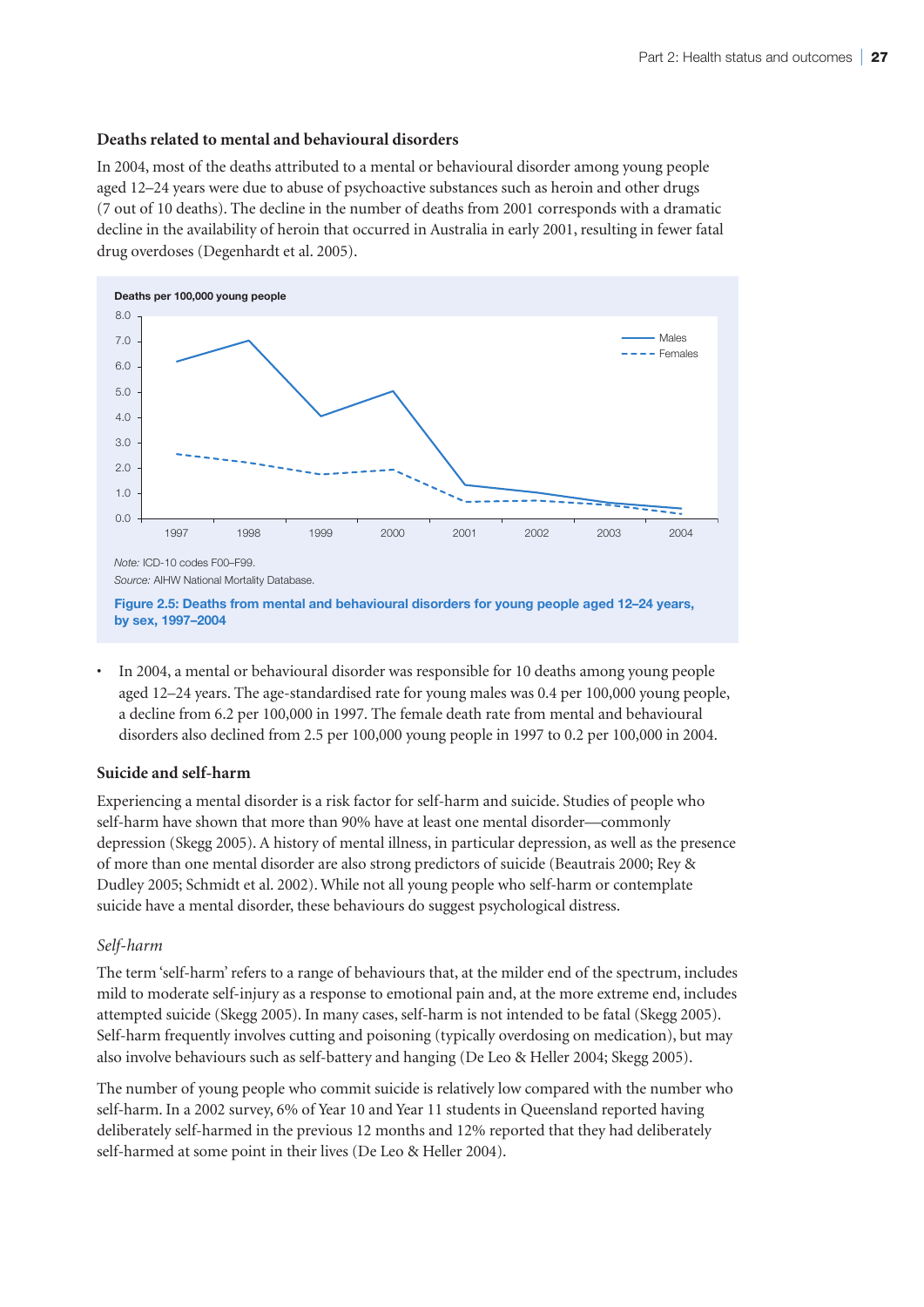### Deaths related to mental and behavioural disorders

In 2004, most of the deaths attributed to a mental or behavioural disorder among young people aged 12–24 years were due to abuse of psychoactive substances such as heroin and other drugs (7 out of 10 deaths). The decline in the number of deaths from 2001 corresponds with a dramatic decline in the availability of heroin that occurred in Australia in early 2001, resulting in fewer fatal drug overdoses (Degenhardt et al. 2005).

*Note:* ICD-10 codes F00–F99.
*Source:* AIHW National Mortality Database.

**Figure 2.5: Deaths from mental and behavioural disorders for young people aged 12–24 years, by sex, 1997–2004**

- In 2004, a mental or behavioural disorder was responsible for 10 deaths among young people aged 12–24 years. The age-standardised rate for young males was 0.4 per 100,000 young people, a decline from 6.2 per 100,000 in 1997. The female death rate from mental and behavioural disorders also declined from 2.5 per 100,000 young people in 1997 to 0.2 per 100,000 in 2004.

### Suicide and self-harm

Experiencing a mental disorder is a risk factor for self-harm and suicide. Studies of people who self-harm have shown that more than 90% have at least one mental disorder—commonly depression (Skegg 2005). A history of mental illness, in particular depression, as well as the presence of more than one mental disorder are also strong predictors of suicide (Beautrais 2000; Rey & Dudley 2005; Schmidt et al. 2002). While not all young people who self-harm or contemplate suicide have a mental disorder, these behaviours do suggest psychological distress.

#### *Self-harm*

The term 'self-harm' refers to a range of behaviours that, at the milder end of the spectrum, includes mild to moderate self-injury as a response to emotional pain and, at the more extreme end, includes attempted suicide (Skegg 2005). In many cases, self-harm is not intended to be fatal (Skegg 2005). Self-harm frequently involves cutting and poisoning (typically overdosing on medication), but may also involve behaviours such as self-battery and hanging (De Leo & Heller 2004; Skegg 2005).

The number of young people who commit suicide is relatively low compared with the number who self-harm. In a 2002 survey, 6% of Year 10 and Year 11 students in Queensland reported having deliberately self-harmed in the previous 12 months and 12% reported that they had deliberately self-harmed at some point in their lives (De Leo & Heller 2004).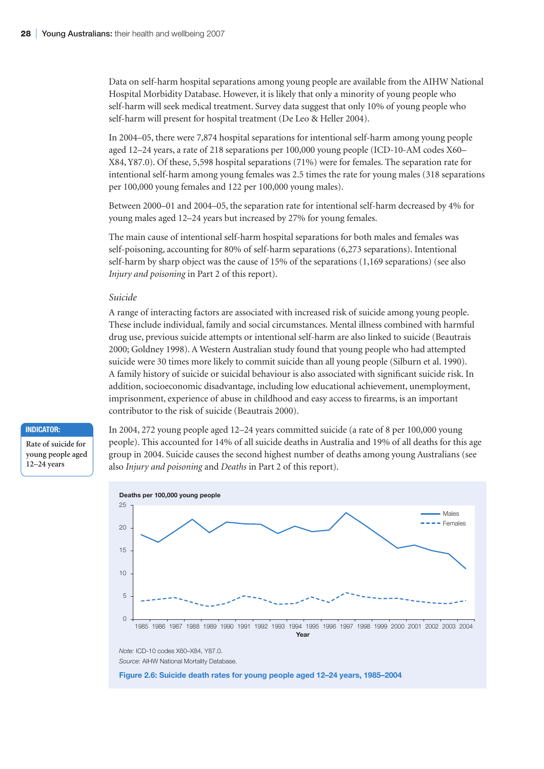Data on self-harm hospital separations among young people are available from the AIHW National Hospital Morbidity Database. However, it is likely that only a minority of young people who self-harm will seek medical treatment. Survey data suggest that only 10% of young people who self-harm will present for hospital treatment (De Leo & Heller 2004).

In 2004–05, there were 7,874 hospital separations for intentional self-harm among young people aged 12–24 years, a rate of 218 separations per 100,000 young people (ICD-10-AM codes X60–X84, Y87.0). Of these, 5,598 hospital separations (71%) were for females. The separation rate for intentional self-harm among young females was 2.5 times the rate for young males (318 separations per 100,000 young females and 122 per 100,000 young males).

Between 2000–01 and 2004–05, the separation rate for intentional self-harm decreased by 4% for young males aged 12–24 years but increased by 27% for young females.

The main cause of intentional self-harm hospital separations for both males and females was self-poisoning, accounting for 80% of self-harm separations (6,273 separations). Intentional self-harm by sharp object was the cause of 15% of the separations (1,169 separations) (see also *Injury and poisoning* in Part 2 of this report).

### *Suicide*

A range of interacting factors are associated with increased risk of suicide among young people. These include individual, family and social circumstances. Mental illness combined with harmful drug use, previous suicide attempts or intentional self-harm are also linked to suicide (Beautrais 2000; Goldney 1998). A Western Australian study found that young people who had attempted suicide were 30 times more likely to commit suicide than all young people (Silburn et al. 1990). A family history of suicide or suicidal behaviour is also associated with significant suicide risk. In addition, socioeconomic disadvantage, including low educational achievement, unemployment, imprisonment, experience of abuse in childhood and easy access to firearms, is an important contributor to the risk of suicide (Beautrais 2000).

**INDICATOR:** Rate of suicide for young people aged 12–24 years

In 2004, 272 young people aged 12–24 years committed suicide (a rate of 8 per 100,000 young people). This accounted for 14% of all suicide deaths in Australia and 19% of all deaths for this age group in 2004. Suicide causes the second highest number of deaths among young Australians (see also *Injury and poisoning* and *Deaths* in Part 2 of this report).

*Note:* ICD-10 codes X60–X84, Y87.0.

*Source:* AIHW National Mortality Database.

**Figure 2.6: Suicide death rates for young people aged 12–24 years, 1985–2004**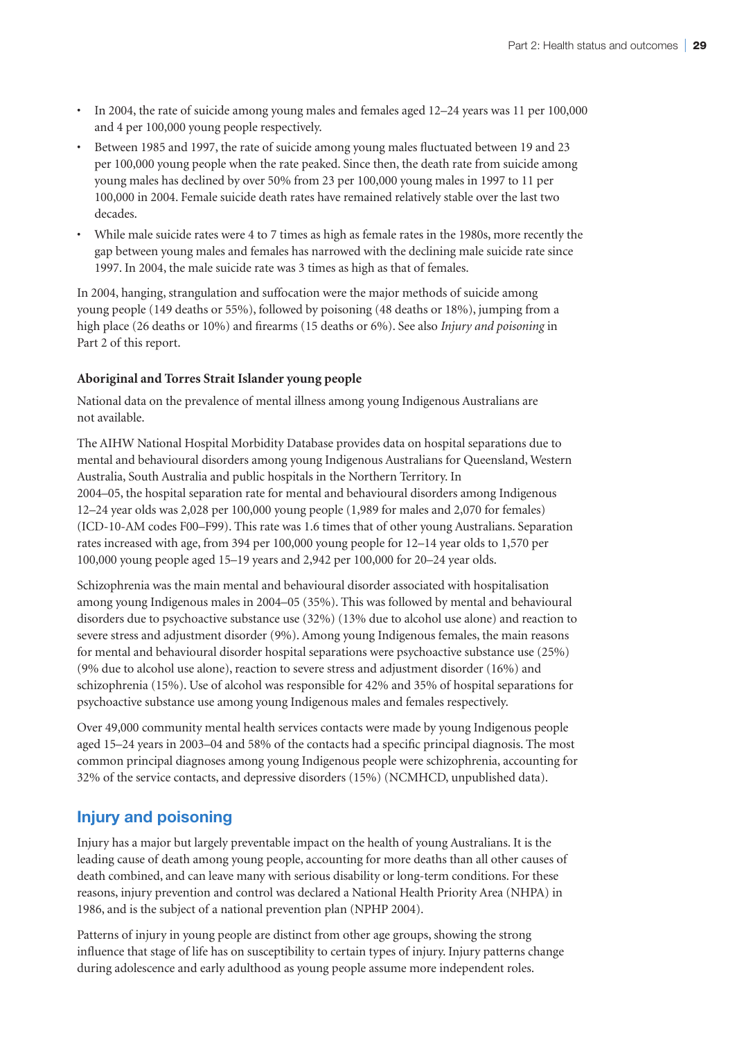- In 2004, the rate of suicide among young males and females aged 12–24 years was 11 per 100,000 and 4 per 100,000 young people respectively.
- Between 1985 and 1997, the rate of suicide among young males fluctuated between 19 and 23 per 100,000 young people when the rate peaked. Since then, the death rate from suicide among young males has declined by over 50% from 23 per 100,000 young males in 1997 to 11 per 100,000 in 2004. Female suicide death rates have remained relatively stable over the last two decades.
- While male suicide rates were 4 to 7 times as high as female rates in the 1980s, more recently the gap between young males and females has narrowed with the declining male suicide rate since 1997. In 2004, the male suicide rate was 3 times as high as that of females.

In 2004, hanging, strangulation and suffocation were the major methods of suicide among young people (149 deaths or 55%), followed by poisoning (48 deaths or 18%), jumping from a high place (26 deaths or 10%) and firearms (15 deaths or 6%). See also *Injury and poisoning* in Part 2 of this report.

**Aboriginal and Torres Strait Islander young people**

National data on the prevalence of mental illness among young Indigenous Australians are not available.

The AIHW National Hospital Morbidity Database provides data on hospital separations due to mental and behavioural disorders among young Indigenous Australians for Queensland, Western Australia, South Australia and public hospitals in the Northern Territory. In 2004–05, the hospital separation rate for mental and behavioural disorders among Indigenous 12–24 year olds was 2,028 per 100,000 young people (1,989 for males and 2,070 for females) (ICD-10-AM codes F00–F99). This rate was 1.6 times that of other young Australians. Separation rates increased with age, from 394 per 100,000 young people for 12–14 year olds to 1,570 per 100,000 young people aged 15–19 years and 2,942 per 100,000 for 20–24 year olds.

Schizophrenia was the main mental and behavioural disorder associated with hospitalisation among young Indigenous males in 2004–05 (35%). This was followed by mental and behavioural disorders due to psychoactive substance use (32%) (13% due to alcohol use alone) and reaction to severe stress and adjustment disorder (9%). Among young Indigenous females, the main reasons for mental and behavioural disorder hospital separations were psychoactive substance use (25%) (9% due to alcohol use alone), reaction to severe stress and adjustment disorder (16%) and schizophrenia (15%). Use of alcohol was responsible for 42% and 35% of hospital separations for psychoactive substance use among young Indigenous males and females respectively.

Over 49,000 community mental health services contacts were made by young Indigenous people aged 15–24 years in 2003–04 and 58% of the contacts had a specific principal diagnosis. The most common principal diagnoses among young Indigenous people were schizophrenia, accounting for 32% of the service contacts, and depressive disorders (15%) (NCMHCD, unpublished data).

## Injury and poisoning

Injury has a major but largely preventable impact on the health of young Australians. It is the leading cause of death among young people, accounting for more deaths than all other causes of death combined, and can leave many with serious disability or long-term conditions. For these reasons, injury prevention and control was declared a National Health Priority Area (NHPA) in 1986, and is the subject of a national prevention plan (NPHP 2004).

Patterns of injury in young people are distinct from other age groups, showing the strong influence that stage of life has on susceptibility to certain types of injury. Injury patterns change during adolescence and early adulthood as young people assume more independent roles.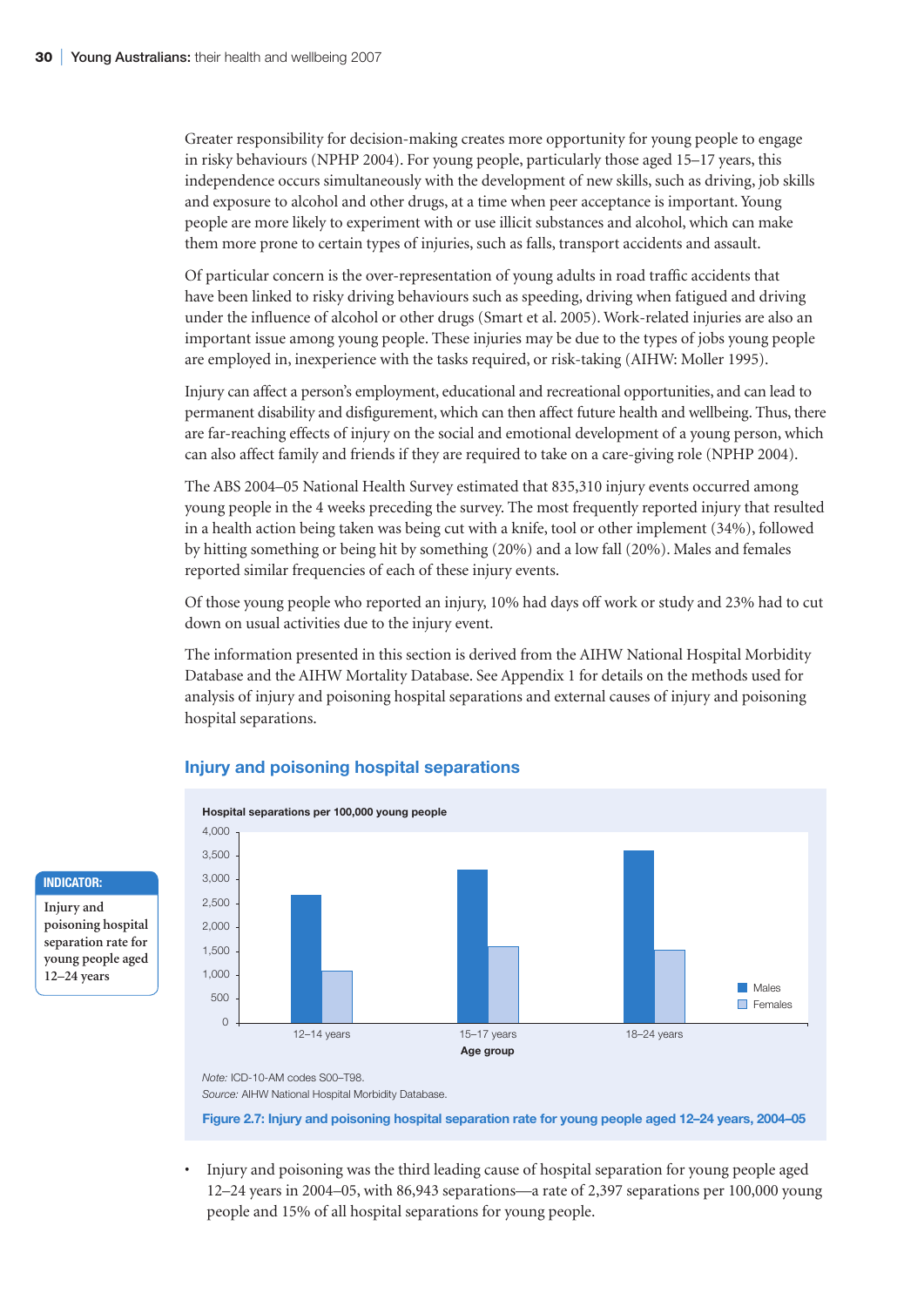Greater responsibility for decision-making creates more opportunity for young people to engage in risky behaviours (NPHP 2004). For young people, particularly those aged 15–17 years, this independence occurs simultaneously with the development of new skills, such as driving, job skills and exposure to alcohol and other drugs, at a time when peer acceptance is important. Young people are more likely to experiment with or use illicit substances and alcohol, which can make them more prone to certain types of injuries, such as falls, transport accidents and assault.

Of particular concern is the over-representation of young adults in road traffic accidents that have been linked to risky driving behaviours such as speeding, driving when fatigued and driving under the influence of alcohol or other drugs (Smart et al. 2005). Work-related injuries are also an important issue among young people. These injuries may be due to the types of jobs young people are employed in, inexperience with the tasks required, or risk-taking (AIHW: Moller 1995).

Injury can affect a person's employment, educational and recreational opportunities, and can lead to permanent disability and disfigurement, which can then affect future health and wellbeing. Thus, there are far-reaching effects of injury on the social and emotional development of a young person, which can also affect family and friends if they are required to take on a care-giving role (NPHP 2004).

The ABS 2004–05 National Health Survey estimated that 835,310 injury events occurred among young people in the 4 weeks preceding the survey. The most frequently reported injury that resulted in a health action being taken was being cut with a knife, tool or other implement (34%), followed by hitting something or being hit by something (20%) and a low fall (20%). Males and females reported similar frequencies of each of these injury events.

Of those young people who reported an injury, 10% had days off work or study and 23% had to cut down on usual activities due to the injury event.

The information presented in this section is derived from the AIHW National Hospital Morbidity Database and the AIHW Mortality Database. See Appendix 1 for details on the methods used for analysis of injury and poisoning hospital separations and external causes of injury and poisoning hospital separations.

## Injury and poisoning hospital separations

**INDICATOR:**

Injury and poisoning hospital separation rate for young people aged 12–24 years

*Note:* ICD-10-AM codes S00–T98.

*Source:* AIHW National Hospital Morbidity Database.

**Figure 2.7: Injury and poisoning hospital separation rate for young people aged 12–24 years, 2004–05**

- Injury and poisoning was the third leading cause of hospital separation for young people aged 12–24 years in 2004–05, with 86,943 separations—a rate of 2,397 separations per 100,000 young people and 15% of all hospital separations for young people.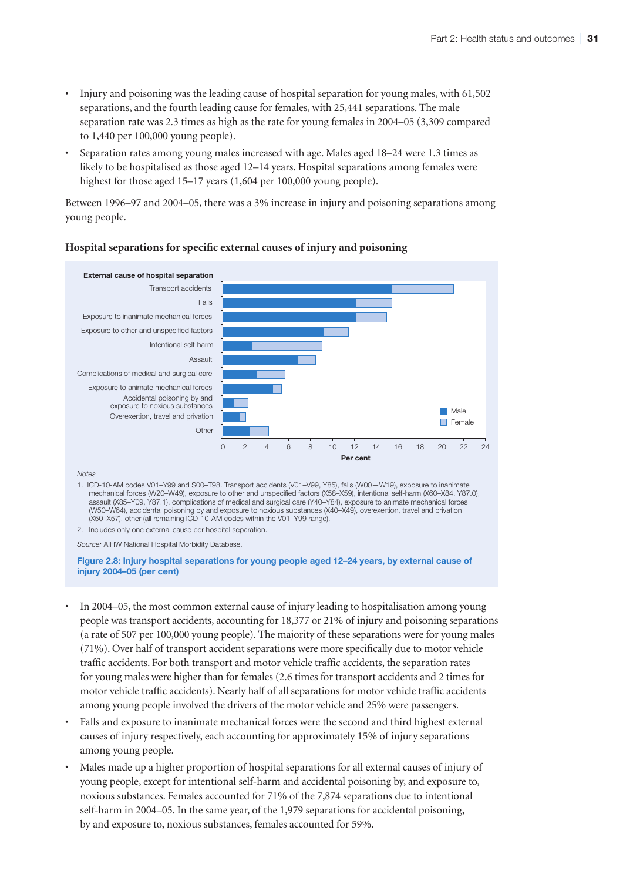- Injury and poisoning was the leading cause of hospital separation for young males, with 61,502 separations, and the fourth leading cause for females, with 25,441 separations. The male separation rate was 2.3 times as high as the rate for young females in 2004–05 (3,309 compared to 1,440 per 100,000 young people).
- Separation rates among young males increased with age. Males aged 18–24 were 1.3 times as likely to be hospitalised as those aged 12–14 years. Hospital separations among females were highest for those aged 15–17 years (1,604 per 100,000 young people).

Between 1996–97 and 2004–05, there was a 3% increase in injury and poisoning separations among young people.

### Hospital separations for specific external causes of injury and poisoning

*Notes*

1. ICD-10-AM codes V01–Y99 and S00–T98. Transport accidents (V01–V99, Y85), falls (W00—W19), exposure to inanimate mechanical forces (W20–W49), exposure to other and unspecified factors (X58–X59), intentional self-harm (X60–X84, Y87.0), assault (X85–Y09, Y87.1), complications of medical and surgical care (Y40–Y84), exposure to animate mechanical forces (W50–W64), accidental poisoning by and exposure to noxious substances (X40–X49), overexertion, travel and privation (X50–X57), other (all remaining ICD-10-AM codes within the V01–Y99 range).
2. Includes only one external cause per hospital separation.

*Source:* AIHW National Hospital Morbidity Database.

**Figure 2.8: Injury hospital separations for young people aged 12–24 years, by external cause of injury 2004–05 (per cent)**

- In 2004–05, the most common external cause of injury leading to hospitalisation among young people was transport accidents, accounting for 18,377 or 21% of injury and poisoning separations (a rate of 507 per 100,000 young people). The majority of these separations were for young males (71%). Over half of transport accident separations were more specifically due to motor vehicle traffic accidents. For both transport and motor vehicle traffic accidents, the separation rates for young males were higher than for females (2.6 times for transport accidents and 2 times for motor vehicle traffic accidents). Nearly half of all separations for motor vehicle traffic accidents among young people involved the drivers of the motor vehicle and 25% were passengers.
- Falls and exposure to inanimate mechanical forces were the second and third highest external causes of injury respectively, each accounting for approximately 15% of injury separations among young people.
- Males made up a higher proportion of hospital separations for all external causes of injury of young people, except for intentional self-harm and accidental poisoning by, and exposure to, noxious substances. Females accounted for 71% of the 7,874 separations due to intentional self-harm in 2004–05. In the same year, of the 1,979 separations for accidental poisoning, by and exposure to, noxious substances, females accounted for 59%.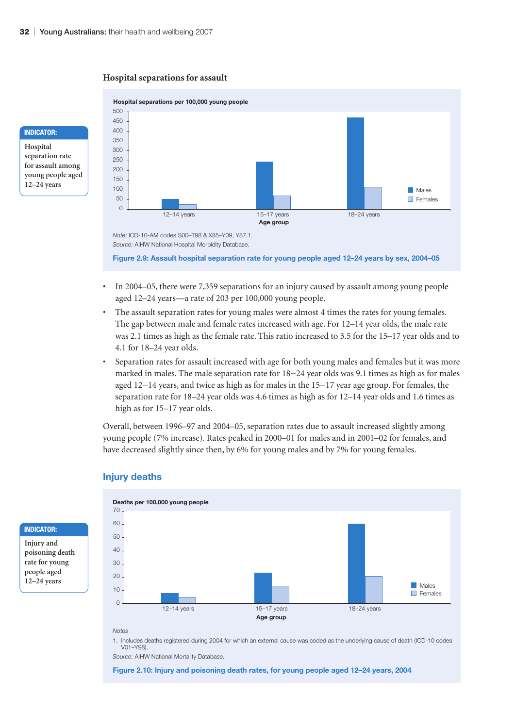### Hospital separations for assault

**INDICATOR:** Hospital separation rate for assault among young people aged 12–24 years

Note: ICD-10-AM codes S00–T98 & X85–Y09, Y87.1.

Source: AIHW National Hospital Morbidity Database.

**Figure 2.9: Assault hospital separation rate for young people aged 12–24 years by sex, 2004–05**

- In 2004–05, there were 7,359 separations for an injury caused by assault among young people aged 12–24 years—a rate of 203 per 100,000 young people.
- The assault separation rates for young males were almost 4 times the rates for young females. The gap between male and female rates increased with age. For 12–14 year olds, the male rate was 2.1 times as high as the female rate. This ratio increased to 3.5 for the 15–17 year olds and to 4.1 for 18–24 year olds.
- Separation rates for assault increased with age for both young males and females but it was more marked in males. The male separation rate for 18–24 year olds was 9.1 times as high as for males aged 12–14 years, and twice as high as for males in the 15–17 year age group. For females, the separation rate for 18–24 year olds was 4.6 times as high as for 12–14 year olds and 1.6 times as high as for 15–17 year olds.

Overall, between 1996–97 and 2004–05, separation rates due to assault increased slightly among young people (7% increase). Rates peaked in 2000–01 for males and in 2001–02 for females, and have decreased slightly since then, by 6% for young males and by 7% for young females.

## Injury deaths

**INDICATOR:** Injury and poisoning death rate for young people aged 12–24 years

Notes

1. Includes deaths registered during 2004 for which an external cause was coded as the underlying cause of death (ICD-10 codes V01–Y98).

Source: AIHW National Mortality Database.

**Figure 2.10: Injury and poisoning death rates, for young people aged 12–24 years, 2004**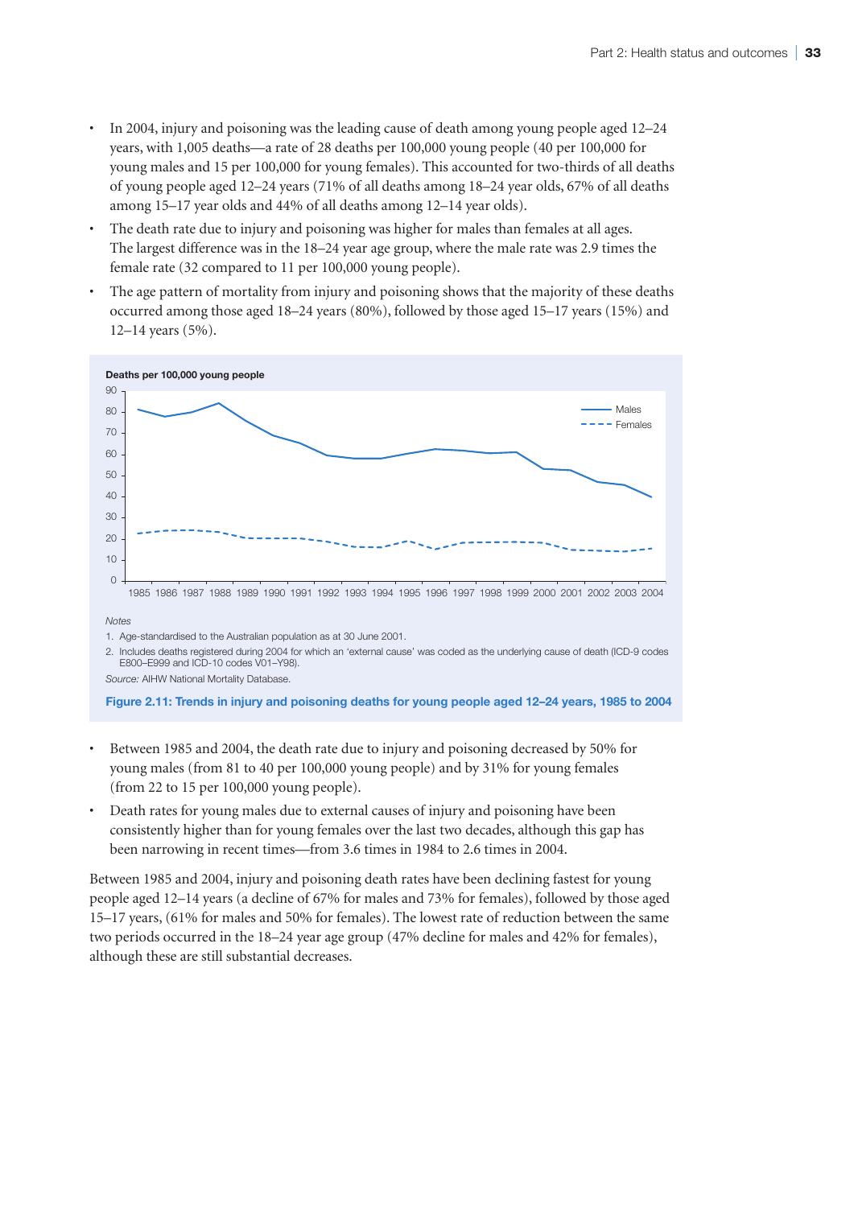- In 2004, injury and poisoning was the leading cause of death among young people aged 12–24 years, with 1,005 deaths—a rate of 28 deaths per 100,000 young people (40 per 100,000 for young males and 15 per 100,000 for young females). This accounted for two-thirds of all deaths of young people aged 12–24 years (71% of all deaths among 18–24 year olds, 67% of all deaths among 15–17 year olds and 44% of all deaths among 12–14 year olds).
- The death rate due to injury and poisoning was higher for males than females at all ages. The largest difference was in the 18–24 year age group, where the male rate was 2.9 times the female rate (32 compared to 11 per 100,000 young people).
- The age pattern of mortality from injury and poisoning shows that the majority of these deaths occurred among those aged 18–24 years (80%), followed by those aged 15–17 years (15%) and 12–14 years (5%).

*Notes*

1. Age-standardised to the Australian population as at 30 June 2001.
2. Includes deaths registered during 2004 for which an 'external cause' was coded as the underlying cause of death (ICD-9 codes E800–E999 and ICD-10 codes V01–Y98).

*Source:* AIHW National Mortality Database.

**Figure 2.11: Trends in injury and poisoning deaths for young people aged 12–24 years, 1985 to 2004**

- Between 1985 and 2004, the death rate due to injury and poisoning decreased by 50% for young males (from 81 to 40 per 100,000 young people) and by 31% for young females (from 22 to 15 per 100,000 young people).
- Death rates for young males due to external causes of injury and poisoning have been consistently higher than for young females over the last two decades, although this gap has been narrowing in recent times—from 3.6 times in 1984 to 2.6 times in 2004.

Between 1985 and 2004, injury and poisoning death rates have been declining fastest for young people aged 12–14 years (a decline of 67% for males and 73% for females), followed by those aged 15–17 years, (61% for males and 50% for females). The lowest rate of reduction between the same two periods occurred in the 18–24 year age group (47% decline for males and 42% for females), although these are still substantial decreases.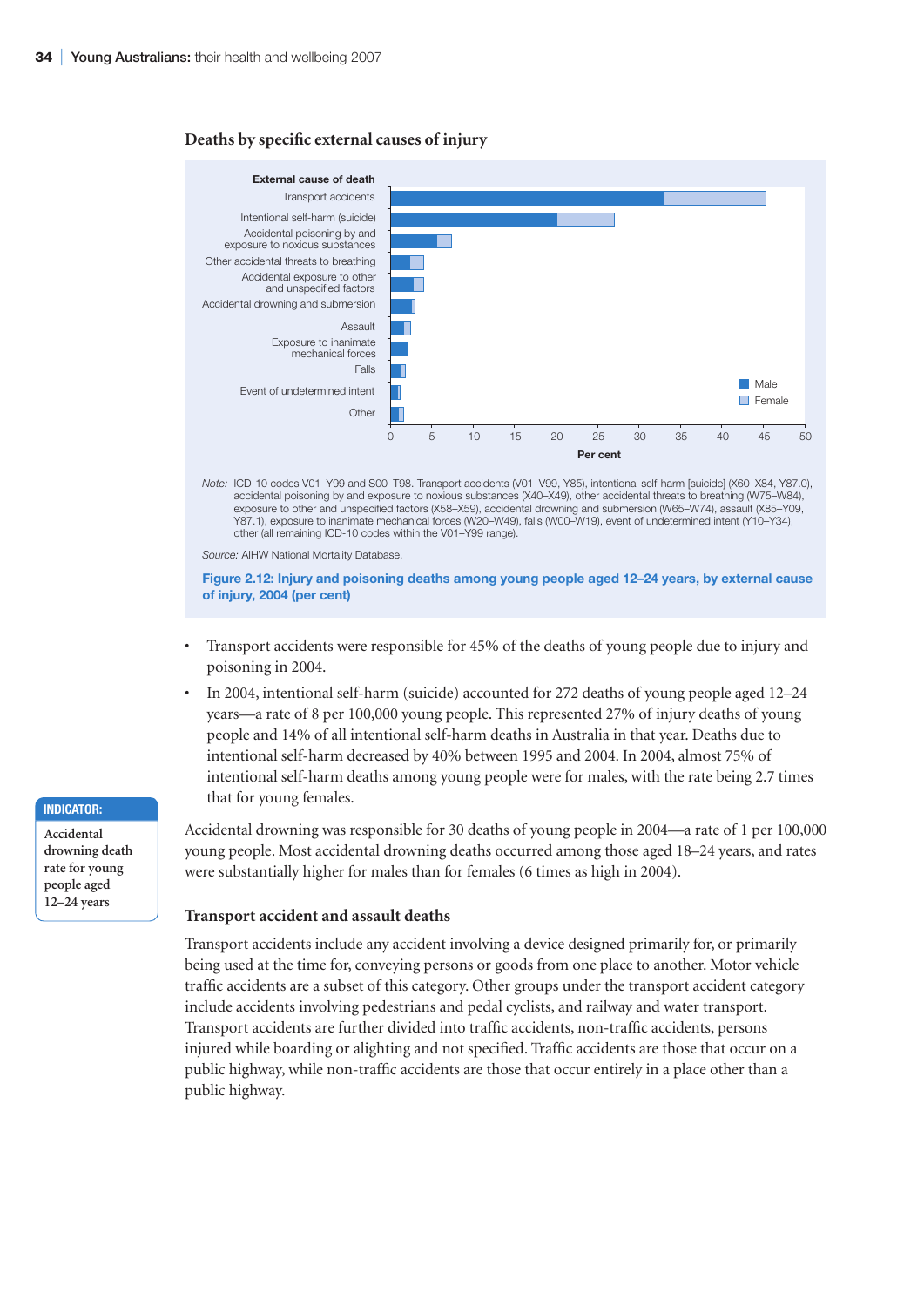### Deaths by specific external causes of injury

*Note:* ICD-10 codes V01–Y99 and S00–T98. Transport accidents (V01–V99, Y85), intentional self-harm [suicide] (X60–X84, Y87.0), accidental poisoning by and exposure to noxious substances (X40–X49), other accidental threats to breathing (W75–W84), exposure to other and unspecified factors (X58–X59), accidental drowning and submersion (W65–W74), assault (X85–Y09, Y87.1), exposure to inanimate mechanical forces (W20–W49), falls (W00–W19), event of undetermined intent (Y10–Y34), other (all remaining ICD-10 codes within the V01–Y99 range).

*Source:* AIHW National Mortality Database.

**Figure 2.12: Injury and poisoning deaths among young people aged 12–24 years, by external cause of injury, 2004 (per cent)**

- Transport accidents were responsible for 45% of the deaths of young people due to injury and poisoning in 2004.
- In 2004, intentional self-harm (suicide) accounted for 272 deaths of young people aged 12–24 years—a rate of 8 per 100,000 young people. This represented 27% of injury deaths of young people and 14% of all intentional self-harm deaths in Australia in that year. Deaths due to intentional self-harm decreased by 40% between 1995 and 2004. In 2004, almost 75% of intentional self-harm deaths among young people were for males, with the rate being 2.7 times that for young females.

**INDICATOR:** Accidental drowning death rate for young people aged 12–24 years

Accidental drowning was responsible for 30 deaths of young people in 2004—a rate of 1 per 100,000 young people. Most accidental drowning deaths occurred among those aged 18–24 years, and rates were substantially higher for males than for females (6 times as high in 2004).

### Transport accident and assault deaths

Transport accidents include any accident involving a device designed primarily for, or primarily being used at the time for, conveying persons or goods from one place to another. Motor vehicle traffic accidents are a subset of this category. Other groups under the transport accident category include accidents involving pedestrians and pedal cyclists, and railway and water transport. Transport accidents are further divided into traffic accidents, non-traffic accidents, persons injured while boarding or alighting and not specified. Traffic accidents are those that occur on a public highway, while non-traffic accidents are those that occur entirely in a place other than a public highway.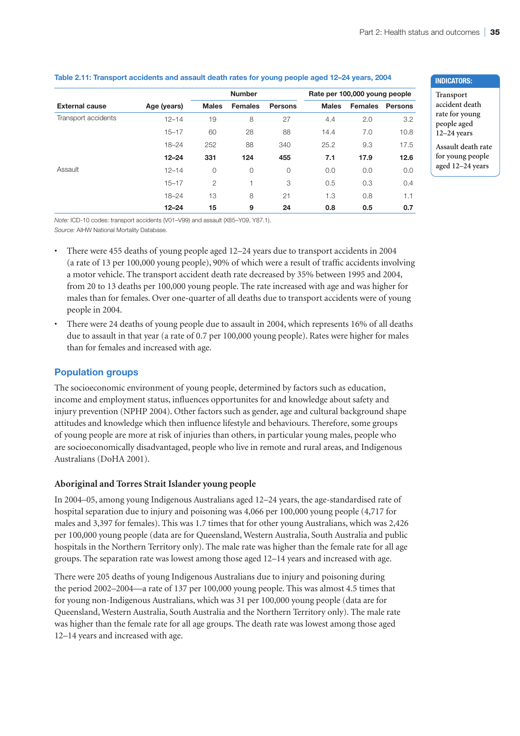**Table 2.11: Transport accidents and assault death rates for young people aged 12–24 years, 2004**

| External cause | Age (years) | Number | | | Rate per 100,000 young people | | |
|---|---|---|---|---|---|---|---|
| | | Males | Females | Persons | Males | Females | Persons |
| Transport accidents | 12–14 | 19 | 8 | 27 | 4.4 | 2.0 | 3.2 |
| | 15–17 | 60 | 28 | 88 | 14.4 | 7.0 | 10.8 |
| | 18–24 | 252 | 88 | 340 | 25.2 | 9.3 | 17.5 |
| | **12–24** | **331** | **124** | **455** | **7.1** | **17.9** | **12.6** |
| Assault | 12–14 | 0 | 0 | 0 | 0.0 | 0.0 | 0.0 |
| | 15–17 | 2 | 1 | 3 | 0.5 | 0.3 | 0.4 |
| | 18–24 | 13 | 8 | 21 | 1.3 | 0.8 | 1.1 |
| | **12–24** | **15** | **9** | **24** | **0.8** | **0.5** | **0.7** |

*Note:* ICD-10 codes: transport accidents (V01–V99) and assault (X85–Y09, Y87.1).

*Source:* AIHW National Mortality Database.

**INDICATORS:**

Transport accident death rate for young people aged 12–24 years

Assault death rate for young people aged 12–24 years

- There were 455 deaths of young people aged 12–24 years due to transport accidents in 2004 (a rate of 13 per 100,000 young people), 90% of which were a result of traffic accidents involving a motor vehicle. The transport accident death rate decreased by 35% between 1995 and 2004, from 20 to 13 deaths per 100,000 young people. The rate increased with age and was higher for males than for females. Over one-quarter of all deaths due to transport accidents were of young people in 2004.
- There were 24 deaths of young people due to assault in 2004, which represents 16% of all deaths due to assault in that year (a rate of 0.7 per 100,000 young people). Rates were higher for males than for females and increased with age.

## Population groups

The socioeconomic environment of young people, determined by factors such as education, income and employment status, influences opportunites for and knowledge about safety and injury prevention (NPHP 2004). Other factors such as gender, age and cultural background shape attitudes and knowledge which then influence lifestyle and behaviours. Therefore, some groups of young people are more at risk of injuries than others, in particular young males, people who are socioeconomically disadvantaged, people who live in remote and rural areas, and Indigenous Australians (DoHA 2001).

### Aboriginal and Torres Strait Islander young people

In 2004–05, among young Indigenous Australians aged 12–24 years, the age-standardised rate of hospital separation due to injury and poisoning was 4,066 per 100,000 young people (4,717 for males and 3,397 for females). This was 1.7 times that for other young Australians, which was 2,426 per 100,000 young people (data are for Queensland, Western Australia, South Australia and public hospitals in the Northern Territory only). The male rate was higher than the female rate for all age groups. The separation rate was lowest among those aged 12–14 years and increased with age.

There were 205 deaths of young Indigenous Australians due to injury and poisoning during the period 2002–2004—a rate of 137 per 100,000 young people. This was almost 4.5 times that for young non-Indigenous Australians, which was 31 per 100,000 young people (data are for Queensland, Western Australia, South Australia and the Northern Territory only). The male rate was higher than the female rate for all age groups. The death rate was lowest among those aged 12–14 years and increased with age.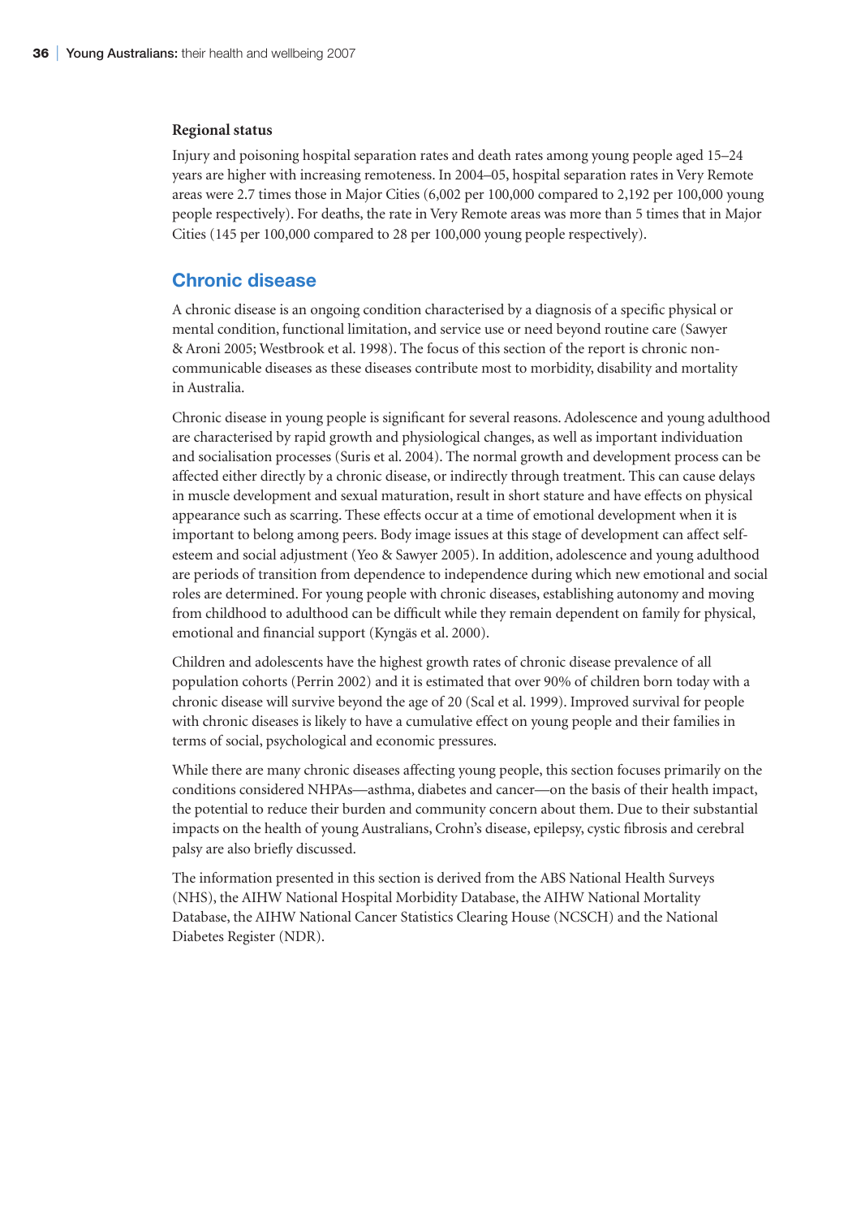### Regional status

Injury and poisoning hospital separation rates and death rates among young people aged 15–24 years are higher with increasing remoteness. In 2004–05, hospital separation rates in Very Remote areas were 2.7 times those in Major Cities (6,002 per 100,000 compared to 2,192 per 100,000 young people respectively). For deaths, the rate in Very Remote areas was more than 5 times that in Major Cities (145 per 100,000 compared to 28 per 100,000 young people respectively).

## Chronic disease

A chronic disease is an ongoing condition characterised by a diagnosis of a specific physical or mental condition, functional limitation, and service use or need beyond routine care (Sawyer & Aroni 2005; Westbrook et al. 1998). The focus of this section of the report is chronic non-communicable diseases as these diseases contribute most to morbidity, disability and mortality in Australia.

Chronic disease in young people is significant for several reasons. Adolescence and young adulthood are characterised by rapid growth and physiological changes, as well as important individuation and socialisation processes (Suris et al. 2004). The normal growth and development process can be affected either directly by a chronic disease, or indirectly through treatment. This can cause delays in muscle development and sexual maturation, result in short stature and have effects on physical appearance such as scarring. These effects occur at a time of emotional development when it is important to belong among peers. Body image issues at this stage of development can affect self-esteem and social adjustment (Yeo & Sawyer 2005). In addition, adolescence and young adulthood are periods of transition from dependence to independence during which new emotional and social roles are determined. For young people with chronic diseases, establishing autonomy and moving from childhood to adulthood can be difficult while they remain dependent on family for physical, emotional and financial support (Kyngäs et al. 2000).

Children and adolescents have the highest growth rates of chronic disease prevalence of all population cohorts (Perrin 2002) and it is estimated that over 90% of children born today with a chronic disease will survive beyond the age of 20 (Scal et al. 1999). Improved survival for people with chronic diseases is likely to have a cumulative effect on young people and their families in terms of social, psychological and economic pressures.

While there are many chronic diseases affecting young people, this section focuses primarily on the conditions considered NHPAs—asthma, diabetes and cancer—on the basis of their health impact, the potential to reduce their burden and community concern about them. Due to their substantial impacts on the health of young Australians, Crohn's disease, epilepsy, cystic fibrosis and cerebral palsy are also briefly discussed.

The information presented in this section is derived from the ABS National Health Surveys (NHS), the AIHW National Hospital Morbidity Database, the AIHW National Mortality Database, the AIHW National Cancer Statistics Clearing House (NCSCH) and the National Diabetes Register (NDR).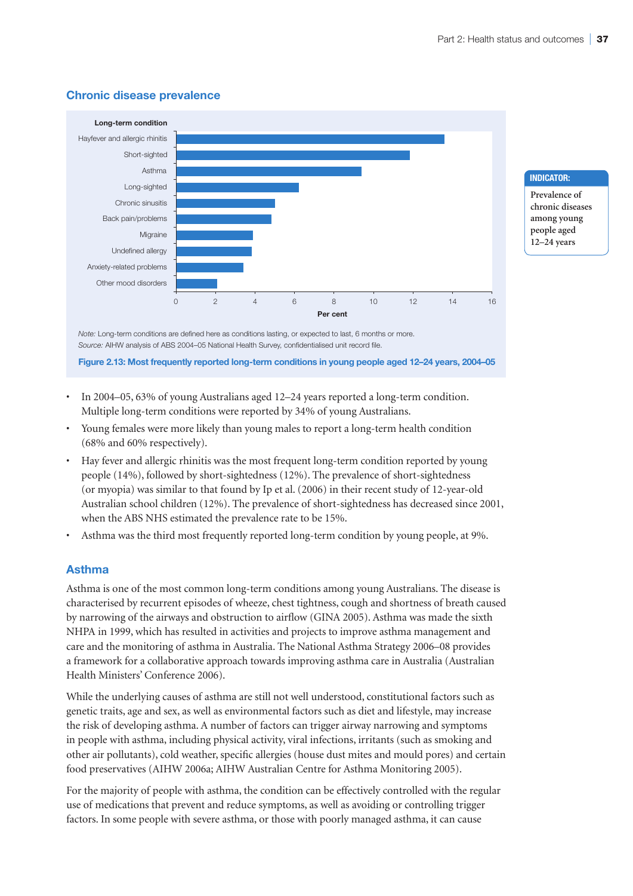## Chronic disease prevalence

Long-term condition

| Long-term condition | Per cent |
|---|---|
| Hayfever and allergic rhinitis | |
| Short-sighted | |
| Asthma | |
| Long-sighted | |
| Chronic sinusitis | |
| Back pain/problems | |
| Migraine | |
| Undefined allergy | |
| Anxiety-related problems | |
| Other mood disorders | |

*Note:* Long-term conditions are defined here as conditions lasting, or expected to last, 6 months or more.
*Source:* AIHW analysis of ABS 2004–05 National Health Survey, confidentialised unit record file.

**Figure 2.13: Most frequently reported long-term conditions in young people aged 12–24 years, 2004–05**

**INDICATOR:**
Prevalence of chronic diseases among young people aged 12–24 years

- In 2004–05, 63% of young Australians aged 12–24 years reported a long-term condition. Multiple long-term conditions were reported by 34% of young Australians.
- Young females were more likely than young males to report a long-term health condition (68% and 60% respectively).
- Hay fever and allergic rhinitis was the most frequent long-term condition reported by young people (14%), followed by short-sightedness (12%). The prevalence of short-sightedness (or myopia) was similar to that found by Ip et al. (2006) in their recent study of 12-year-old Australian school children (12%). The prevalence of short-sightedness has decreased since 2001, when the ABS NHS estimated the prevalence rate to be 15%.
- Asthma was the third most frequently reported long-term condition by young people, at 9%.

### Asthma

Asthma is one of the most common long-term conditions among young Australians. The disease is characterised by recurrent episodes of wheeze, chest tightness, cough and shortness of breath caused by narrowing of the airways and obstruction to airflow (GINA 2005). Asthma was made the sixth NHPA in 1999, which has resulted in activities and projects to improve asthma management and care and the monitoring of asthma in Australia. The National Asthma Strategy 2006–08 provides a framework for a collaborative approach towards improving asthma care in Australia (Australian Health Ministers' Conference 2006).

While the underlying causes of asthma are still not well understood, constitutional factors such as genetic traits, age and sex, as well as environmental factors such as diet and lifestyle, may increase the risk of developing asthma. A number of factors can trigger airway narrowing and symptoms in people with asthma, including physical activity, viral infections, irritants (such as smoking and other air pollutants), cold weather, specific allergies (house dust mites and mould pores) and certain food preservatives (AIHW 2006a; AIHW Australian Centre for Asthma Monitoring 2005).

For the majority of people with asthma, the condition can be effectively controlled with the regular use of medications that prevent and reduce symptoms, as well as avoiding or controlling trigger factors. In some people with severe asthma, or those with poorly managed asthma, it can cause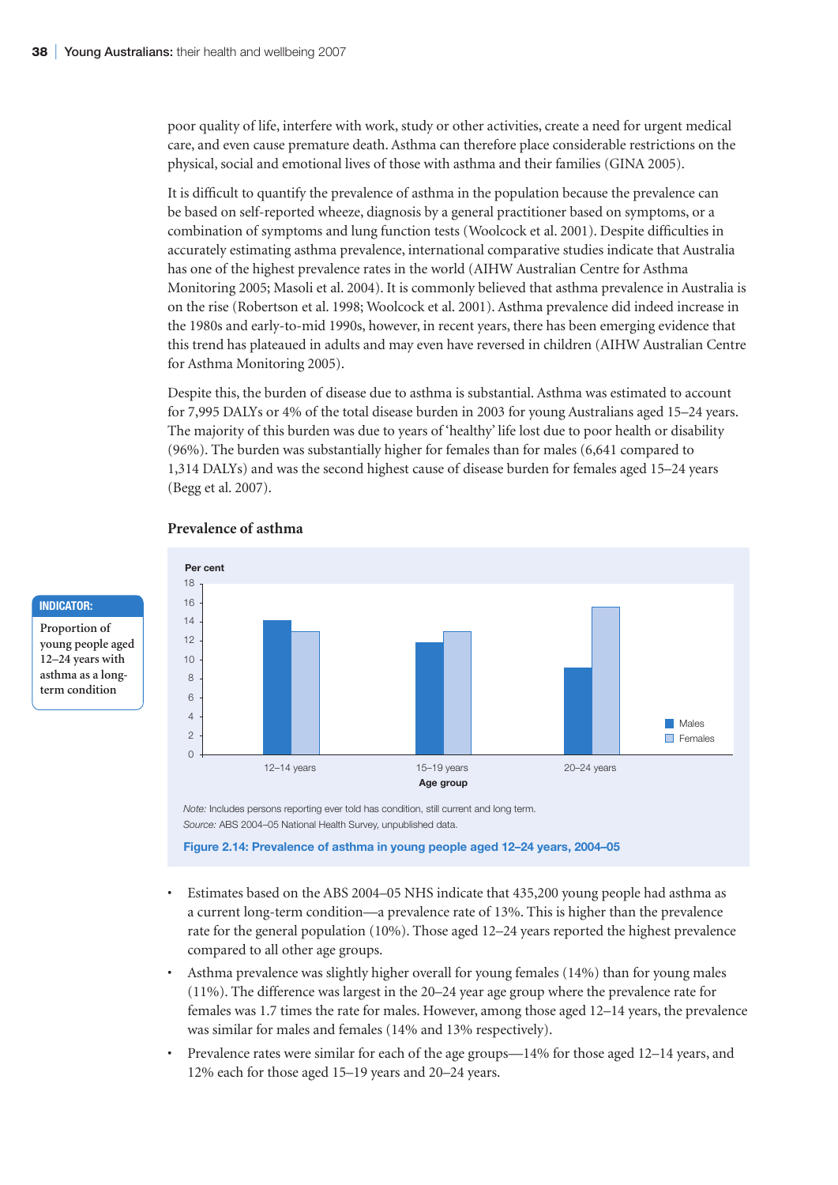poor quality of life, interfere with work, study or other activities, create a need for urgent medical care, and even cause premature death. Asthma can therefore place considerable restrictions on the physical, social and emotional lives of those with asthma and their families (GINA 2005).

It is difficult to quantify the prevalence of asthma in the population because the prevalence can be based on self-reported wheeze, diagnosis by a general practitioner based on symptoms, or a combination of symptoms and lung function tests (Woolcock et al. 2001). Despite difficulties in accurately estimating asthma prevalence, international comparative studies indicate that Australia has one of the highest prevalence rates in the world (AIHW Australian Centre for Asthma Monitoring 2005; Masoli et al. 2004). It is commonly believed that asthma prevalence in Australia is on the rise (Robertson et al. 1998; Woolcock et al. 2001). Asthma prevalence did indeed increase in the 1980s and early-to-mid 1990s, however, in recent years, there has been emerging evidence that this trend has plateaued in adults and may even have reversed in children (AIHW Australian Centre for Asthma Monitoring 2005).

Despite this, the burden of disease due to asthma is substantial. Asthma was estimated to account for 7,995 DALYs or 4% of the total disease burden in 2003 for young Australians aged 15–24 years. The majority of this burden was due to years of 'healthy' life lost due to poor health or disability (96%). The burden was substantially higher for females than for males (6,641 compared to 1,314 DALYs) and was the second highest cause of disease burden for females aged 15–24 years (Begg et al. 2007).

**INDICATOR:** Proportion of young people aged 12–24 years with asthma as a long-term condition

### Prevalence of asthma

*Note:* Includes persons reporting ever told has condition, still current and long term.

*Source:* ABS 2004–05 National Health Survey, unpublished data.

**Figure 2.14: Prevalence of asthma in young people aged 12–24 years, 2004–05**

- Estimates based on the ABS 2004–05 NHS indicate that 435,200 young people had asthma as a current long-term condition—a prevalence rate of 13%. This is higher than the prevalence rate for the general population (10%). Those aged 12–24 years reported the highest prevalence compared to all other age groups.
- Asthma prevalence was slightly higher overall for young females (14%) than for young males (11%). The difference was largest in the 20–24 year age group where the prevalence rate for females was 1.7 times the rate for males. However, among those aged 12–14 years, the prevalence was similar for males and females (14% and 13% respectively).
- Prevalence rates were similar for each of the age groups—14% for those aged 12–14 years, and 12% each for those aged 15–19 years and 20–24 years.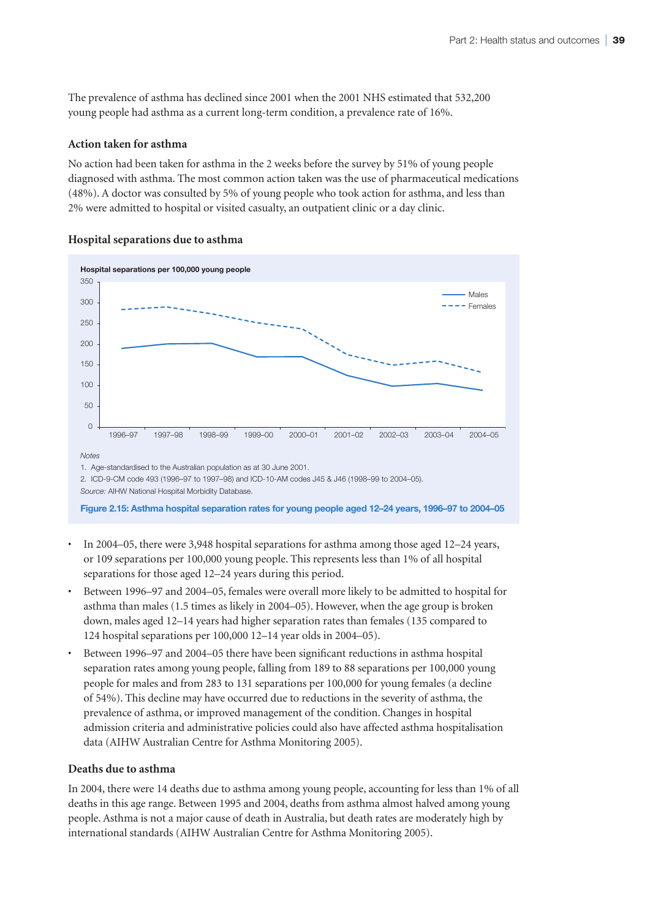The prevalence of asthma has declined since 2001 when the 2001 NHS estimated that 532,200 young people had asthma as a current long-term condition, a prevalence rate of 16%.

### Action taken for asthma

No action had been taken for asthma in the 2 weeks before the survey by 51% of young people diagnosed with asthma. The most common action taken was the use of pharmaceutical medications (48%). A doctor was consulted by 5% of young people who took action for asthma, and less than 2% were admitted to hospital or visited casualty, an outpatient clinic or a day clinic.

### Hospital separations due to asthma

*Notes*

1. Age-standardised to the Australian population as at 30 June 2001.
2. ICD-9-CM code 493 (1996–97 to 1997–98) and ICD-10-AM codes J45 & J46 (1998–99 to 2004–05).

*Source:* AIHW National Hospital Morbidity Database.

**Figure 2.15: Asthma hospital separation rates for young people aged 12–24 years, 1996–97 to 2004–05**

- In 2004–05, there were 3,948 hospital separations for asthma among those aged 12–24 years, or 109 separations per 100,000 young people. This represents less than 1% of all hospital separations for those aged 12–24 years during this period.
- Between 1996–97 and 2004–05, females were overall more likely to be admitted to hospital for asthma than males (1.5 times as likely in 2004–05). However, when the age group is broken down, males aged 12–14 years had higher separation rates than females (135 compared to 124 hospital separations per 100,000 12–14 year olds in 2004–05).
- Between 1996–97 and 2004–05 there have been significant reductions in asthma hospital separation rates among young people, falling from 189 to 88 separations per 100,000 young people for males and from 283 to 131 separations per 100,000 for young females (a decline of 54%). This decline may have occurred due to reductions in the severity of asthma, the prevalence of asthma, or improved management of the condition. Changes in hospital admission criteria and administrative policies could also have affected asthma hospitalisation data (AIHW Australian Centre for Asthma Monitoring 2005).

### Deaths due to asthma

In 2004, there were 14 deaths due to asthma among young people, accounting for less than 1% of all deaths in this age range. Between 1995 and 2004, deaths from asthma almost halved among young people. Asthma is not a major cause of death in Australia, but death rates are moderately high by international standards (AIHW Australian Centre for Asthma Monitoring 2005).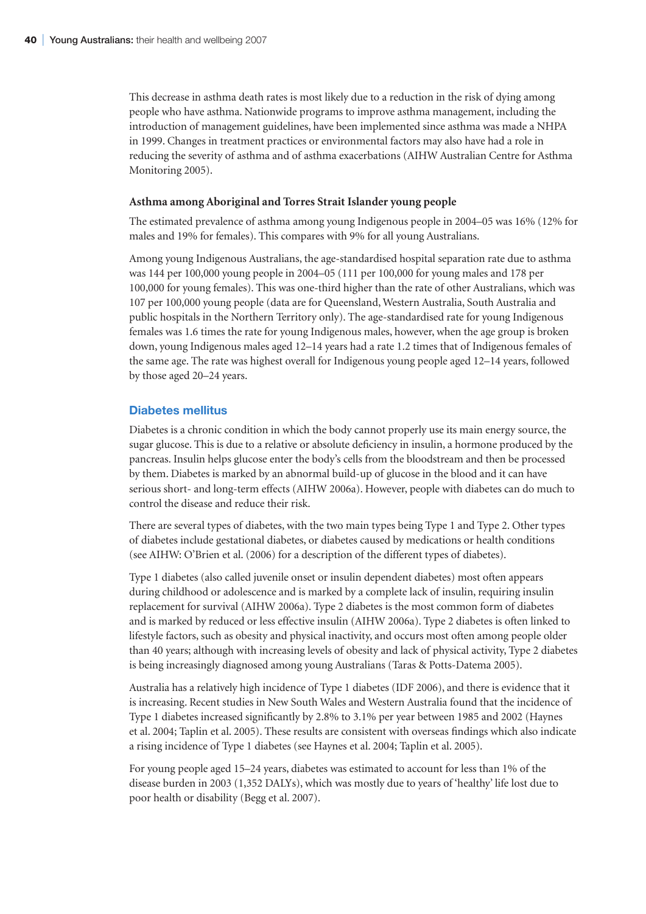This decrease in asthma death rates is most likely due to a reduction in the risk of dying among people who have asthma. Nationwide programs to improve asthma management, including the introduction of management guidelines, have been implemented since asthma was made a NHPA in 1999. Changes in treatment practices or environmental factors may also have had a role in reducing the severity of asthma and of asthma exacerbations (AIHW Australian Centre for Asthma Monitoring 2005).

**Asthma among Aboriginal and Torres Strait Islander young people**

The estimated prevalence of asthma among young Indigenous people in 2004–05 was 16% (12% for males and 19% for females). This compares with 9% for all young Australians.

Among young Indigenous Australians, the age-standardised hospital separation rate due to asthma was 144 per 100,000 young people in 2004–05 (111 per 100,000 for young males and 178 per 100,000 for young females). This was one-third higher than the rate of other Australians, which was 107 per 100,000 young people (data are for Queensland, Western Australia, South Australia and public hospitals in the Northern Territory only). The age-standardised rate for young Indigenous females was 1.6 times the rate for young Indigenous males, however, when the age group is broken down, young Indigenous males aged 12–14 years had a rate 1.2 times that of Indigenous females of the same age. The rate was highest overall for Indigenous young people aged 12–14 years, followed by those aged 20–24 years.

### Diabetes mellitus

Diabetes is a chronic condition in which the body cannot properly use its main energy source, the sugar glucose. This is due to a relative or absolute deficiency in insulin, a hormone produced by the pancreas. Insulin helps glucose enter the body's cells from the bloodstream and then be processed by them. Diabetes is marked by an abnormal build-up of glucose in the blood and it can have serious short- and long-term effects (AIHW 2006a). However, people with diabetes can do much to control the disease and reduce their risk.

There are several types of diabetes, with the two main types being Type 1 and Type 2. Other types of diabetes include gestational diabetes, or diabetes caused by medications or health conditions (see AIHW: O'Brien et al. (2006) for a description of the different types of diabetes).

Type 1 diabetes (also called juvenile onset or insulin dependent diabetes) most often appears during childhood or adolescence and is marked by a complete lack of insulin, requiring insulin replacement for survival (AIHW 2006a). Type 2 diabetes is the most common form of diabetes and is marked by reduced or less effective insulin (AIHW 2006a). Type 2 diabetes is often linked to lifestyle factors, such as obesity and physical inactivity, and occurs most often among people older than 40 years; although with increasing levels of obesity and lack of physical activity, Type 2 diabetes is being increasingly diagnosed among young Australians (Taras & Potts-Datema 2005).

Australia has a relatively high incidence of Type 1 diabetes (IDF 2006), and there is evidence that it is increasing. Recent studies in New South Wales and Western Australia found that the incidence of Type 1 diabetes increased significantly by 2.8% to 3.1% per year between 1985 and 2002 (Haynes et al. 2004; Taplin et al. 2005). These results are consistent with overseas findings which also indicate a rising incidence of Type 1 diabetes (see Haynes et al. 2004; Taplin et al. 2005).

For young people aged 15–24 years, diabetes was estimated to account for less than 1% of the disease burden in 2003 (1,352 DALYs), which was mostly due to years of 'healthy' life lost due to poor health or disability (Begg et al. 2007).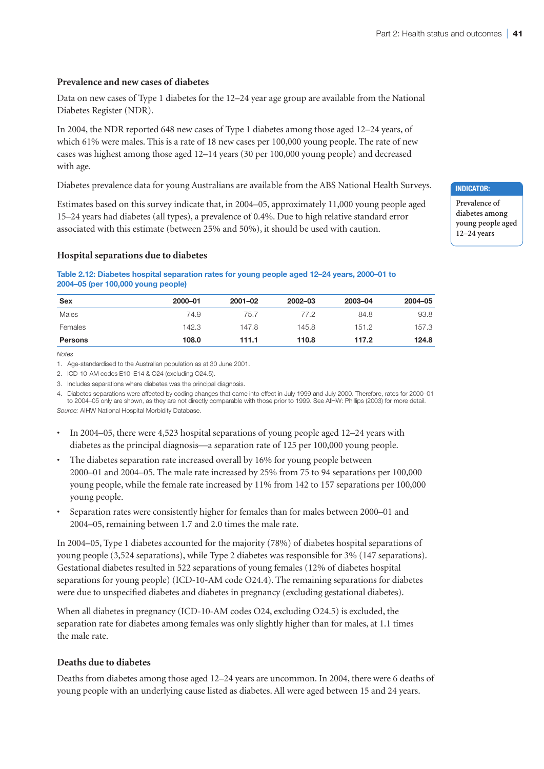### Prevalence and new cases of diabetes

Data on new cases of Type 1 diabetes for the 12–24 year age group are available from the National Diabetes Register (NDR).

In 2004, the NDR reported 648 new cases of Type 1 diabetes among those aged 12–24 years, of which 61% were males. This is a rate of 18 new cases per 100,000 young people. The rate of new cases was highest among those aged 12–14 years (30 per 100,000 young people) and decreased with age.

Diabetes prevalence data for young Australians are available from the ABS National Health Surveys.

**INDICATOR:**
Prevalence of diabetes among young people aged 12–24 years

Estimates based on this survey indicate that, in 2004–05, approximately 11,000 young people aged 15–24 years had diabetes (all types), a prevalence of 0.4%. Due to high relative standard error associated with this estimate (between 25% and 50%), it should be used with caution.

### Hospital separations due to diabetes

**Table 2.12: Diabetes hospital separation rates for young people aged 12–24 years, 2000–01 to 2004–05 (per 100,000 young people)**

| Sex | 2000–01 | 2001–02 | 2002–03 | 2003–04 | 2004–05 |
|---|---|---|---|---|---|
| Males | 74.9 | 75.7 | 77.2 | 84.8 | 93.8 |
| Females | 142.3 | 147.8 | 145.8 | 151.2 | 157.3 |
| **Persons** | **108.0** | **111.1** | **110.8** | **117.2** | **124.8** |

*Notes*

1. Age-standardised to the Australian population as at 30 June 2001.
2. ICD-10-AM codes E10–E14 & O24 (excluding O24.5).
3. Includes separations where diabetes was the principal diagnosis.
4. Diabetes separations were affected by coding changes that came into effect in July 1999 and July 2000. Therefore, rates for 2000–01 to 2004–05 only are shown, as they are not directly comparable with those prior to 1999. See AIHW: Phillips (2003) for more detail.

*Source:* AIHW National Hospital Morbidity Database.

- In 2004–05, there were 4,523 hospital separations of young people aged 12–24 years with diabetes as the principal diagnosis—a separation rate of 125 per 100,000 young people.
- The diabetes separation rate increased overall by 16% for young people between 2000–01 and 2004–05. The male rate increased by 25% from 75 to 94 separations per 100,000 young people, while the female rate increased by 11% from 142 to 157 separations per 100,000 young people.
- Separation rates were consistently higher for females than for males between 2000–01 and 2004–05, remaining between 1.7 and 2.0 times the male rate.

In 2004–05, Type 1 diabetes accounted for the majority (78%) of diabetes hospital separations of young people (3,524 separations), while Type 2 diabetes was responsible for 3% (147 separations). Gestational diabetes resulted in 522 separations of young females (12% of diabetes hospital separations for young people) (ICD-10-AM code O24.4). The remaining separations for diabetes were due to unspecified diabetes and diabetes in pregnancy (excluding gestational diabetes).

When all diabetes in pregnancy (ICD-10-AM codes O24, excluding O24.5) is excluded, the separation rate for diabetes among females was only slightly higher than for males, at 1.1 times the male rate.

### Deaths due to diabetes

Deaths from diabetes among those aged 12–24 years are uncommon. In 2004, there were 6 deaths of young people with an underlying cause listed as diabetes. All were aged between 15 and 24 years.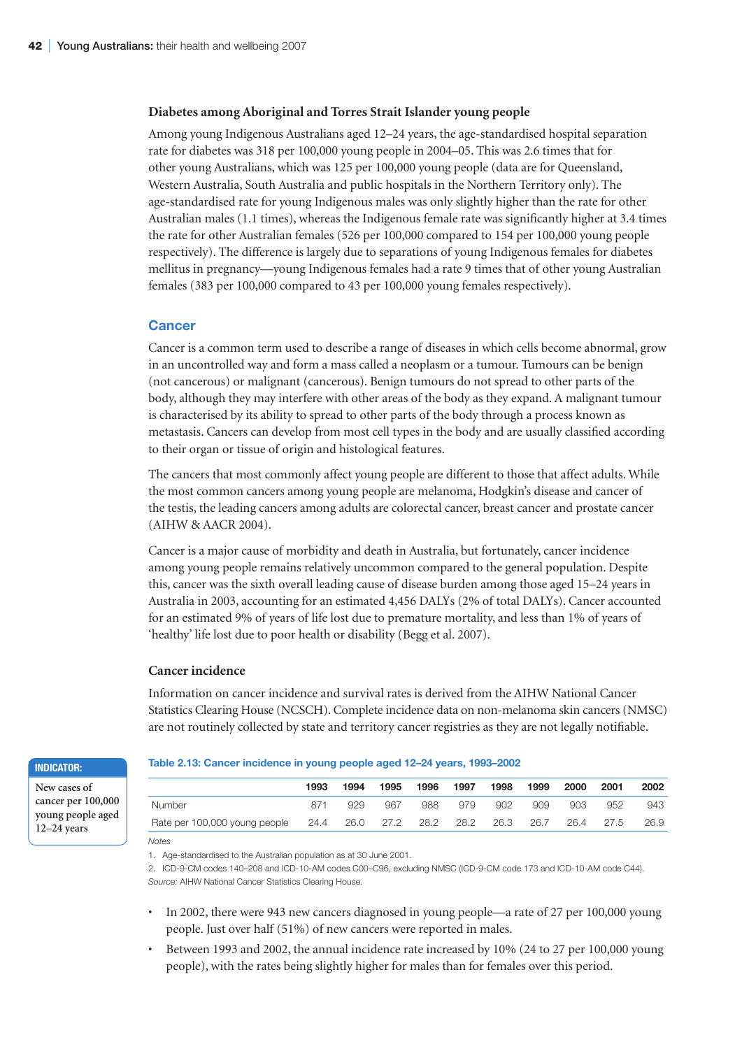### Diabetes among Aboriginal and Torres Strait Islander young people

Among young Indigenous Australians aged 12–24 years, the age-standardised hospital separation rate for diabetes was 318 per 100,000 young people in 2004–05. This was 2.6 times that for other young Australians, which was 125 per 100,000 young people (data are for Queensland, Western Australia, South Australia and public hospitals in the Northern Territory only). The age-standardised rate for young Indigenous males was only slightly higher than the rate for other Australian males (1.1 times), whereas the Indigenous female rate was significantly higher at 3.4 times the rate for other Australian females (526 per 100,000 compared to 154 per 100,000 young people respectively). The difference is largely due to separations of young Indigenous females for diabetes mellitus in pregnancy—young Indigenous females had a rate 9 times that of other young Australian females (383 per 100,000 compared to 43 per 100,000 young females respectively).

## Cancer

Cancer is a common term used to describe a range of diseases in which cells become abnormal, grow in an uncontrolled way and form a mass called a neoplasm or a tumour. Tumours can be benign (not cancerous) or malignant (cancerous). Benign tumours do not spread to other parts of the body, although they may interfere with other areas of the body as they expand. A malignant tumour is characterised by its ability to spread to other parts of the body through a process known as metastasis. Cancers can develop from most cell types in the body and are usually classified according to their organ or tissue of origin and histological features.

The cancers that most commonly affect young people are different to those that affect adults. While the most common cancers among young people are melanoma, Hodgkin's disease and cancer of the testis, the leading cancers among adults are colorectal cancer, breast cancer and prostate cancer (AIHW & AACR 2004).

Cancer is a major cause of morbidity and death in Australia, but fortunately, cancer incidence among young people remains relatively uncommon compared to the general population. Despite this, cancer was the sixth overall leading cause of disease burden among those aged 15–24 years in Australia in 2003, accounting for an estimated 4,456 DALYs (2% of total DALYs). Cancer accounted for an estimated 9% of years of life lost due to premature mortality, and less than 1% of years of 'healthy' life lost due to poor health or disability (Begg et al. 2007).

### Cancer incidence

Information on cancer incidence and survival rates is derived from the AIHW National Cancer Statistics Clearing House (NCSCH). Complete incidence data on non-melanoma skin cancers (NMSC) are not routinely collected by state and territory cancer registries as they are not legally notifiable.

**INDICATOR:** New cases of cancer per 100,000 young people aged 12–24 years

**Table 2.13: Cancer incidence in young people aged 12–24 years, 1993–2002**

| | 1993 | 1994 | 1995 | 1996 | 1997 | 1998 | 1999 | 2000 | 2001 | 2002 |
|---|---|---|---|---|---|---|---|---|---|---|
| Number | 871 | 929 | 967 | 988 | 979 | 902 | 909 | 903 | 952 | 943 |
| Rate per 100,000 young people | 24.4 | 26.0 | 27.2 | 28.2 | 28.2 | 26.3 | 26.7 | 26.4 | 27.5 | 26.9 |

*Notes*

1. Age-standardised to the Australian population as at 30 June 2001.
2. ICD-9-CM codes 140–208 and ICD-10-AM codes C00–C96, excluding NMSC (ICD-9-CM code 173 and ICD-10-AM code C44).

*Source:* AIHW National Cancer Statistics Clearing House.

- In 2002, there were 943 new cancers diagnosed in young people—a rate of 27 per 100,000 young people. Just over half (51%) of new cancers were reported in males.
- Between 1993 and 2002, the annual incidence rate increased by 10% (24 to 27 per 100,000 young people), with the rates being slightly higher for males than for females over this period.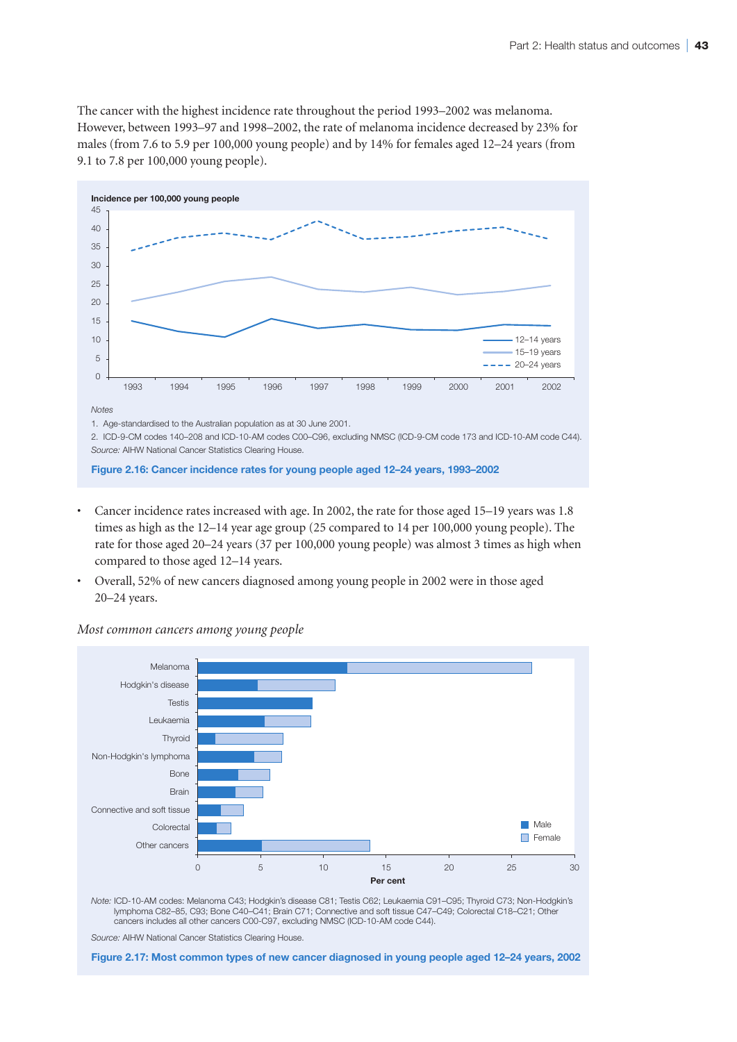The cancer with the highest incidence rate throughout the period 1993–2002 was melanoma. However, between 1993–97 and 1998–2002, the rate of melanoma incidence decreased by 23% for males (from 7.6 to 5.9 per 100,000 young people) and by 14% for females aged 12–24 years (from 9.1 to 7.8 per 100,000 young people).

*Notes*

1. Age-standardised to the Australian population as at 30 June 2001.
2. ICD-9-CM codes 140–208 and ICD-10-AM codes C00–C96, excluding NMSC (ICD-9-CM code 173 and ICD-10-AM code C44).

*Source:* AIHW National Cancer Statistics Clearing House.

**Figure 2.16: Cancer incidence rates for young people aged 12–24 years, 1993–2002**

- Cancer incidence rates increased with age. In 2002, the rate for those aged 15–19 years was 1.8 times as high as the 12–14 year age group (25 compared to 14 per 100,000 young people). The rate for those aged 20–24 years (37 per 100,000 young people) was almost 3 times as high when compared to those aged 12–14 years.
- Overall, 52% of new cancers diagnosed among young people in 2002 were in those aged 20–24 years.

*Most common cancers among young people*

*Note:* ICD-10-AM codes: Melanoma C43; Hodgkin's disease C81; Testis C62; Leukaemia C91–C95; Thyroid C73; Non-Hodgkin's lymphoma C82–85, C93; Bone C40–C41; Brain C71; Connective and soft tissue C47–C49; Colorectal C18–C21; Other cancers includes all other cancers C00-C97, excluding NMSC (ICD-10-AM code C44).

*Source:* AIHW National Cancer Statistics Clearing House.

**Figure 2.17: Most common types of new cancer diagnosed in young people aged 12–24 years, 2002**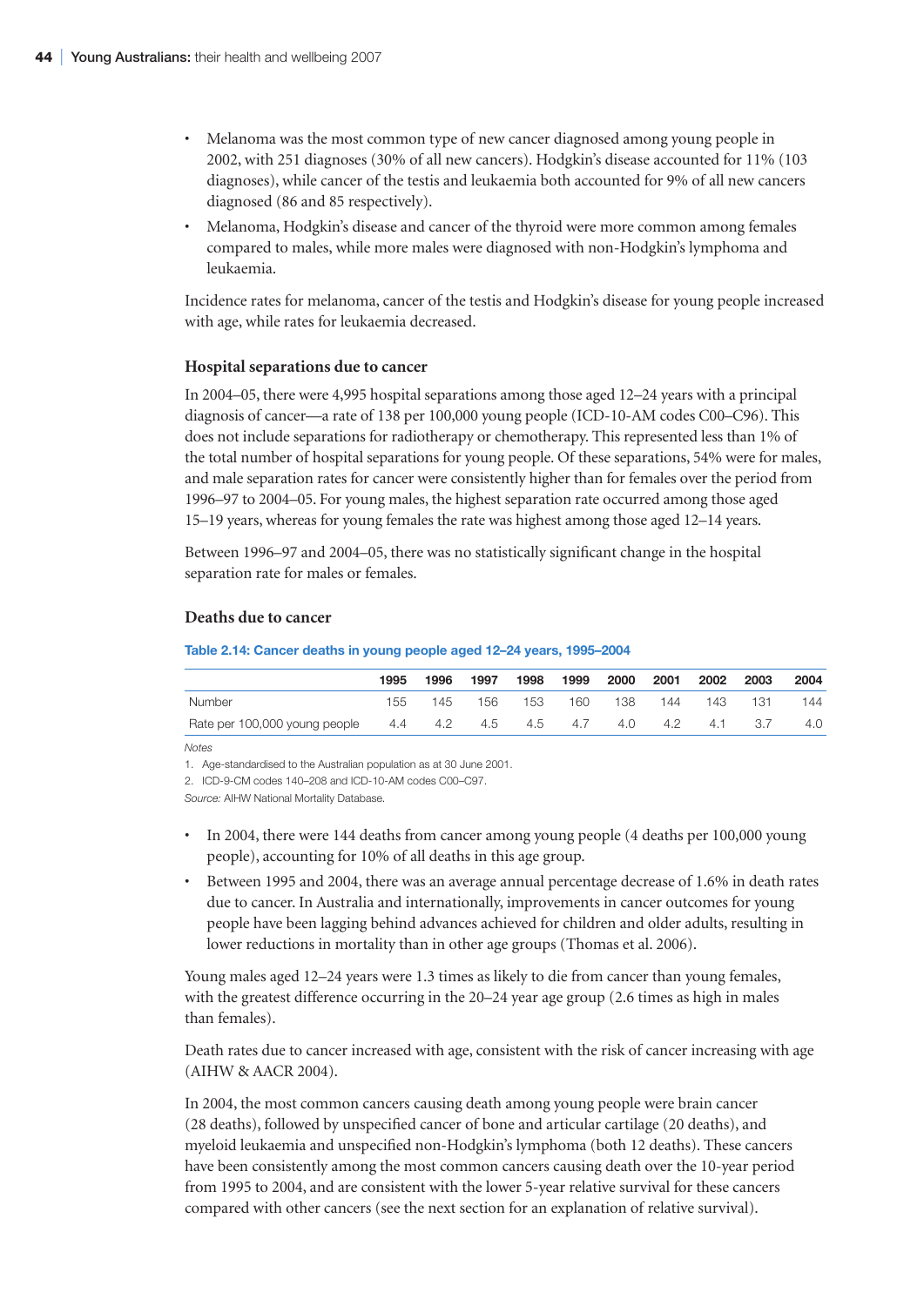- Melanoma was the most common type of new cancer diagnosed among young people in 2002, with 251 diagnoses (30% of all new cancers). Hodgkin's disease accounted for 11% (103 diagnoses), while cancer of the testis and leukaemia both accounted for 9% of all new cancers diagnosed (86 and 85 respectively).
- Melanoma, Hodgkin's disease and cancer of the thyroid were more common among females compared to males, while more males were diagnosed with non-Hodgkin's lymphoma and leukaemia.

Incidence rates for melanoma, cancer of the testis and Hodgkin's disease for young people increased with age, while rates for leukaemia decreased.

### Hospital separations due to cancer

In 2004–05, there were 4,995 hospital separations among those aged 12–24 years with a principal diagnosis of cancer—a rate of 138 per 100,000 young people (ICD-10-AM codes C00–C96). This does not include separations for radiotherapy or chemotherapy. This represented less than 1% of the total number of hospital separations for young people. Of these separations, 54% were for males, and male separation rates for cancer were consistently higher than for females over the period from 1996–97 to 2004–05. For young males, the highest separation rate occurred among those aged 15–19 years, whereas for young females the rate was highest among those aged 12–14 years.

Between 1996–97 and 2004–05, there was no statistically significant change in the hospital separation rate for males or females.

### Deaths due to cancer

**Table 2.14: Cancer deaths in young people aged 12–24 years, 1995–2004**

| | 1995 | 1996 | 1997 | 1998 | 1999 | 2000 | 2001 | 2002 | 2003 | 2004 |
|---|---|---|---|---|---|---|---|---|---|---|
| Number | 155 | 145 | 156 | 153 | 160 | 138 | 144 | 143 | 131 | 144 |
| Rate per 100,000 young people | 4.4 | 4.2 | 4.5 | 4.5 | 4.7 | 4.0 | 4.2 | 4.1 | 3.7 | 4.0 |

*Notes*

1. Age-standardised to the Australian population as at 30 June 2001.
2. ICD-9-CM codes 140–208 and ICD-10-AM codes C00–C97.

*Source:* AIHW National Mortality Database.

- In 2004, there were 144 deaths from cancer among young people (4 deaths per 100,000 young people), accounting for 10% of all deaths in this age group.
- Between 1995 and 2004, there was an average annual percentage decrease of 1.6% in death rates due to cancer. In Australia and internationally, improvements in cancer outcomes for young people have been lagging behind advances achieved for children and older adults, resulting in lower reductions in mortality than in other age groups (Thomas et al. 2006).

Young males aged 12–24 years were 1.3 times as likely to die from cancer than young females, with the greatest difference occurring in the 20–24 year age group (2.6 times as high in males than females).

Death rates due to cancer increased with age, consistent with the risk of cancer increasing with age (AIHW & AACR 2004).

In 2004, the most common cancers causing death among young people were brain cancer (28 deaths), followed by unspecified cancer of bone and articular cartilage (20 deaths), and myeloid leukaemia and unspecified non-Hodgkin's lymphoma (both 12 deaths). These cancers have been consistently among the most common cancers causing death over the 10-year period from 1995 to 2004, and are consistent with the lower 5-year relative survival for these cancers compared with other cancers (see the next section for an explanation of relative survival).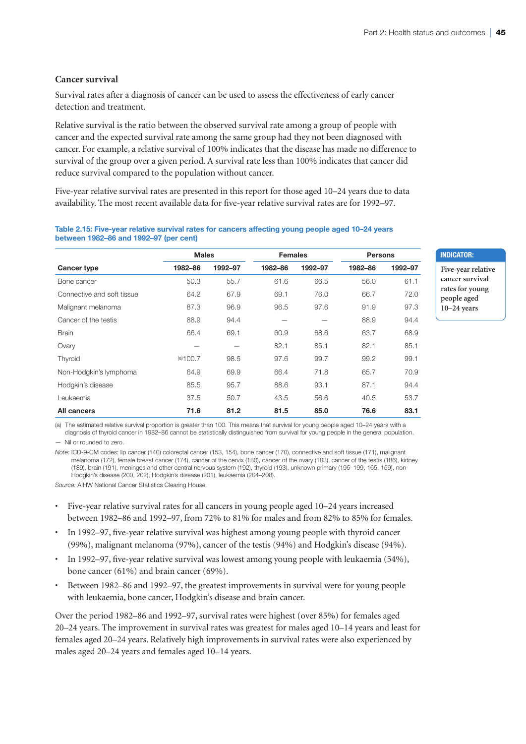### Cancer survival

Survival rates after a diagnosis of cancer can be used to assess the effectiveness of early cancer detection and treatment.

Relative survival is the ratio between the observed survival rate among a group of people with cancer and the expected survival rate among the same group had they not been diagnosed with cancer. For example, a relative survival of 100% indicates that the disease has made no difference to survival of the group over a given period. A survival rate less than 100% indicates that cancer did reduce survival compared to the population without cancer.

Five-year relative survival rates are presented in this report for those aged 10–24 years due to data availability. The most recent available data for five-year relative survival rates are for 1992–97.

**Table 2.15: Five-year relative survival rates for cancers affecting young people aged 10–24 years between 1982–86 and 1992–97 (per cent)**

| | Males | | Females | | Persons | |
|---|---|---|---|---|---|---|
| **Cancer type** | **1982–86** | **1992–97** | **1982–86** | **1992–97** | **1982–86** | **1992–97** |
| Bone cancer | 50.3 | 55.7 | 61.6 | 66.5 | 56.0 | 61.1 |
| Connective and soft tissue | 64.2 | 67.9 | 69.1 | 76.0 | 66.7 | 72.0 |
| Malignant melanoma | 87.3 | 96.9 | 96.5 | 97.6 | 91.9 | 97.3 |
| Cancer of the testis | 88.9 | 94.4 | — | — | 88.9 | 94.4 |
| Brain | 66.4 | 69.1 | 60.9 | 68.6 | 63.7 | 68.9 |
| Ovary | — | — | 82.1 | 85.1 | 82.1 | 85.1 |
| Thyroid | (a)100.7 | 98.5 | 97.6 | 99.7 | 99.2 | 99.1 |
| Non-Hodgkin's lymphoma | 64.9 | 69.9 | 66.4 | 71.8 | 65.7 | 70.9 |
| Hodgkin's disease | 85.5 | 95.7 | 88.6 | 93.1 | 87.1 | 94.4 |
| Leukaemia | 37.5 | 50.7 | 43.5 | 56.6 | 40.5 | 53.7 |
| **All cancers** | **71.6** | **81.2** | **81.5** | **85.0** | **76.6** | **83.1** |

(a) The estimated relative survival proportion is greater than 100. This means that survival for young people aged 10–24 years with a diagnosis of thyroid cancer in 1982–86 cannot be statistically distinguished from survival for young people in the general population.

— Nil or rounded to zero.

*Note:* ICD-9-CM codes: lip cancer (140) colorectal cancer (153, 154), bone cancer (170), connective and soft tissue (171), malignant melanoma (172), female breast cancer (174), cancer of the cervix (180), cancer of the ovary (183), cancer of the testis (186), kidney (189), brain (191), meninges and other central nervous system (192), thyroid (193), unknown primary (195–199, 165, 159), non-Hodgkin's disease (200, 202), Hodgkin's disease (201), leukaemia (204–208).

*Source:* AIHW National Cancer Statistics Clearing House.

**INDICATOR:** Five-year relative cancer survival rates for young people aged 10–24 years

- Five-year relative survival rates for all cancers in young people aged 10–24 years increased between 1982–86 and 1992–97, from 72% to 81% for males and from 82% to 85% for females.
- In 1992–97, five-year relative survival was highest among young people with thyroid cancer (99%), malignant melanoma (97%), cancer of the testis (94%) and Hodgkin's disease (94%).
- In 1992–97, five-year relative survival was lowest among young people with leukaemia (54%), bone cancer (61%) and brain cancer (69%).
- Between 1982–86 and 1992–97, the greatest improvements in survival were for young people with leukaemia, bone cancer, Hodgkin's disease and brain cancer.

Over the period 1982–86 and 1992–97, survival rates were highest (over 85%) for females aged 20–24 years. The improvement in survival rates was greatest for males aged 10–14 years and least for females aged 20–24 years. Relatively high improvements in survival rates were also experienced by males aged 20–24 years and females aged 10–14 years.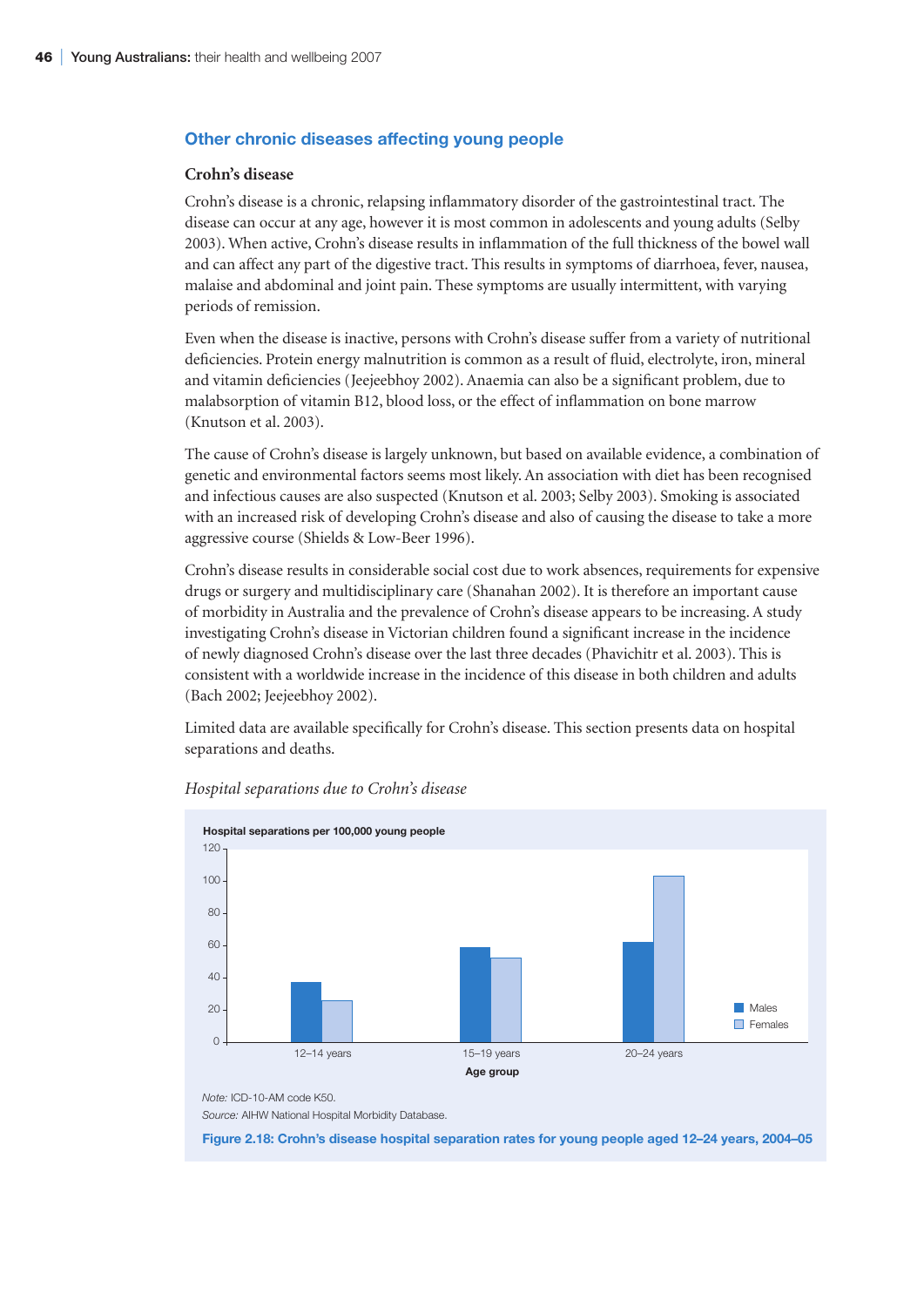## Other chronic diseases affecting young people

### Crohn's disease

Crohn's disease is a chronic, relapsing inflammatory disorder of the gastrointestinal tract. The disease can occur at any age, however it is most common in adolescents and young adults (Selby 2003). When active, Crohn's disease results in inflammation of the full thickness of the bowel wall and can affect any part of the digestive tract. This results in symptoms of diarrhoea, fever, nausea, malaise and abdominal and joint pain. These symptoms are usually intermittent, with varying periods of remission.

Even when the disease is inactive, persons with Crohn's disease suffer from a variety of nutritional deficiencies. Protein energy malnutrition is common as a result of fluid, electrolyte, iron, mineral and vitamin deficiencies (Jeejeebhoy 2002). Anaemia can also be a significant problem, due to malabsorption of vitamin B12, blood loss, or the effect of inflammation on bone marrow (Knutson et al. 2003).

The cause of Crohn's disease is largely unknown, but based on available evidence, a combination of genetic and environmental factors seems most likely. An association with diet has been recognised and infectious causes are also suspected (Knutson et al. 2003; Selby 2003). Smoking is associated with an increased risk of developing Crohn's disease and also of causing the disease to take a more aggressive course (Shields & Low-Beer 1996).

Crohn's disease results in considerable social cost due to work absences, requirements for expensive drugs or surgery and multidisciplinary care (Shanahan 2002). It is therefore an important cause of morbidity in Australia and the prevalence of Crohn's disease appears to be increasing. A study investigating Crohn's disease in Victorian children found a significant increase in the incidence of newly diagnosed Crohn's disease over the last three decades (Phavichitr et al. 2003). This is consistent with a worldwide increase in the incidence of this disease in both children and adults (Bach 2002; Jeejeebhoy 2002).

Limited data are available specifically for Crohn's disease. This section presents data on hospital separations and deaths.

*Hospital separations due to Crohn's disease*

Hospital separations per 100,000 young people

| Age group | Males | Females |
|---|---|---|
| 12–14 years | ~37 | ~26 |
| 15–19 years | ~59 | ~52 |
| 20–24 years | ~62 | ~103 |

*Note:* ICD-10-AM code K50.

*Source:* AIHW National Hospital Morbidity Database.

**Figure 2.18: Crohn's disease hospital separation rates for young people aged 12–24 years, 2004–05**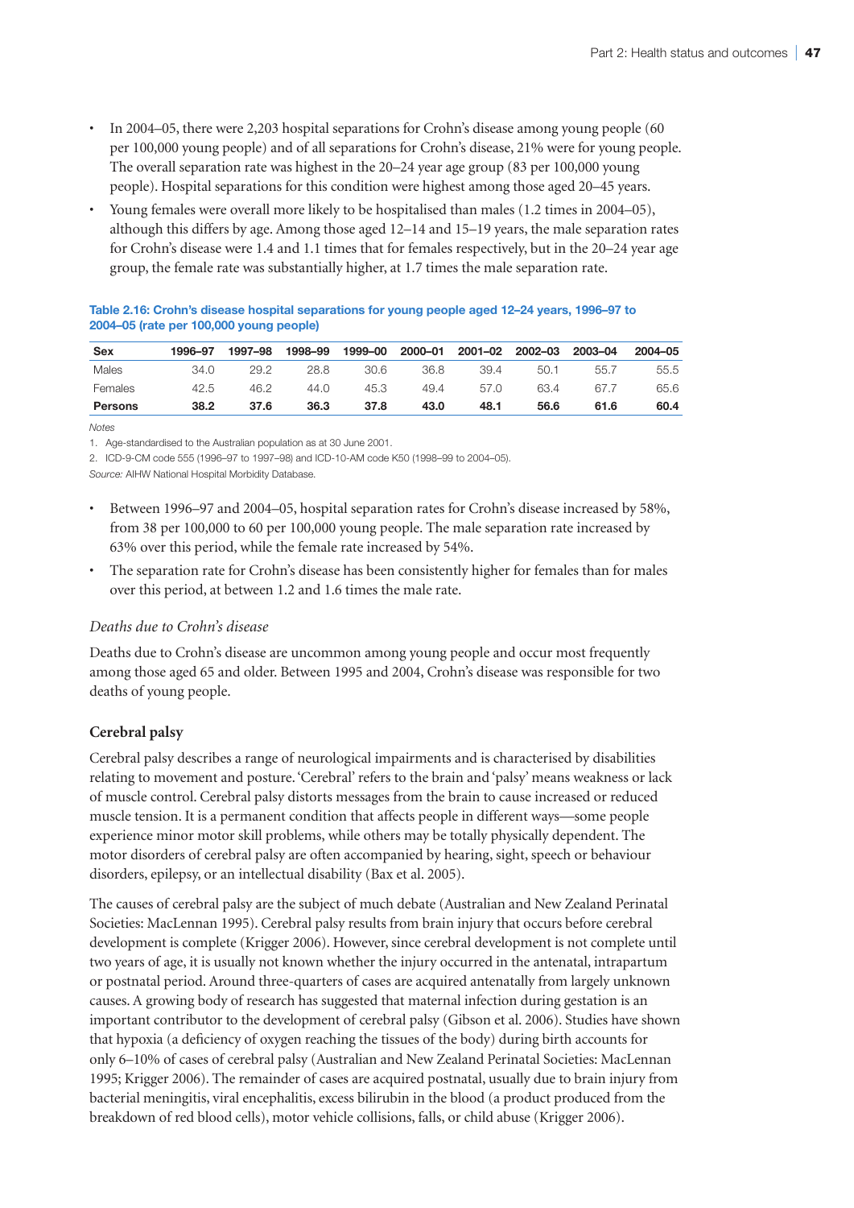- In 2004–05, there were 2,203 hospital separations for Crohn's disease among young people (60 per 100,000 young people) and of all separations for Crohn's disease, 21% were for young people. The overall separation rate was highest in the 20–24 year age group (83 per 100,000 young people). Hospital separations for this condition were highest among those aged 20–45 years.
- Young females were overall more likely to be hospitalised than males (1.2 times in 2004–05), although this differs by age. Among those aged 12–14 and 15–19 years, the male separation rates for Crohn's disease were 1.4 and 1.1 times that for females respectively, but in the 20–24 year age group, the female rate was substantially higher, at 1.7 times the male separation rate.

**Table 2.16: Crohn's disease hospital separations for young people aged 12–24 years, 1996–97 to 2004–05 (rate per 100,000 young people)**

| Sex | 1996–97 | 1997–98 | 1998–99 | 1999–00 | 2000–01 | 2001–02 | 2002–03 | 2003–04 | 2004–05 |
|---|---|---|---|---|---|---|---|---|---|
| Males | 34.0 | 29.2 | 28.8 | 30.6 | 36.8 | 39.4 | 50.1 | 55.7 | 55.5 |
| Females | 42.5 | 46.2 | 44.0 | 45.3 | 49.4 | 57.0 | 63.4 | 67.7 | 65.6 |
| **Persons** | **38.2** | **37.6** | **36.3** | **37.8** | **43.0** | **48.1** | **56.6** | **61.6** | **60.4** |

*Notes*

1. Age-standardised to the Australian population as at 30 June 2001.
2. ICD-9-CM code 555 (1996–97 to 1997–98) and ICD-10-AM code K50 (1998–99 to 2004–05).

*Source:* AIHW National Hospital Morbidity Database.

- Between 1996–97 and 2004–05, hospital separation rates for Crohn's disease increased by 58%, from 38 per 100,000 to 60 per 100,000 young people. The male separation rate increased by 63% over this period, while the female rate increased by 54%.
- The separation rate for Crohn's disease has been consistently higher for females than for males over this period, at between 1.2 and 1.6 times the male rate.

*Deaths due to Crohn's disease*

Deaths due to Crohn's disease are uncommon among young people and occur most frequently among those aged 65 and older. Between 1995 and 2004, Crohn's disease was responsible for two deaths of young people.

### Cerebral palsy

Cerebral palsy describes a range of neurological impairments and is characterised by disabilities relating to movement and posture. 'Cerebral' refers to the brain and 'palsy' means weakness or lack of muscle control. Cerebral palsy distorts messages from the brain to cause increased or reduced muscle tension. It is a permanent condition that affects people in different ways—some people experience minor motor skill problems, while others may be totally physically dependent. The motor disorders of cerebral palsy are often accompanied by hearing, sight, speech or behaviour disorders, epilepsy, or an intellectual disability (Bax et al. 2005).

The causes of cerebral palsy are the subject of much debate (Australian and New Zealand Perinatal Societies: MacLennan 1995). Cerebral palsy results from brain injury that occurs before cerebral development is complete (Krigger 2006). However, since cerebral development is not complete until two years of age, it is usually not known whether the injury occurred in the antenatal, intrapartum or postnatal period. Around three-quarters of cases are acquired antenatally from largely unknown causes. A growing body of research has suggested that maternal infection during gestation is an important contributor to the development of cerebral palsy (Gibson et al. 2006). Studies have shown that hypoxia (a deficiency of oxygen reaching the tissues of the body) during birth accounts for only 6–10% of cases of cerebral palsy (Australian and New Zealand Perinatal Societies: MacLennan 1995; Krigger 2006). The remainder of cases are acquired postnatal, usually due to brain injury from bacterial meningitis, viral encephalitis, excess bilirubin in the blood (a product produced from the breakdown of red blood cells), motor vehicle collisions, falls, or child abuse (Krigger 2006).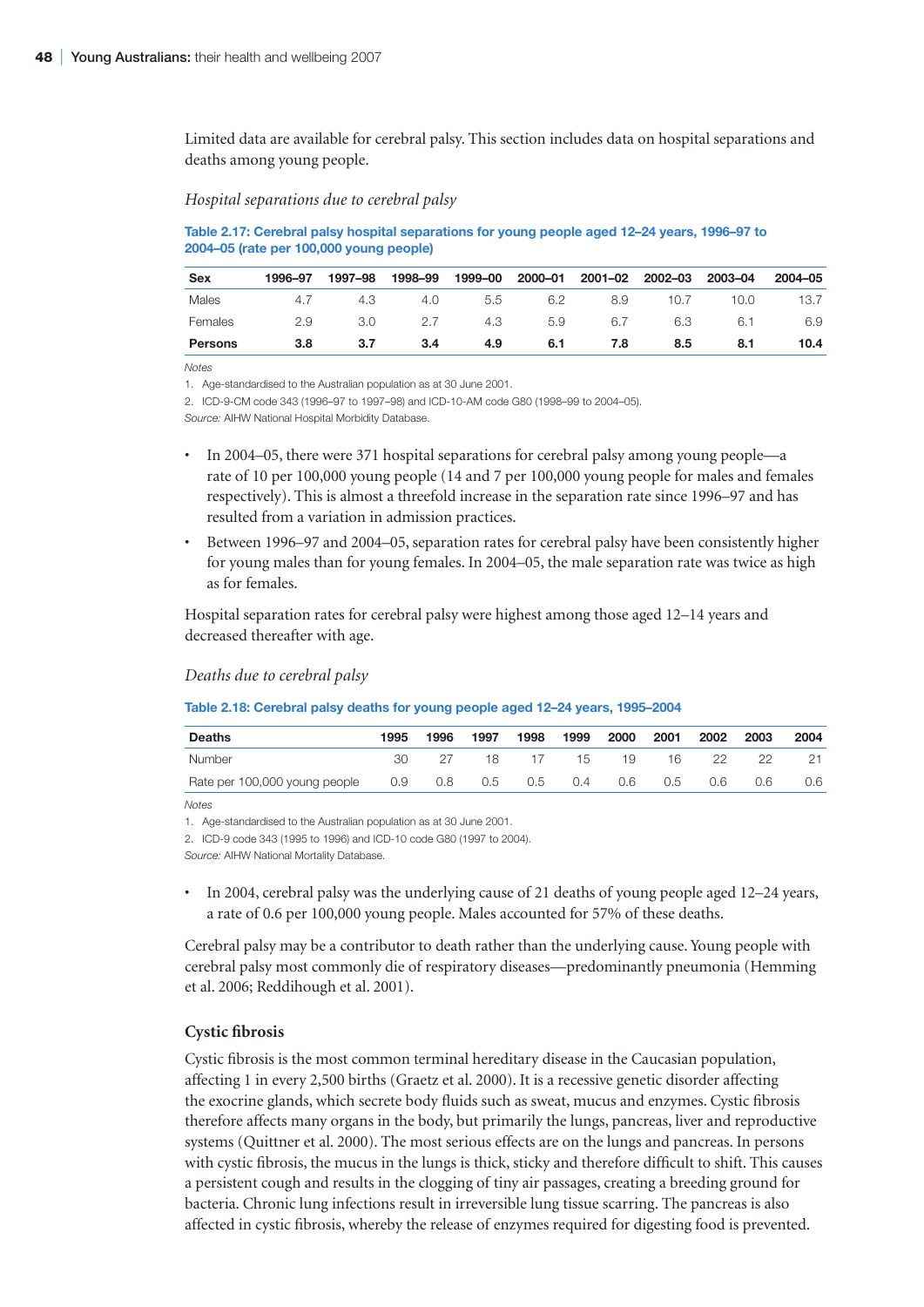Limited data are available for cerebral palsy. This section includes data on hospital separations and deaths among young people.

*Hospital separations due to cerebral palsy*

**Table 2.17: Cerebral palsy hospital separations for young people aged 12–24 years, 1996–97 to 2004–05 (rate per 100,000 young people)**

| Sex | 1996–97 | 1997–98 | 1998–99 | 1999–00 | 2000–01 | 2001–02 | 2002–03 | 2003–04 | 2004–05 |
|---|---|---|---|---|---|---|---|---|---|
| Males | 4.7 | 4.3 | 4.0 | 5.5 | 6.2 | 8.9 | 10.7 | 10.0 | 13.7 |
| Females | 2.9 | 3.0 | 2.7 | 4.3 | 5.9 | 6.7 | 6.3 | 6.1 | 6.9 |
| **Persons** | **3.8** | **3.7** | **3.4** | **4.9** | **6.1** | **7.8** | **8.5** | **8.1** | **10.4** |

*Notes*

1. Age-standardised to the Australian population as at 30 June 2001.
2. ICD-9-CM code 343 (1996–97 to 1997–98) and ICD-10-AM code G80 (1998–99 to 2004–05).

*Source:* AIHW National Hospital Morbidity Database.

- In 2004–05, there were 371 hospital separations for cerebral palsy among young people—a rate of 10 per 100,000 young people (14 and 7 per 100,000 young people for males and females respectively). This is almost a threefold increase in the separation rate since 1996–97 and has resulted from a variation in admission practices.
- Between 1996–97 and 2004–05, separation rates for cerebral palsy have been consistently higher for young males than for young females. In 2004–05, the male separation rate was twice as high as for females.

Hospital separation rates for cerebral palsy were highest among those aged 12–14 years and decreased thereafter with age.

*Deaths due to cerebral palsy*

**Table 2.18: Cerebral palsy deaths for young people aged 12–24 years, 1995–2004**

| Deaths | 1995 | 1996 | 1997 | 1998 | 1999 | 2000 | 2001 | 2002 | 2003 | 2004 |
|---|---|---|---|---|---|---|---|---|---|---|
| Number | 30 | 27 | 18 | 17 | 15 | 19 | 16 | 22 | 22 | 21 |
| Rate per 100,000 young people | 0.9 | 0.8 | 0.5 | 0.5 | 0.4 | 0.6 | 0.5 | 0.6 | 0.6 | 0.6 |

*Notes*

1. Age-standardised to the Australian population as at 30 June 2001.
2. ICD-9 code 343 (1995 to 1996) and ICD-10 code G80 (1997 to 2004).

*Source:* AIHW National Mortality Database.

- In 2004, cerebral palsy was the underlying cause of 21 deaths of young people aged 12–24 years, a rate of 0.6 per 100,000 young people. Males accounted for 57% of these deaths.

Cerebral palsy may be a contributor to death rather than the underlying cause. Young people with cerebral palsy most commonly die of respiratory diseases—predominantly pneumonia (Hemming et al. 2006; Reddihough et al. 2001).

### Cystic fibrosis

Cystic fibrosis is the most common terminal hereditary disease in the Caucasian population, affecting 1 in every 2,500 births (Graetz et al. 2000). It is a recessive genetic disorder affecting the exocrine glands, which secrete body fluids such as sweat, mucus and enzymes. Cystic fibrosis therefore affects many organs in the body, but primarily the lungs, pancreas, liver and reproductive systems (Quittner et al. 2000). The most serious effects are on the lungs and pancreas. In persons with cystic fibrosis, the mucus in the lungs is thick, sticky and therefore difficult to shift. This causes a persistent cough and results in the clogging of tiny air passages, creating a breeding ground for bacteria. Chronic lung infections result in irreversible lung tissue scarring. The pancreas is also affected in cystic fibrosis, whereby the release of enzymes required for digesting food is prevented.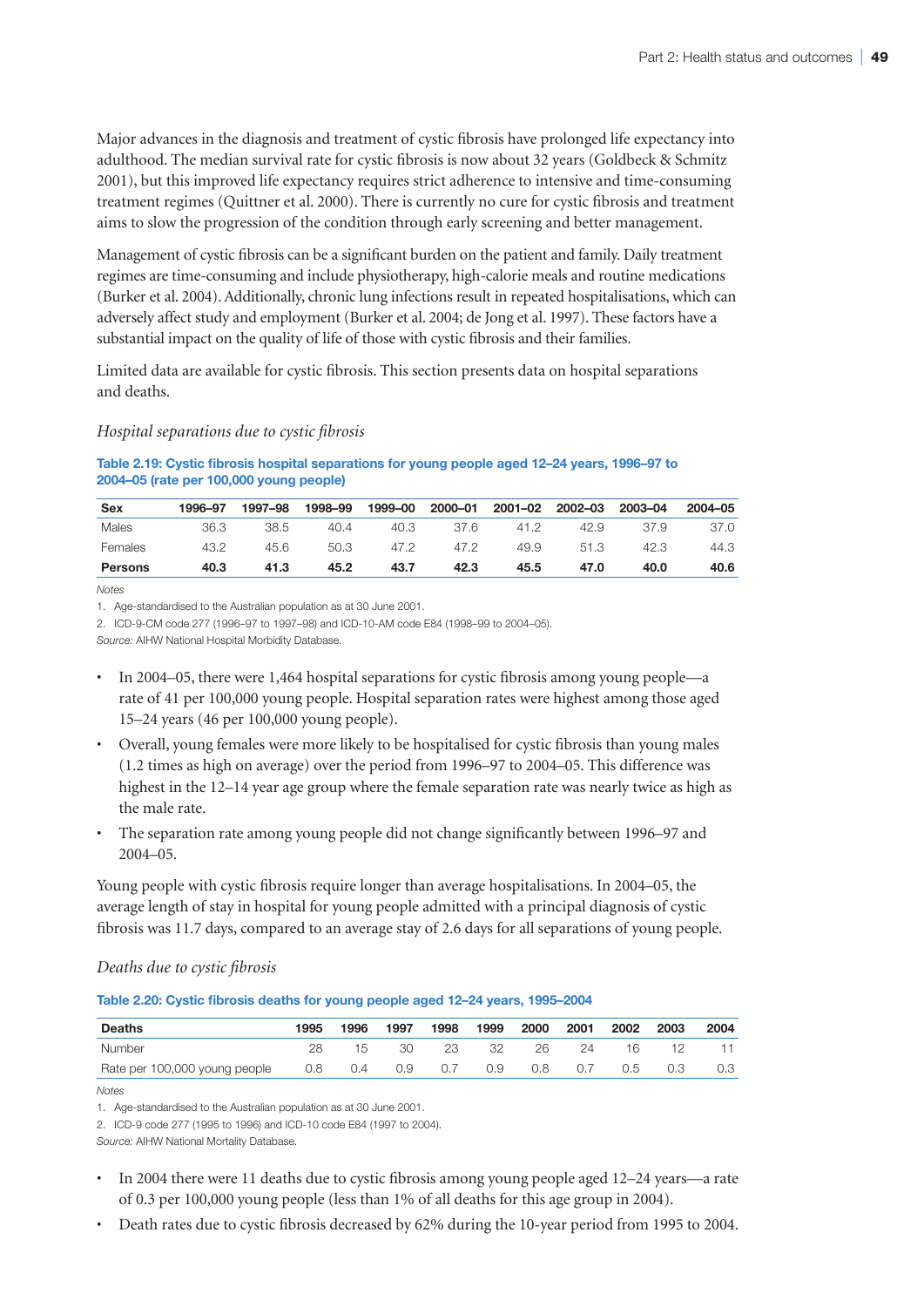Major advances in the diagnosis and treatment of cystic fibrosis have prolonged life expectancy into adulthood. The median survival rate for cystic fibrosis is now about 32 years (Goldbeck & Schmitz 2001), but this improved life expectancy requires strict adherence to intensive and time-consuming treatment regimes (Quittner et al. 2000). There is currently no cure for cystic fibrosis and treatment aims to slow the progression of the condition through early screening and better management.

Management of cystic fibrosis can be a significant burden on the patient and family. Daily treatment regimes are time-consuming and include physiotherapy, high-calorie meals and routine medications (Burker et al. 2004). Additionally, chronic lung infections result in repeated hospitalisations, which can adversely affect study and employment (Burker et al. 2004; de Jong et al. 1997). These factors have a substantial impact on the quality of life of those with cystic fibrosis and their families.

Limited data are available for cystic fibrosis. This section presents data on hospital separations and deaths.

*Hospital separations due to cystic fibrosis*

**Table 2.19: Cystic fibrosis hospital separations for young people aged 12–24 years, 1996–97 to 2004–05 (rate per 100,000 young people)**

| Sex | 1996–97 | 1997–98 | 1998–99 | 1999–00 | 2000–01 | 2001–02 | 2002–03 | 2003–04 | 2004–05 |
|---|---|---|---|---|---|---|---|---|---|
| Males | 36.3 | 38.5 | 40.4 | 40.3 | 37.6 | 41.2 | 42.9 | 37.9 | 37.0 |
| Females | 43.2 | 45.6 | 50.3 | 47.2 | 47.2 | 49.9 | 51.3 | 42.3 | 44.3 |
| **Persons** | **40.3** | **41.3** | **45.2** | **43.7** | **42.3** | **45.5** | **47.0** | **40.0** | **40.6** |

*Notes*

1. Age-standardised to the Australian population as at 30 June 2001.
2. ICD-9-CM code 277 (1996–97 to 1997–98) and ICD-10-AM code E84 (1998–99 to 2004–05).

*Source:* AIHW National Hospital Morbidity Database.

- In 2004–05, there were 1,464 hospital separations for cystic fibrosis among young people—a rate of 41 per 100,000 young people. Hospital separation rates were highest among those aged 15–24 years (46 per 100,000 young people).
- Overall, young females were more likely to be hospitalised for cystic fibrosis than young males (1.2 times as high on average) over the period from 1996–97 to 2004–05. This difference was highest in the 12–14 year age group where the female separation rate was nearly twice as high as the male rate.
- The separation rate among young people did not change significantly between 1996–97 and 2004–05.

Young people with cystic fibrosis require longer than average hospitalisations. In 2004–05, the average length of stay in hospital for young people admitted with a principal diagnosis of cystic fibrosis was 11.7 days, compared to an average stay of 2.6 days for all separations of young people.

*Deaths due to cystic fibrosis*

**Table 2.20: Cystic fibrosis deaths for young people aged 12–24 years, 1995–2004**

| Deaths | 1995 | 1996 | 1997 | 1998 | 1999 | 2000 | 2001 | 2002 | 2003 | 2004 |
|---|---|---|---|---|---|---|---|---|---|---|
| Number | 28 | 15 | 30 | 23 | 32 | 26 | 24 | 16 | 12 | 11 |
| Rate per 100,000 young people | 0.8 | 0.4 | 0.9 | 0.7 | 0.9 | 0.8 | 0.7 | 0.5 | 0.3 | 0.3 |

*Notes*

1. Age-standardised to the Australian population as at 30 June 2001.
2. ICD-9 code 277 (1995 to 1996) and ICD-10 code E84 (1997 to 2004).

*Source:* AIHW National Mortality Database.

- In 2004 there were 11 deaths due to cystic fibrosis among young people aged 12–24 years—a rate of 0.3 per 100,000 young people (less than 1% of all deaths for this age group in 2004).
- Death rates due to cystic fibrosis decreased by 62% during the 10-year period from 1995 to 2004.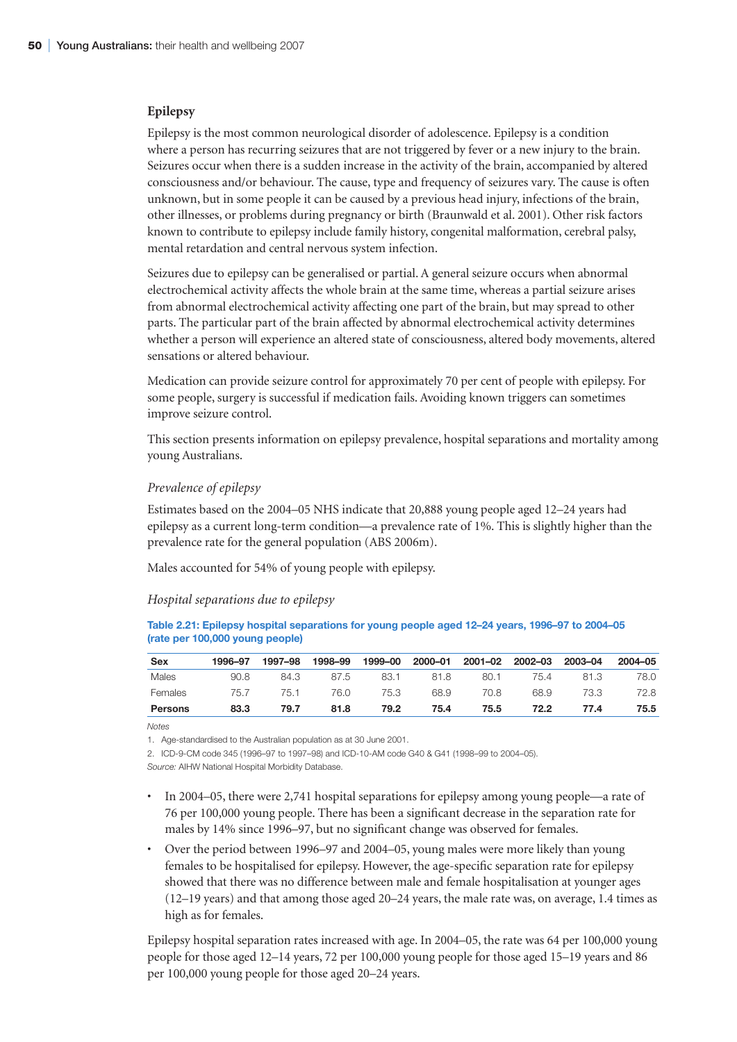## Epilepsy

Epilepsy is the most common neurological disorder of adolescence. Epilepsy is a condition where a person has recurring seizures that are not triggered by fever or a new injury to the brain. Seizures occur when there is a sudden increase in the activity of the brain, accompanied by altered consciousness and/or behaviour. The cause, type and frequency of seizures vary. The cause is often unknown, but in some people it can be caused by a previous head injury, infections of the brain, other illnesses, or problems during pregnancy or birth (Braunwald et al. 2001). Other risk factors known to contribute to epilepsy include family history, congenital malformation, cerebral palsy, mental retardation and central nervous system infection.

Seizures due to epilepsy can be generalised or partial. A general seizure occurs when abnormal electrochemical activity affects the whole brain at the same time, whereas a partial seizure arises from abnormal electrochemical activity affecting one part of the brain, but may spread to other parts. The particular part of the brain affected by abnormal electrochemical activity determines whether a person will experience an altered state of consciousness, altered body movements, altered sensations or altered behaviour.

Medication can provide seizure control for approximately 70 per cent of people with epilepsy. For some people, surgery is successful if medication fails. Avoiding known triggers can sometimes improve seizure control.

This section presents information on epilepsy prevalence, hospital separations and mortality among young Australians.

### *Prevalence of epilepsy*

Estimates based on the 2004–05 NHS indicate that 20,888 young people aged 12–24 years had epilepsy as a current long-term condition—a prevalence rate of 1%. This is slightly higher than the prevalence rate for the general population (ABS 2006m).

Males accounted for 54% of young people with epilepsy.

### *Hospital separations due to epilepsy*

**Table 2.21: Epilepsy hospital separations for young people aged 12–24 years, 1996–97 to 2004–05 (rate per 100,000 young people)**

| Sex | 1996–97 | 1997–98 | 1998–99 | 1999–00 | 2000–01 | 2001–02 | 2002–03 | 2003–04 | 2004–05 |
|---|---|---|---|---|---|---|---|---|---|
| Males | 90.8 | 84.3 | 87.5 | 83.1 | 81.8 | 80.1 | 75.4 | 81.3 | 78.0 |
| Females | 75.7 | 75.1 | 76.0 | 75.3 | 68.9 | 70.8 | 68.9 | 73.3 | 72.8 |
| **Persons** | **83.3** | **79.7** | **81.8** | **79.2** | **75.4** | **75.5** | **72.2** | **77.4** | **75.5** |

*Notes*

1. Age-standardised to the Australian population as at 30 June 2001.
2. ICD-9-CM code 345 (1996–97 to 1997–98) and ICD-10-AM code G40 & G41 (1998–99 to 2004–05).

*Source:* AIHW National Hospital Morbidity Database.

- In 2004–05, there were 2,741 hospital separations for epilepsy among young people—a rate of 76 per 100,000 young people. There has been a significant decrease in the separation rate for males by 14% since 1996–97, but no significant change was observed for females.
- Over the period between 1996–97 and 2004–05, young males were more likely than young females to be hospitalised for epilepsy. However, the age-specific separation rate for epilepsy showed that there was no difference between male and female hospitalisation at younger ages (12–19 years) and that among those aged 20–24 years, the male rate was, on average, 1.4 times as high as for females.

Epilepsy hospital separation rates increased with age. In 2004–05, the rate was 64 per 100,000 young people for those aged 12–14 years, 72 per 100,000 young people for those aged 15–19 years and 86 per 100,000 young people for those aged 20–24 years.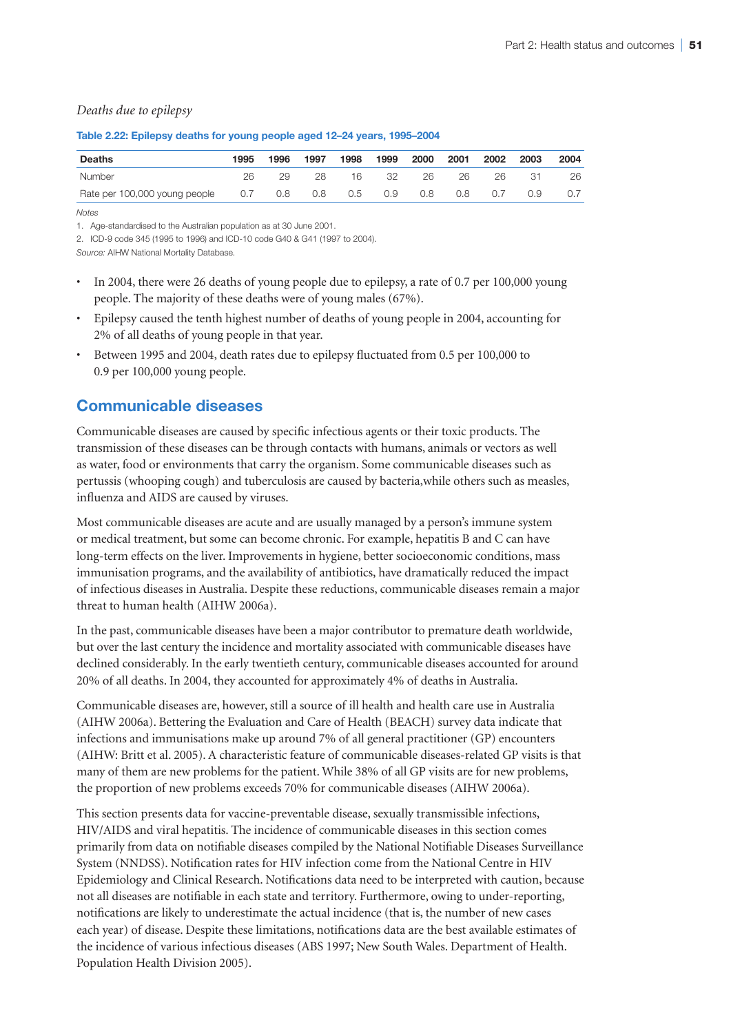*Deaths due to epilepsy*

**Table 2.22: Epilepsy deaths for young people aged 12–24 years, 1995–2004**

| Deaths | 1995 | 1996 | 1997 | 1998 | 1999 | 2000 | 2001 | 2002 | 2003 | 2004 |
|---|---|---|---|---|---|---|---|---|---|---|
| Number | 26 | 29 | 28 | 16 | 32 | 26 | 26 | 26 | 31 | 26 |
| Rate per 100,000 young people | 0.7 | 0.8 | 0.8 | 0.5 | 0.9 | 0.8 | 0.8 | 0.7 | 0.9 | 0.7 |

*Notes*

1. Age-standardised to the Australian population as at 30 June 2001.
2. ICD-9 code 345 (1995 to 1996) and ICD-10 code G40 & G41 (1997 to 2004).

*Source:* AIHW National Mortality Database.

- In 2004, there were 26 deaths of young people due to epilepsy, a rate of 0.7 per 100,000 young people. The majority of these deaths were of young males (67%).
- Epilepsy caused the tenth highest number of deaths of young people in 2004, accounting for 2% of all deaths of young people in that year.
- Between 1995 and 2004, death rates due to epilepsy fluctuated from 0.5 per 100,000 to 0.9 per 100,000 young people.

## Communicable diseases

Communicable diseases are caused by specific infectious agents or their toxic products. The transmission of these diseases can be through contacts with humans, animals or vectors as well as water, food or environments that carry the organism. Some communicable diseases such as pertussis (whooping cough) and tuberculosis are caused by bacteria,while others such as measles, influenza and AIDS are caused by viruses.

Most communicable diseases are acute and are usually managed by a person's immune system or medical treatment, but some can become chronic. For example, hepatitis B and C can have long-term effects on the liver. Improvements in hygiene, better socioeconomic conditions, mass immunisation programs, and the availability of antibiotics, have dramatically reduced the impact of infectious diseases in Australia. Despite these reductions, communicable diseases remain a major threat to human health (AIHW 2006a).

In the past, communicable diseases have been a major contributor to premature death worldwide, but over the last century the incidence and mortality associated with communicable diseases have declined considerably. In the early twentieth century, communicable diseases accounted for around 20% of all deaths. In 2004, they accounted for approximately 4% of deaths in Australia.

Communicable diseases are, however, still a source of ill health and health care use in Australia (AIHW 2006a). Bettering the Evaluation and Care of Health (BEACH) survey data indicate that infections and immunisations make up around 7% of all general practitioner (GP) encounters (AIHW: Britt et al. 2005). A characteristic feature of communicable diseases-related GP visits is that many of them are new problems for the patient. While 38% of all GP visits are for new problems, the proportion of new problems exceeds 70% for communicable diseases (AIHW 2006a).

This section presents data for vaccine-preventable disease, sexually transmissible infections, HIV/AIDS and viral hepatitis. The incidence of communicable diseases in this section comes primarily from data on notifiable diseases compiled by the National Notifiable Diseases Surveillance System (NNDSS). Notification rates for HIV infection come from the National Centre in HIV Epidemiology and Clinical Research. Notifications data need to be interpreted with caution, because not all diseases are notifiable in each state and territory. Furthermore, owing to under-reporting, notifications are likely to underestimate the actual incidence (that is, the number of new cases each year) of disease. Despite these limitations, notifications data are the best available estimates of the incidence of various infectious diseases (ABS 1997; New South Wales. Department of Health. Population Health Division 2005).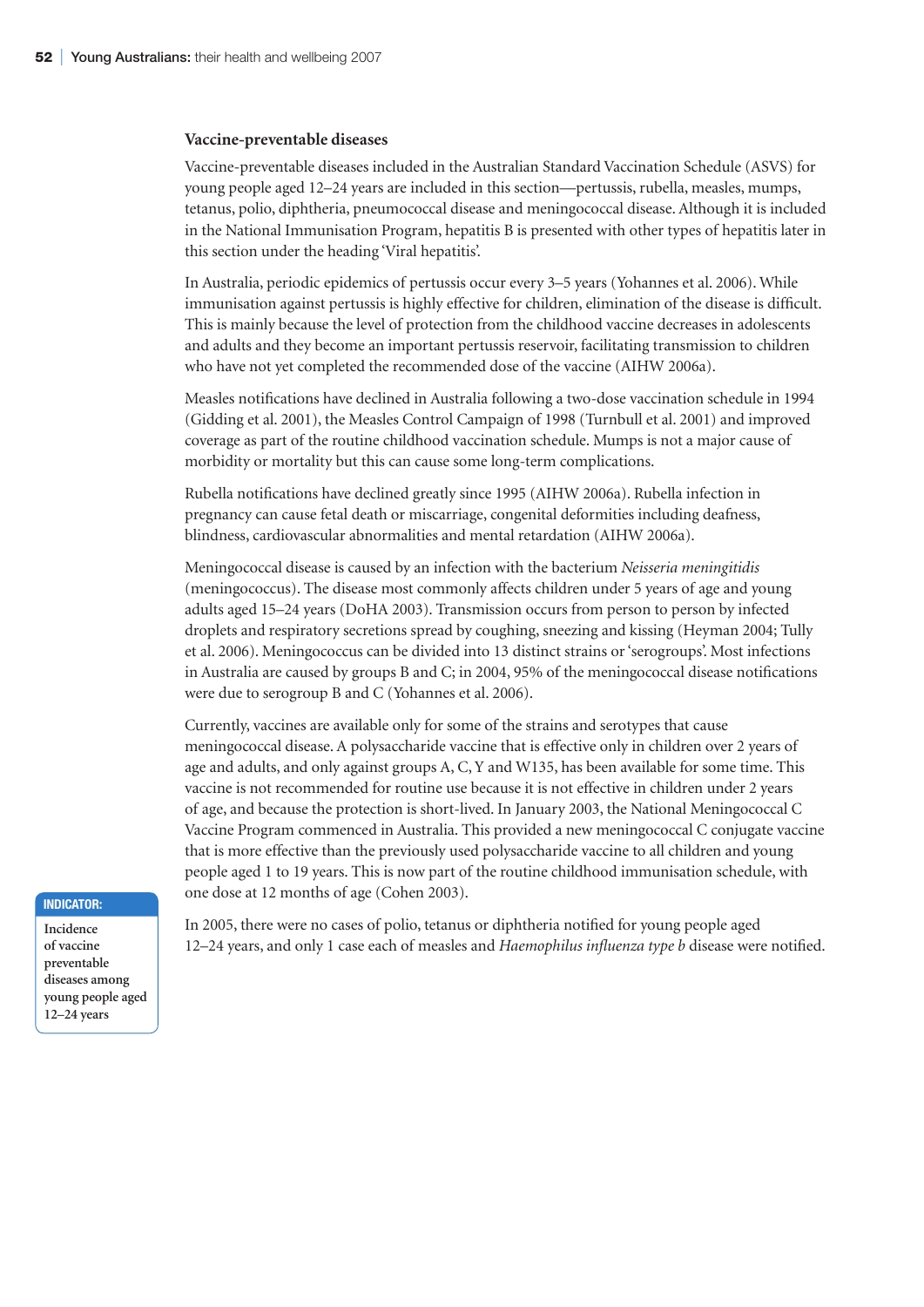### Vaccine-preventable diseases

Vaccine-preventable diseases included in the Australian Standard Vaccination Schedule (ASVS) for young people aged 12–24 years are included in this section—pertussis, rubella, measles, mumps, tetanus, polio, diphtheria, pneumococcal disease and meningococcal disease. Although it is included in the National Immunisation Program, hepatitis B is presented with other types of hepatitis later in this section under the heading 'Viral hepatitis'.

In Australia, periodic epidemics of pertussis occur every 3–5 years (Yohannes et al. 2006). While immunisation against pertussis is highly effective for children, elimination of the disease is difficult. This is mainly because the level of protection from the childhood vaccine decreases in adolescents and adults and they become an important pertussis reservoir, facilitating transmission to children who have not yet completed the recommended dose of the vaccine (AIHW 2006a).

Measles notifications have declined in Australia following a two-dose vaccination schedule in 1994 (Gidding et al. 2001), the Measles Control Campaign of 1998 (Turnbull et al. 2001) and improved coverage as part of the routine childhood vaccination schedule. Mumps is not a major cause of morbidity or mortality but this can cause some long-term complications.

Rubella notifications have declined greatly since 1995 (AIHW 2006a). Rubella infection in pregnancy can cause fetal death or miscarriage, congenital deformities including deafness, blindness, cardiovascular abnormalities and mental retardation (AIHW 2006a).

Meningococcal disease is caused by an infection with the bacterium *Neisseria meningitidis* (meningococcus). The disease most commonly affects children under 5 years of age and young adults aged 15–24 years (DoHA 2003). Transmission occurs from person to person by infected droplets and respiratory secretions spread by coughing, sneezing and kissing (Heyman 2004; Tully et al. 2006). Meningococcus can be divided into 13 distinct strains or 'serogroups'. Most infections in Australia are caused by groups B and C; in 2004, 95% of the meningococcal disease notifications were due to serogroup B and C (Yohannes et al. 2006).

Currently, vaccines are available only for some of the strains and serotypes that cause meningococcal disease. A polysaccharide vaccine that is effective only in children over 2 years of age and adults, and only against groups A, C, Y and W135, has been available for some time. This vaccine is not recommended for routine use because it is not effective in children under 2 years of age, and because the protection is short-lived. In January 2003, the National Meningococcal C Vaccine Program commenced in Australia. This provided a new meningococcal C conjugate vaccine that is more effective than the previously used polysaccharide vaccine to all children and young people aged 1 to 19 years. This is now part of the routine childhood immunisation schedule, with one dose at 12 months of age (Cohen 2003).

**INDICATOR:** Incidence of vaccine preventable diseases among young people aged 12–24 years

In 2005, there were no cases of polio, tetanus or diphtheria notified for young people aged 12–24 years, and only 1 case each of measles and *Haemophilus influenza type b* disease were notified.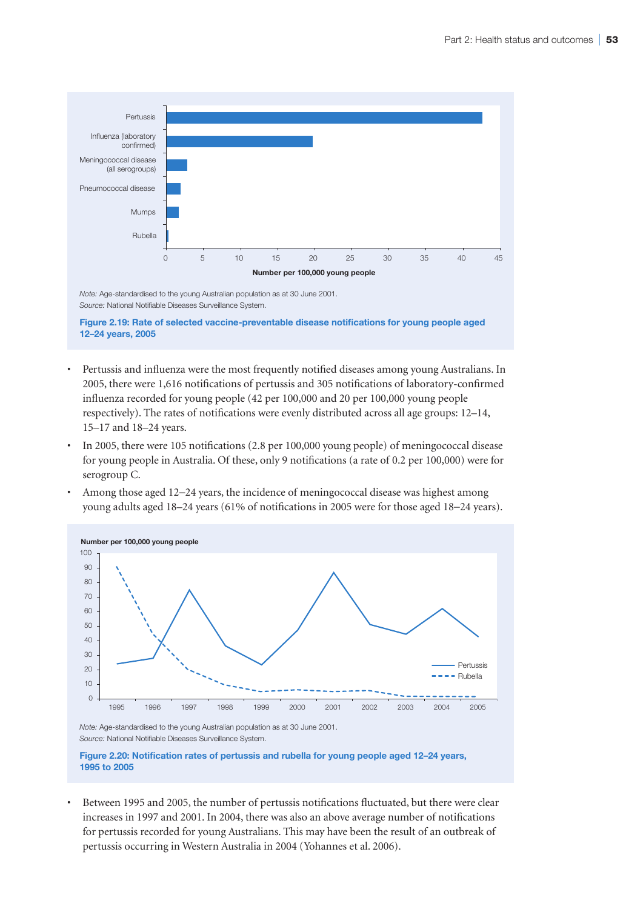Note: Age-standardised to the young Australian population as at 30 June 2001.
Source: National Notifiable Diseases Surveillance System.

**Figure 2.19: Rate of selected vaccine-preventable disease notifications for young people aged 12–24 years, 2005**

- Pertussis and influenza were the most frequently notified diseases among young Australians. In 2005, there were 1,616 notifications of pertussis and 305 notifications of laboratory-confirmed influenza recorded for young people (42 per 100,000 and 20 per 100,000 young people respectively). The rates of notifications were evenly distributed across all age groups: 12–14, 15–17 and 18–24 years.
- In 2005, there were 105 notifications (2.8 per 100,000 young people) of meningococcal disease for young people in Australia. Of these, only 9 notifications (a rate of 0.2 per 100,000) were for serogroup C.
- Among those aged 12–24 years, the incidence of meningococcal disease was highest among young adults aged 18–24 years (61% of notifications in 2005 were for those aged 18–24 years).

Note: Age-standardised to the young Australian population as at 30 June 2001.
Source: National Notifiable Diseases Surveillance System.

**Figure 2.20: Notification rates of pertussis and rubella for young people aged 12–24 years, 1995 to 2005**

- Between 1995 and 2005, the number of pertussis notifications fluctuated, but there were clear increases in 1997 and 2001. In 2004, there was also an above average number of notifications for pertussis recorded for young Australians. This may have been the result of an outbreak of pertussis occurring in Western Australia in 2004 (Yohannes et al. 2006).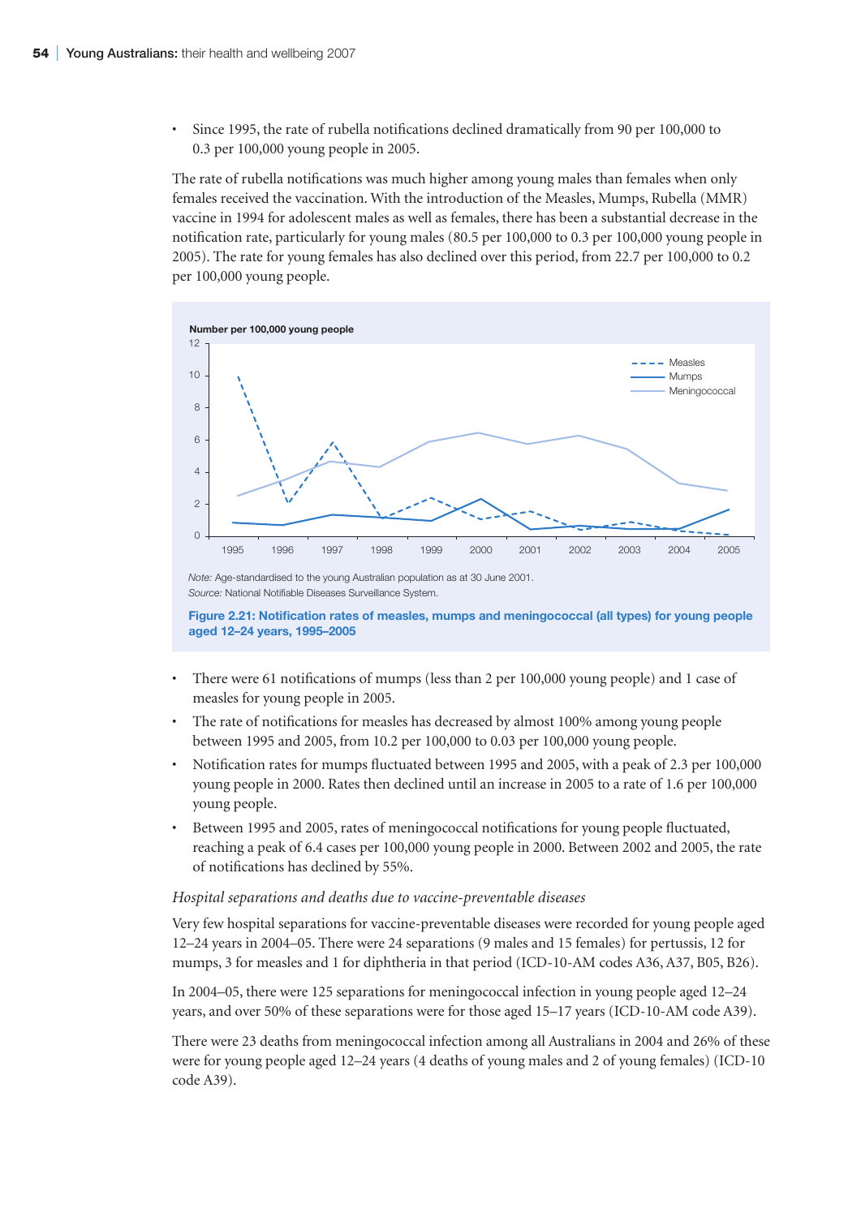- Since 1995, the rate of rubella notifications declined dramatically from 90 per 100,000 to 0.3 per 100,000 young people in 2005.

The rate of rubella notifications was much higher among young males than females when only females received the vaccination. With the introduction of the Measles, Mumps, Rubella (MMR) vaccine in 1994 for adolescent males as well as females, there has been a substantial decrease in the notification rate, particularly for young males (80.5 per 100,000 to 0.3 per 100,000 young people in 2005). The rate for young females has also declined over this period, from 22.7 per 100,000 to 0.2 per 100,000 young people.

*Note:* Age-standardised to the young Australian population as at 30 June 2001.
*Source:* National Notifiable Diseases Surveillance System.

**Figure 2.21: Notification rates of measles, mumps and meningococcal (all types) for young people aged 12–24 years, 1995–2005**

- There were 61 notifications of mumps (less than 2 per 100,000 young people) and 1 case of measles for young people in 2005.
- The rate of notifications for measles has decreased by almost 100% among young people between 1995 and 2005, from 10.2 per 100,000 to 0.03 per 100,000 young people.
- Notification rates for mumps fluctuated between 1995 and 2005, with a peak of 2.3 per 100,000 young people in 2000. Rates then declined until an increase in 2005 to a rate of 1.6 per 100,000 young people.
- Between 1995 and 2005, rates of meningococcal notifications for young people fluctuated, reaching a peak of 6.4 cases per 100,000 young people in 2000. Between 2002 and 2005, the rate of notifications has declined by 55%.

*Hospital separations and deaths due to vaccine-preventable diseases*

Very few hospital separations for vaccine-preventable diseases were recorded for young people aged 12–24 years in 2004–05. There were 24 separations (9 males and 15 females) for pertussis, 12 for mumps, 3 for measles and 1 for diphtheria in that period (ICD-10-AM codes A36, A37, B05, B26).

In 2004–05, there were 125 separations for meningococcal infection in young people aged 12–24 years, and over 50% of these separations were for those aged 15–17 years (ICD-10-AM code A39).

There were 23 deaths from meningococcal infection among all Australians in 2004 and 26% of these were for young people aged 12–24 years (4 deaths of young males and 2 of young females) (ICD-10 code A39).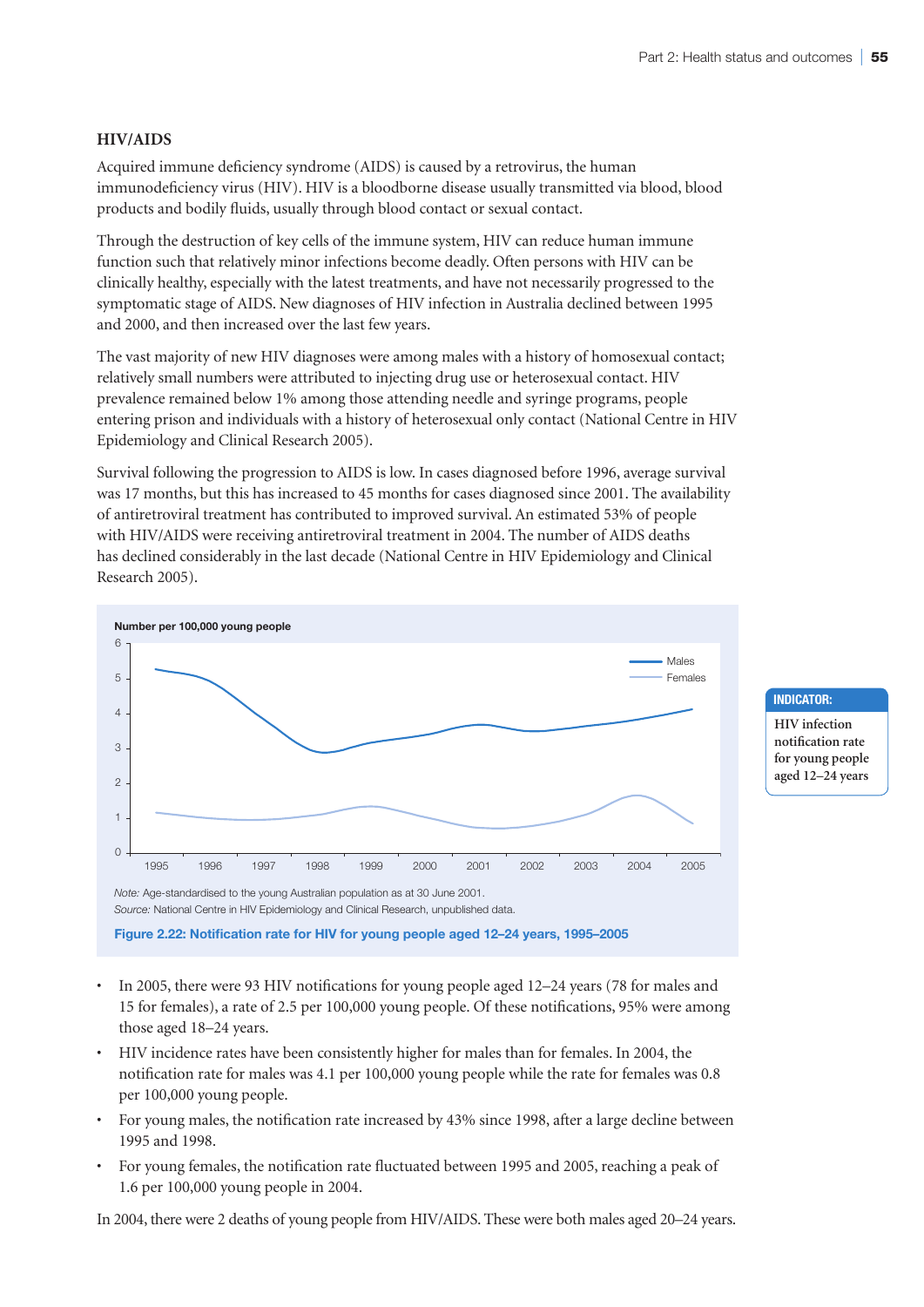### HIV/AIDS

Acquired immune deficiency syndrome (AIDS) is caused by a retrovirus, the human immunodeficiency virus (HIV). HIV is a bloodborne disease usually transmitted via blood, blood products and bodily fluids, usually through blood contact or sexual contact.

Through the destruction of key cells of the immune system, HIV can reduce human immune function such that relatively minor infections become deadly. Often persons with HIV can be clinically healthy, especially with the latest treatments, and have not necessarily progressed to the symptomatic stage of AIDS. New diagnoses of HIV infection in Australia declined between 1995 and 2000, and then increased over the last few years.

The vast majority of new HIV diagnoses were among males with a history of homosexual contact; relatively small numbers were attributed to injecting drug use or heterosexual contact. HIV prevalence remained below 1% among those attending needle and syringe programs, people entering prison and individuals with a history of heterosexual only contact (National Centre in HIV Epidemiology and Clinical Research 2005).

Survival following the progression to AIDS is low. In cases diagnosed before 1996, average survival was 17 months, but this has increased to 45 months for cases diagnosed since 2001. The availability of antiretroviral treatment has contributed to improved survival. An estimated 53% of people with HIV/AIDS were receiving antiretroviral treatment in 2004. The number of AIDS deaths has declined considerably in the last decade (National Centre in HIV Epidemiology and Clinical Research 2005).

**INDICATOR:** HIV infection notification rate for young people aged 12–24 years

*Note:* Age-standardised to the young Australian population as at 30 June 2001.
*Source:* National Centre in HIV Epidemiology and Clinical Research, unpublished data.

**Figure 2.22: Notification rate for HIV for young people aged 12–24 years, 1995–2005**

- In 2005, there were 93 HIV notifications for young people aged 12–24 years (78 for males and 15 for females), a rate of 2.5 per 100,000 young people. Of these notifications, 95% were among those aged 18–24 years.
- HIV incidence rates have been consistently higher for males than for females. In 2004, the notification rate for males was 4.1 per 100,000 young people while the rate for females was 0.8 per 100,000 young people.
- For young males, the notification rate increased by 43% since 1998, after a large decline between 1995 and 1998.
- For young females, the notification rate fluctuated between 1995 and 2005, reaching a peak of 1.6 per 100,000 young people in 2004.

In 2004, there were 2 deaths of young people from HIV/AIDS. These were both males aged 20–24 years.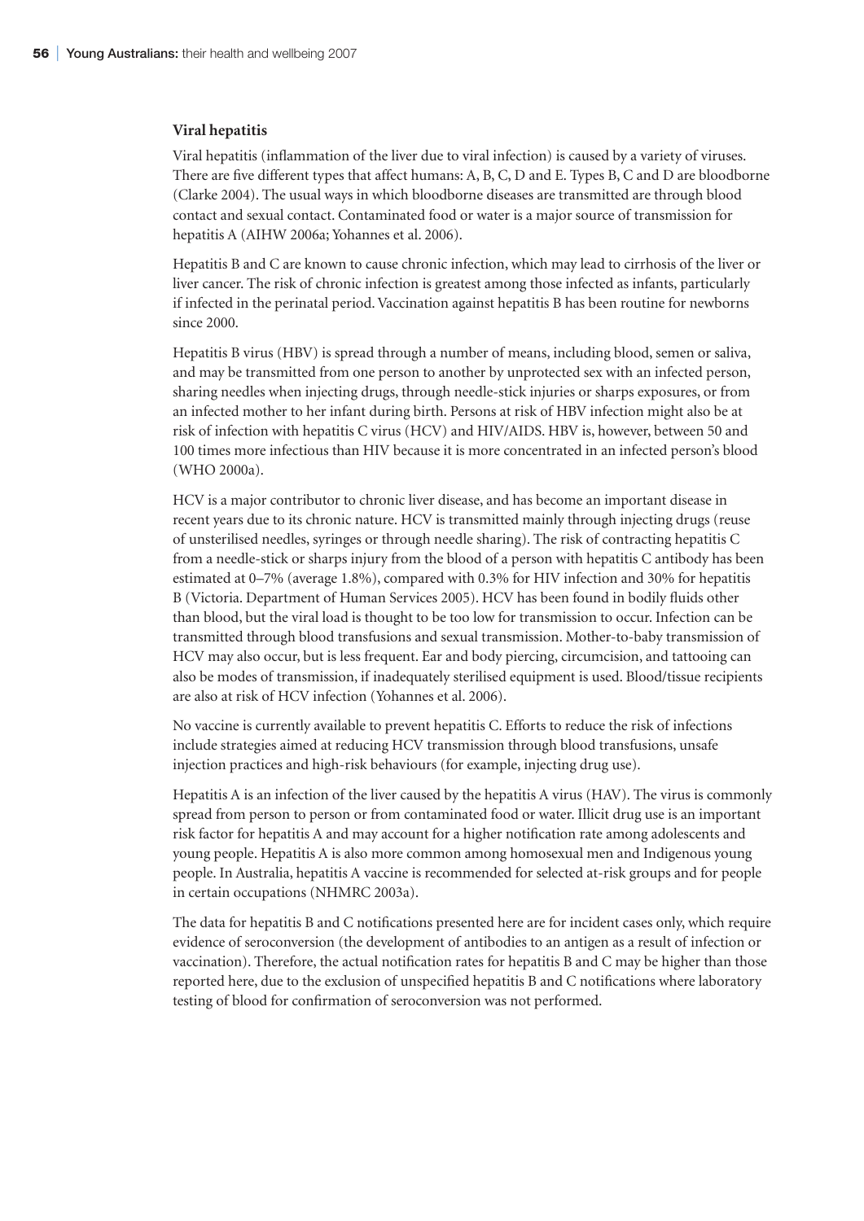**Viral hepatitis**

Viral hepatitis (inflammation of the liver due to viral infection) is caused by a variety of viruses. There are five different types that affect humans: A, B, C, D and E. Types B, C and D are bloodborne (Clarke 2004). The usual ways in which bloodborne diseases are transmitted are through blood contact and sexual contact. Contaminated food or water is a major source of transmission for hepatitis A (AIHW 2006a; Yohannes et al. 2006).

Hepatitis B and C are known to cause chronic infection, which may lead to cirrhosis of the liver or liver cancer. The risk of chronic infection is greatest among those infected as infants, particularly if infected in the perinatal period. Vaccination against hepatitis B has been routine for newborns since 2000.

Hepatitis B virus (HBV) is spread through a number of means, including blood, semen or saliva, and may be transmitted from one person to another by unprotected sex with an infected person, sharing needles when injecting drugs, through needle-stick injuries or sharps exposures, or from an infected mother to her infant during birth. Persons at risk of HBV infection might also be at risk of infection with hepatitis C virus (HCV) and HIV/AIDS. HBV is, however, between 50 and 100 times more infectious than HIV because it is more concentrated in an infected person's blood (WHO 2000a).

HCV is a major contributor to chronic liver disease, and has become an important disease in recent years due to its chronic nature. HCV is transmitted mainly through injecting drugs (reuse of unsterilised needles, syringes or through needle sharing). The risk of contracting hepatitis C from a needle-stick or sharps injury from the blood of a person with hepatitis C antibody has been estimated at 0–7% (average 1.8%), compared with 0.3% for HIV infection and 30% for hepatitis B (Victoria. Department of Human Services 2005). HCV has been found in bodily fluids other than blood, but the viral load is thought to be too low for transmission to occur. Infection can be transmitted through blood transfusions and sexual transmission. Mother-to-baby transmission of HCV may also occur, but is less frequent. Ear and body piercing, circumcision, and tattooing can also be modes of transmission, if inadequately sterilised equipment is used. Blood/tissue recipients are also at risk of HCV infection (Yohannes et al. 2006).

No vaccine is currently available to prevent hepatitis C. Efforts to reduce the risk of infections include strategies aimed at reducing HCV transmission through blood transfusions, unsafe injection practices and high-risk behaviours (for example, injecting drug use).

Hepatitis A is an infection of the liver caused by the hepatitis A virus (HAV). The virus is commonly spread from person to person or from contaminated food or water. Illicit drug use is an important risk factor for hepatitis A and may account for a higher notification rate among adolescents and young people. Hepatitis A is also more common among homosexual men and Indigenous young people. In Australia, hepatitis A vaccine is recommended for selected at-risk groups and for people in certain occupations (NHMRC 2003a).

The data for hepatitis B and C notifications presented here are for incident cases only, which require evidence of seroconversion (the development of antibodies to an antigen as a result of infection or vaccination). Therefore, the actual notification rates for hepatitis B and C may be higher than those reported here, due to the exclusion of unspecified hepatitis B and C notifications where laboratory testing of blood for confirmation of seroconversion was not performed.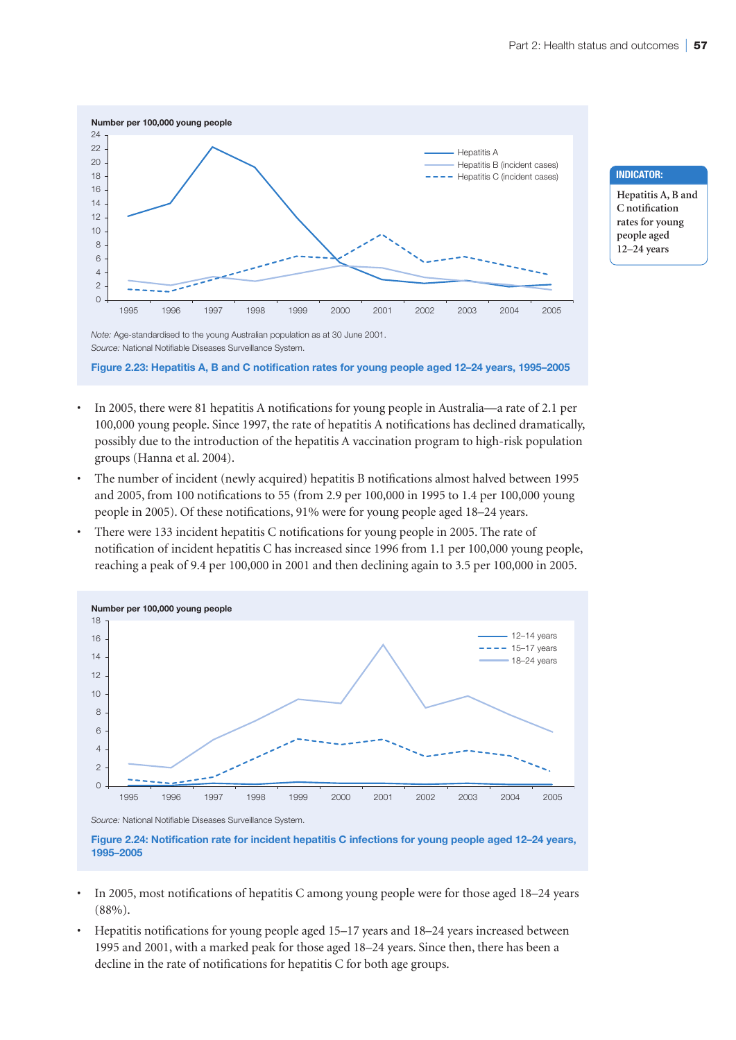Number per 100,000 young people

Note: Age-standardised to the young Australian population as at 30 June 2001.
*Source:* National Notifiable Diseases Surveillance System.

**Figure 2.23: Hepatitis A, B and C notification rates for young people aged 12–24 years, 1995–2005**

**INDICATOR:**

**Hepatitis A, B and C notification rates for young people aged 12–24 years**

- In 2005, there were 81 hepatitis A notifications for young people in Australia—a rate of 2.1 per 100,000 young people. Since 1997, the rate of hepatitis A notifications has declined dramatically, possibly due to the introduction of the hepatitis A vaccination program to high-risk population groups (Hanna et al. 2004).
- The number of incident (newly acquired) hepatitis B notifications almost halved between 1995 and 2005, from 100 notifications to 55 (from 2.9 per 100,000 in 1995 to 1.4 per 100,000 young people in 2005). Of these notifications, 91% were for young people aged 18–24 years.
- There were 133 incident hepatitis C notifications for young people in 2005. The rate of notification of incident hepatitis C has increased since 1996 from 1.1 per 100,000 young people, reaching a peak of 9.4 per 100,000 in 2001 and then declining again to 3.5 per 100,000 in 2005.

Number per 100,000 young people

*Source:* National Notifiable Diseases Surveillance System.

**Figure 2.24: Notification rate for incident hepatitis C infections for young people aged 12–24 years, 1995–2005**

- In 2005, most notifications of hepatitis C among young people were for those aged 18–24 years (88%).
- Hepatitis notifications for young people aged 15–17 years and 18–24 years increased between 1995 and 2001, with a marked peak for those aged 18–24 years. Since then, there has been a decline in the rate of notifications for hepatitis C for both age groups.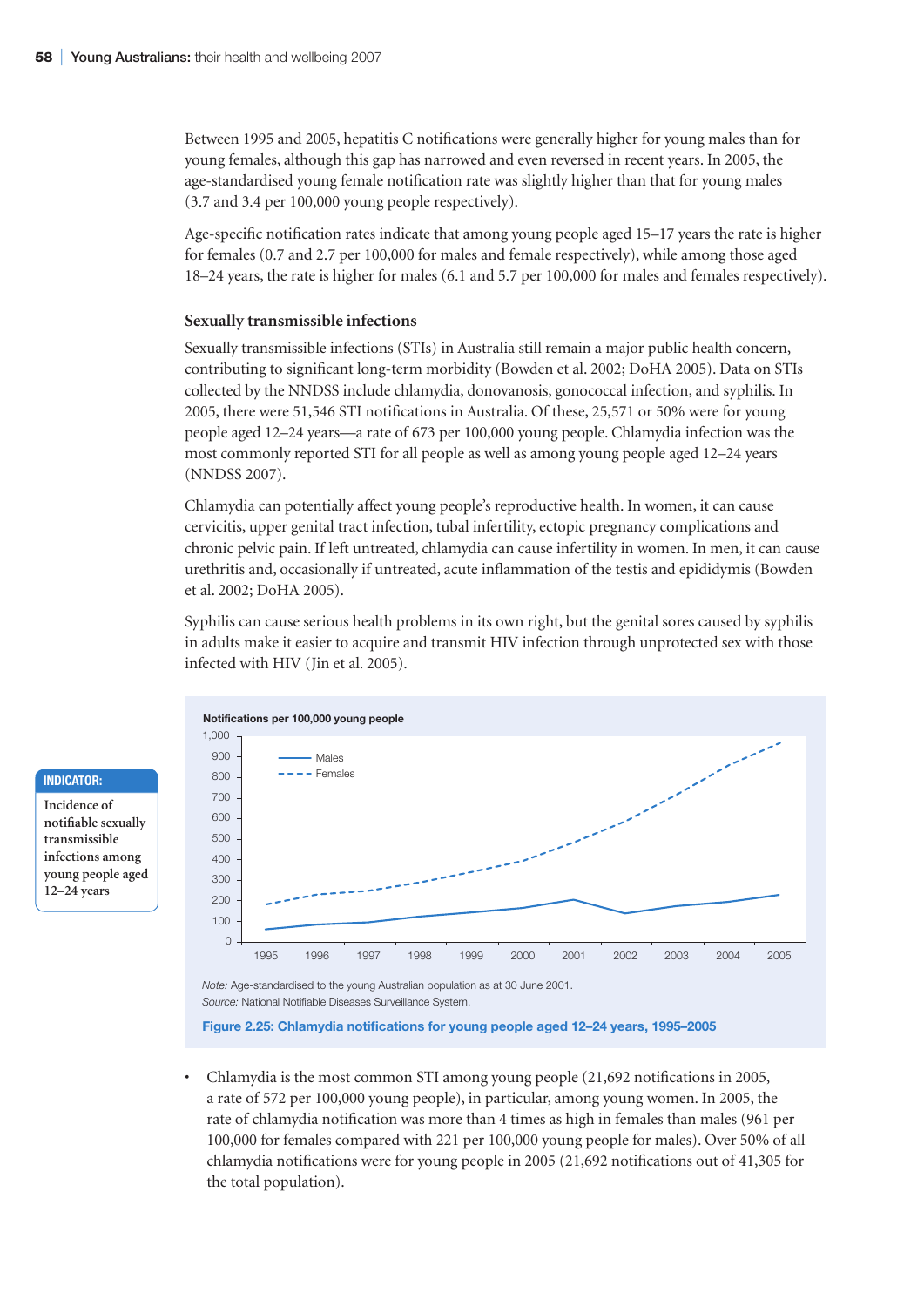Between 1995 and 2005, hepatitis C notifications were generally higher for young males than for young females, although this gap has narrowed and even reversed in recent years. In 2005, the age-standardised young female notification rate was slightly higher than that for young males (3.7 and 3.4 per 100,000 young people respectively).

Age-specific notification rates indicate that among young people aged 15–17 years the rate is higher for females (0.7 and 2.7 per 100,000 for males and female respectively), while among those aged 18–24 years, the rate is higher for males (6.1 and 5.7 per 100,000 for males and females respectively).

### Sexually transmissible infections

Sexually transmissible infections (STIs) in Australia still remain a major public health concern, contributing to significant long-term morbidity (Bowden et al. 2002; DoHA 2005). Data on STIs collected by the NNDSS include chlamydia, donovanosis, gonococcal infection, and syphilis. In 2005, there were 51,546 STI notifications in Australia. Of these, 25,571 or 50% were for young people aged 12–24 years—a rate of 673 per 100,000 young people. Chlamydia infection was the most commonly reported STI for all people as well as among young people aged 12–24 years (NNDSS 2007).

Chlamydia can potentially affect young people's reproductive health. In women, it can cause cervicitis, upper genital tract infection, tubal infertility, ectopic pregnancy complications and chronic pelvic pain. If left untreated, chlamydia can cause infertility in women. In men, it can cause urethritis and, occasionally if untreated, acute inflammation of the testis and epididymis (Bowden et al. 2002; DoHA 2005).

Syphilis can cause serious health problems in its own right, but the genital sores caused by syphilis in adults make it easier to acquire and transmit HIV infection through unprotected sex with those infected with HIV (Jin et al. 2005).

**INDICATOR:** Incidence of notifiable sexually transmissible infections among young people aged 12–24 years

*Note:* Age-standardised to the young Australian population as at 30 June 2001.
*Source:* National Notifiable Diseases Surveillance System.

**Figure 2.25: Chlamydia notifications for young people aged 12–24 years, 1995–2005**

- Chlamydia is the most common STI among young people (21,692 notifications in 2005, a rate of 572 per 100,000 young people), in particular, among young women. In 2005, the rate of chlamydia notification was more than 4 times as high in females than males (961 per 100,000 for females compared with 221 per 100,000 young people for males). Over 50% of all chlamydia notifications were for young people in 2005 (21,692 notifications out of 41,305 for the total population).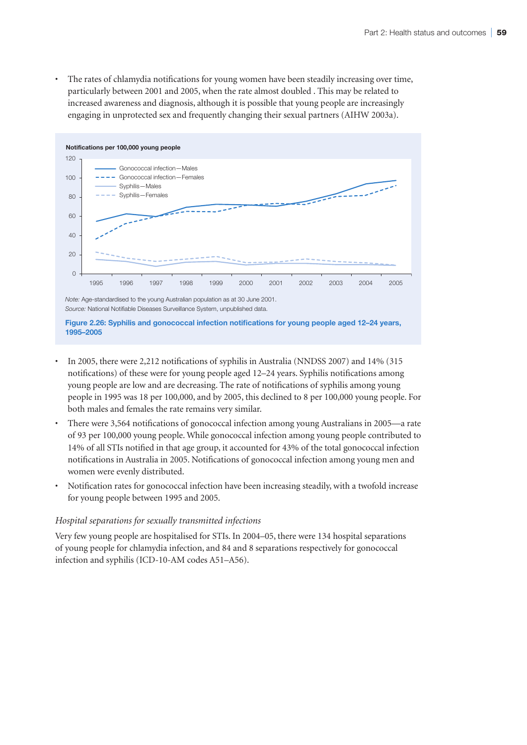- The rates of chlamydia notifications for young women have been steadily increasing over time, particularly between 2001 and 2005, when the rate almost doubled . This may be related to increased awareness and diagnosis, although it is possible that young people are increasingly engaging in unprotected sex and frequently changing their sexual partners (AIHW 2003a).

*Note:* Age-standardised to the young Australian population as at 30 June 2001.
*Source:* National Notifiable Diseases Surveillance System, unpublished data.

**Figure 2.26: Syphilis and gonococcal infection notifications for young people aged 12–24 years, 1995–2005**

- In 2005, there were 2,212 notifications of syphilis in Australia (NNDSS 2007) and 14% (315 notifications) of these were for young people aged 12–24 years. Syphilis notifications among young people are low and are decreasing. The rate of notifications of syphilis among young people in 1995 was 18 per 100,000, and by 2005, this declined to 8 per 100,000 young people. For both males and females the rate remains very similar.
- There were 3,564 notifications of gonococcal infection among young Australians in 2005—a rate of 93 per 100,000 young people. While gonococcal infection among young people contributed to 14% of all STIs notified in that age group, it accounted for 43% of the total gonococcal infection notifications in Australia in 2005. Notifications of gonococcal infection among young men and women were evenly distributed.
- Notification rates for gonococcal infection have been increasing steadily, with a twofold increase for young people between 1995 and 2005.

*Hospital separations for sexually transmitted infections*

Very few young people are hospitalised for STIs. In 2004–05, there were 134 hospital separations of young people for chlamydia infection, and 84 and 8 separations respectively for gonococcal infection and syphilis (ICD-10-AM codes A51–A56).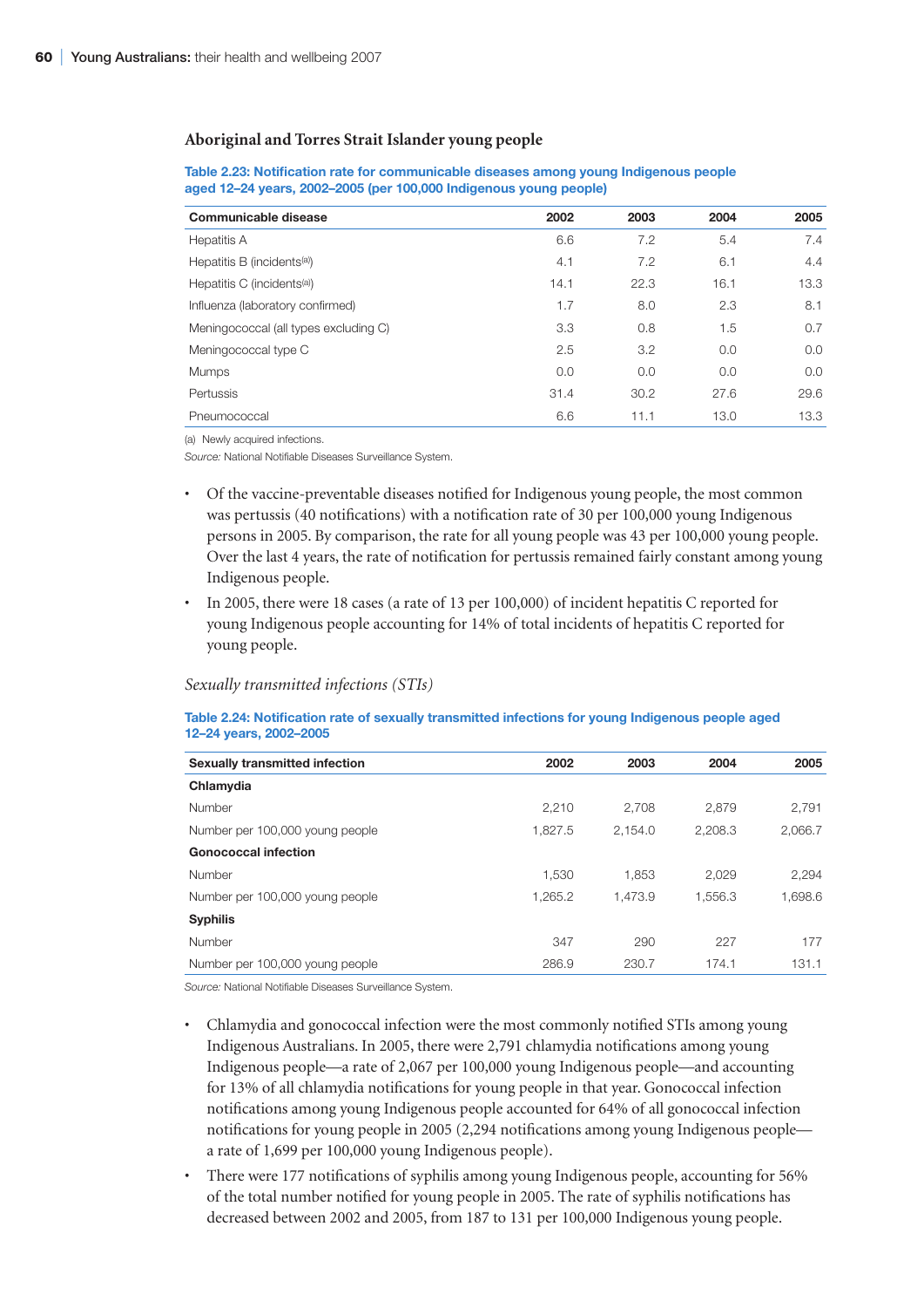### Aboriginal and Torres Strait Islander young people

**Table 2.23: Notification rate for communicable diseases among young Indigenous people aged 12–24 years, 2002–2005 (per 100,000 Indigenous young people)**

| Communicable disease | 2002 | 2003 | 2004 | 2005 |
|---|---|---|---|---|
| Hepatitis A | 6.6 | 7.2 | 5.4 | 7.4 |
| Hepatitis B (incidents[(a)]) | 4.1 | 7.2 | 6.1 | 4.4 |
| Hepatitis C (incidents[(a)]) | 14.1 | 22.3 | 16.1 | 13.3 |
| Influenza (laboratory confirmed) | 1.7 | 8.0 | 2.3 | 8.1 |
| Meningococcal (all types excluding C) | 3.3 | 0.8 | 1.5 | 0.7 |
| Meningococcal type C | 2.5 | 3.2 | 0.0 | 0.0 |
| Mumps | 0.0 | 0.0 | 0.0 | 0.0 |
| Pertussis | 31.4 | 30.2 | 27.6 | 29.6 |
| Pneumococcal | 6.6 | 11.1 | 13.0 | 13.3 |

(a) Newly acquired infections.

*Source:* National Notifiable Diseases Surveillance System.

- Of the vaccine-preventable diseases notified for Indigenous young people, the most common was pertussis (40 notifications) with a notification rate of 30 per 100,000 young Indigenous persons in 2005. By comparison, the rate for all young people was 43 per 100,000 young people. Over the last 4 years, the rate of notification for pertussis remained fairly constant among young Indigenous people.
- In 2005, there were 18 cases (a rate of 13 per 100,000) of incident hepatitis C reported for young Indigenous people accounting for 14% of total incidents of hepatitis C reported for young people.

*Sexually transmitted infections (STIs)*

**Table 2.24: Notification rate of sexually transmitted infections for young Indigenous people aged 12–24 years, 2002–2005**

| Sexually transmitted infection | 2002 | 2003 | 2004 | 2005 |
|---|---|---|---|---|
| **Chlamydia** | | | | |
| Number | 2,210 | 2,708 | 2,879 | 2,791 |
| Number per 100,000 young people | 1,827.5 | 2,154.0 | 2,208.3 | 2,066.7 |
| **Gonococcal infection** | | | | |
| Number | 1,530 | 1,853 | 2,029 | 2,294 |
| Number per 100,000 young people | 1,265.2 | 1,473.9 | 1,556.3 | 1,698.6 |
| **Syphilis** | | | | |
| Number | 347 | 290 | 227 | 177 |
| Number per 100,000 young people | 286.9 | 230.7 | 174.1 | 131.1 |

*Source:* National Notifiable Diseases Surveillance System.

- Chlamydia and gonococcal infection were the most commonly notified STIs among young Indigenous Australians. In 2005, there were 2,791 chlamydia notifications among young Indigenous people—a rate of 2,067 per 100,000 young Indigenous people—and accounting for 13% of all chlamydia notifications for young people in that year. Gonococcal infection notifications among young Indigenous people accounted for 64% of all gonococcal infection notifications for young people in 2005 (2,294 notifications among young Indigenous people—a rate of 1,699 per 100,000 young Indigenous people).
- There were 177 notifications of syphilis among young Indigenous people, accounting for 56% of the total number notified for young people in 2005. The rate of syphilis notifications has decreased between 2002 and 2005, from 187 to 131 per 100,000 Indigenous young people.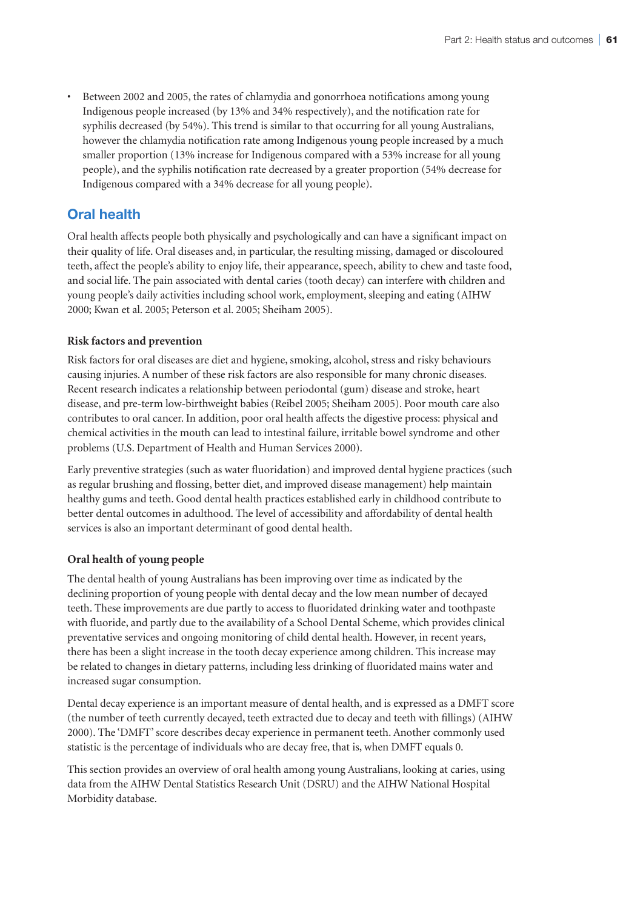- Between 2002 and 2005, the rates of chlamydia and gonorrhoea notifications among young Indigenous people increased (by 13% and 34% respectively), and the notification rate for syphilis decreased (by 54%). This trend is similar to that occurring for all young Australians, however the chlamydia notification rate among Indigenous young people increased by a much smaller proportion (13% increase for Indigenous compared with a 53% increase for all young people), and the syphilis notification rate decreased by a greater proportion (54% decrease for Indigenous compared with a 34% decrease for all young people).

## Oral health

Oral health affects people both physically and psychologically and can have a significant impact on their quality of life. Oral diseases and, in particular, the resulting missing, damaged or discoloured teeth, affect the people's ability to enjoy life, their appearance, speech, ability to chew and taste food, and social life. The pain associated with dental caries (tooth decay) can interfere with children and young people's daily activities including school work, employment, sleeping and eating (AIHW 2000; Kwan et al. 2005; Peterson et al. 2005; Sheiham 2005).

### Risk factors and prevention

Risk factors for oral diseases are diet and hygiene, smoking, alcohol, stress and risky behaviours causing injuries. A number of these risk factors are also responsible for many chronic diseases. Recent research indicates a relationship between periodontal (gum) disease and stroke, heart disease, and pre-term low-birthweight babies (Reibel 2005; Sheiham 2005). Poor mouth care also contributes to oral cancer. In addition, poor oral health affects the digestive process: physical and chemical activities in the mouth can lead to intestinal failure, irritable bowel syndrome and other problems (U.S. Department of Health and Human Services 2000).

Early preventive strategies (such as water fluoridation) and improved dental hygiene practices (such as regular brushing and flossing, better diet, and improved disease management) help maintain healthy gums and teeth. Good dental health practices established early in childhood contribute to better dental outcomes in adulthood. The level of accessibility and affordability of dental health services is also an important determinant of good dental health.

### Oral health of young people

The dental health of young Australians has been improving over time as indicated by the declining proportion of young people with dental decay and the low mean number of decayed teeth. These improvements are due partly to access to fluoridated drinking water and toothpaste with fluoride, and partly due to the availability of a School Dental Scheme, which provides clinical preventative services and ongoing monitoring of child dental health. However, in recent years, there has been a slight increase in the tooth decay experience among children. This increase may be related to changes in dietary patterns, including less drinking of fluoridated mains water and increased sugar consumption.

Dental decay experience is an important measure of dental health, and is expressed as a DMFT score (the number of teeth currently decayed, teeth extracted due to decay and teeth with fillings) (AIHW 2000). The 'DMFT' score describes decay experience in permanent teeth. Another commonly used statistic is the percentage of individuals who are decay free, that is, when DMFT equals 0.

This section provides an overview of oral health among young Australians, looking at caries, using data from the AIHW Dental Statistics Research Unit (DSRU) and the AIHW National Hospital Morbidity database.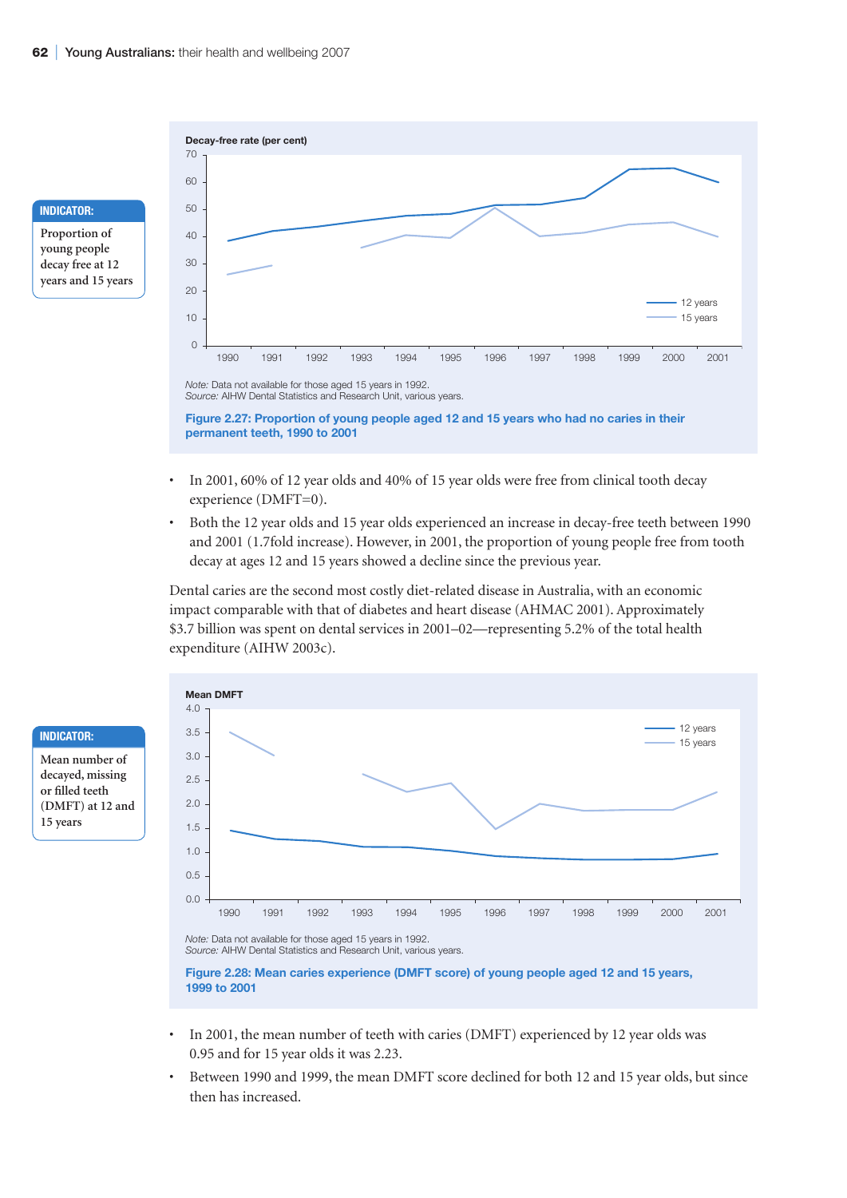**INDICATOR:**

Proportion of young people decay free at 12 years and 15 years

*Note:* Data not available for those aged 15 years in 1992.
*Source:* AIHW Dental Statistics and Research Unit, various years.

**Figure 2.27: Proportion of young people aged 12 and 15 years who had no caries in their permanent teeth, 1990 to 2001**

- In 2001, 60% of 12 year olds and 40% of 15 year olds were free from clinical tooth decay experience (DMFT=0).
- Both the 12 year olds and 15 year olds experienced an increase in decay-free teeth between 1990 and 2001 (1.7fold increase). However, in 2001, the proportion of young people free from tooth decay at ages 12 and 15 years showed a decline since the previous year.

Dental caries are the second most costly diet-related disease in Australia, with an economic impact comparable with that of diabetes and heart disease (AHMAC 2001). Approximately $3.7 billion was spent on dental services in 2001–02—representing 5.2% of the total health expenditure (AIHW 2003c).

**INDICATOR:**

Mean number of decayed, missing or filled teeth (DMFT) at 12 and 15 years

*Note:* Data not available for those aged 15 years in 1992.
*Source:* AIHW Dental Statistics and Research Unit, various years.

**Figure 2.28: Mean caries experience (DMFT score) of young people aged 12 and 15 years, 1999 to 2001**

- In 2001, the mean number of teeth with caries (DMFT) experienced by 12 year olds was 0.95 and for 15 year olds it was 2.23.
- Between 1990 and 1999, the mean DMFT score declined for both 12 and 15 year olds, but since then has increased.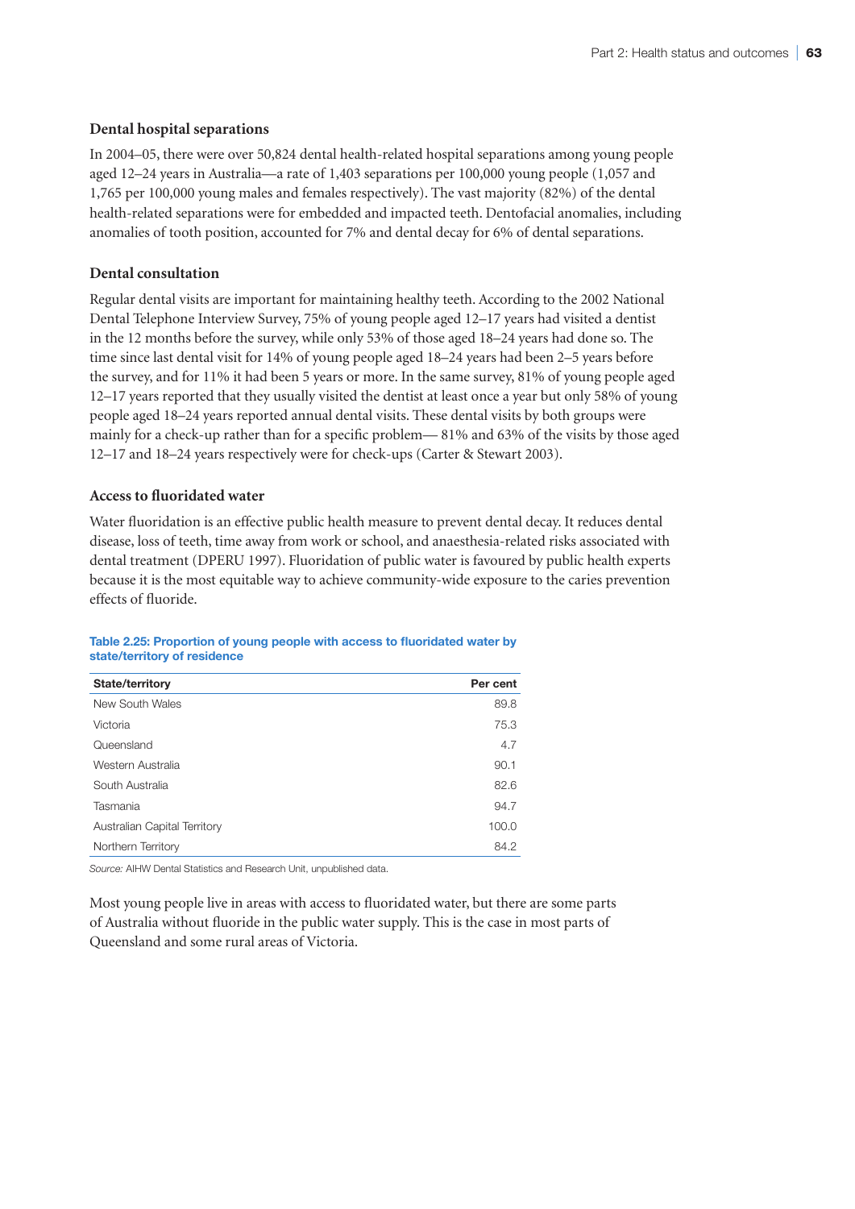### Dental hospital separations

In 2004–05, there were over 50,824 dental health-related hospital separations among young people aged 12–24 years in Australia—a rate of 1,403 separations per 100,000 young people (1,057 and 1,765 per 100,000 young males and females respectively). The vast majority (82%) of the dental health-related separations were for embedded and impacted teeth. Dentofacial anomalies, including anomalies of tooth position, accounted for 7% and dental decay for 6% of dental separations.

### Dental consultation

Regular dental visits are important for maintaining healthy teeth. According to the 2002 National Dental Telephone Interview Survey, 75% of young people aged 12–17 years had visited a dentist in the 12 months before the survey, while only 53% of those aged 18–24 years had done so. The time since last dental visit for 14% of young people aged 18–24 years had been 2–5 years before the survey, and for 11% it had been 5 years or more. In the same survey, 81% of young people aged 12–17 years reported that they usually visited the dentist at least once a year but only 58% of young people aged 18–24 years reported annual dental visits. These dental visits by both groups were mainly for a check-up rather than for a specific problem— 81% and 63% of the visits by those aged 12–17 and 18–24 years respectively were for check-ups (Carter & Stewart 2003).

### Access to fluoridated water

Water fluoridation is an effective public health measure to prevent dental decay. It reduces dental disease, loss of teeth, time away from work or school, and anaesthesia-related risks associated with dental treatment (DPERU 1997). Fluoridation of public water is favoured by public health experts because it is the most equitable way to achieve community-wide exposure to the caries prevention effects of fluoride.

**Table 2.25: Proportion of young people with access to fluoridated water by state/territory of residence**

| State/territory | Per cent |
|---|---|
| New South Wales | 89.8 |
| Victoria | 75.3 |
| Queensland | 4.7 |
| Western Australia | 90.1 |
| South Australia | 82.6 |
| Tasmania | 94.7 |
| Australian Capital Territory | 100.0 |
| Northern Territory | 84.2 |

*Source:* AIHW Dental Statistics and Research Unit, unpublished data.

Most young people live in areas with access to fluoridated water, but there are some parts of Australia without fluoride in the public water supply. This is the case in most parts of Queensland and some rural areas of Victoria.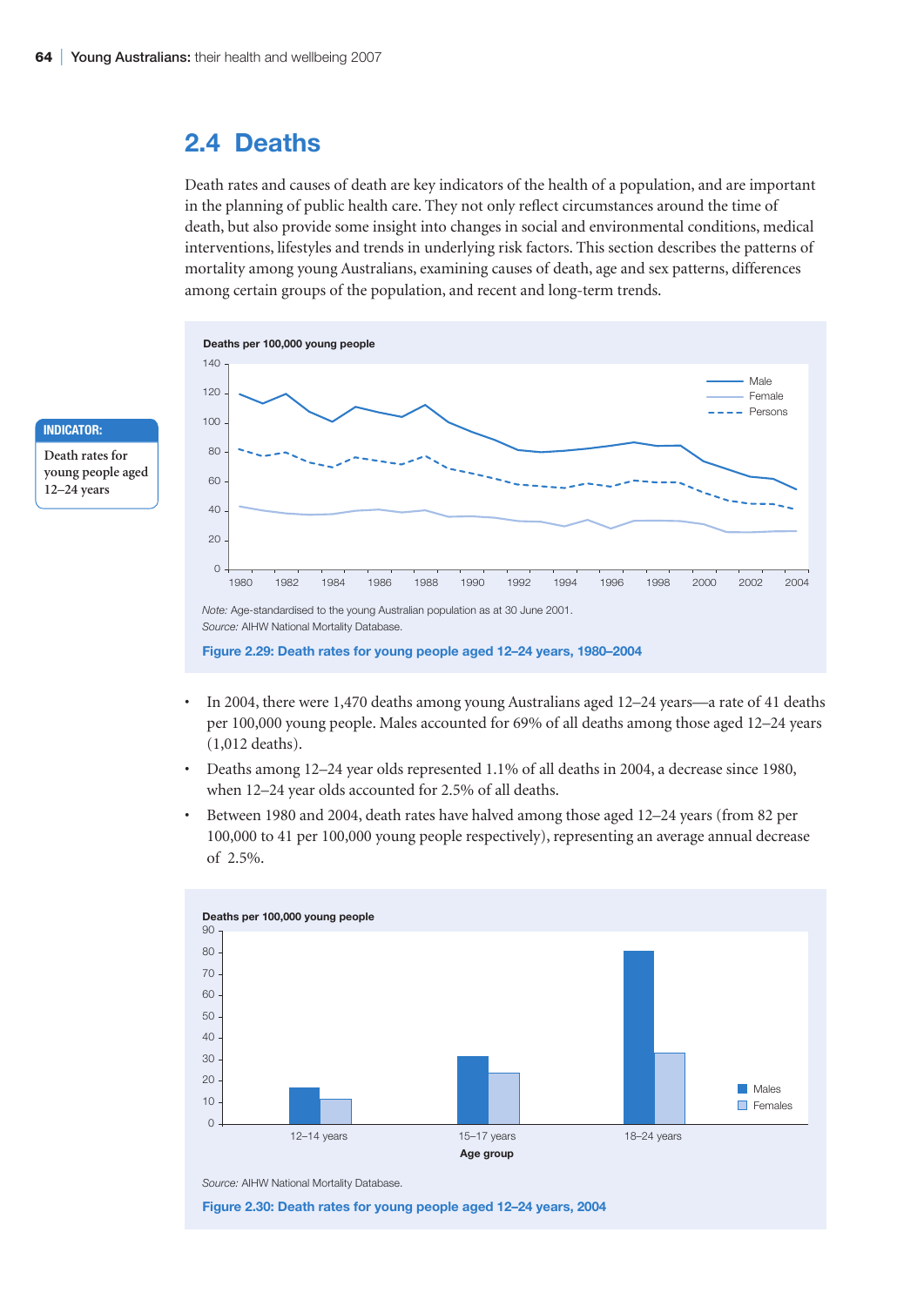## 2.4 Deaths

Death rates and causes of death are key indicators of the health of a population, and are important in the planning of public health care. They not only reflect circumstances around the time of death, but also provide some insight into changes in social and environmental conditions, medical interventions, lifestyles and trends in underlying risk factors. This section describes the patterns of mortality among young Australians, examining causes of death, age and sex patterns, differences among certain groups of the population, and recent and long-term trends.

**INDICATOR:**

Death rates for young people aged 12–24 years

*Note:* Age-standardised to the young Australian population as at 30 June 2001.
*Source:* AIHW National Mortality Database.

**Figure 2.29: Death rates for young people aged 12–24 years, 1980–2004**

- In 2004, there were 1,470 deaths among young Australians aged 12–24 years—a rate of 41 deaths per 100,000 young people. Males accounted for 69% of all deaths among those aged 12–24 years (1,012 deaths).
- Deaths among 12–24 year olds represented 1.1% of all deaths in 2004, a decrease since 1980, when 12–24 year olds accounted for 2.5% of all deaths.
- Between 1980 and 2004, death rates have halved among those aged 12–24 years (from 82 per 100,000 to 41 per 100,000 young people respectively), representing an average annual decrease of 2.5%.

*Source:* AIHW National Mortality Database.

**Figure 2.30: Death rates for young people aged 12–24 years, 2004**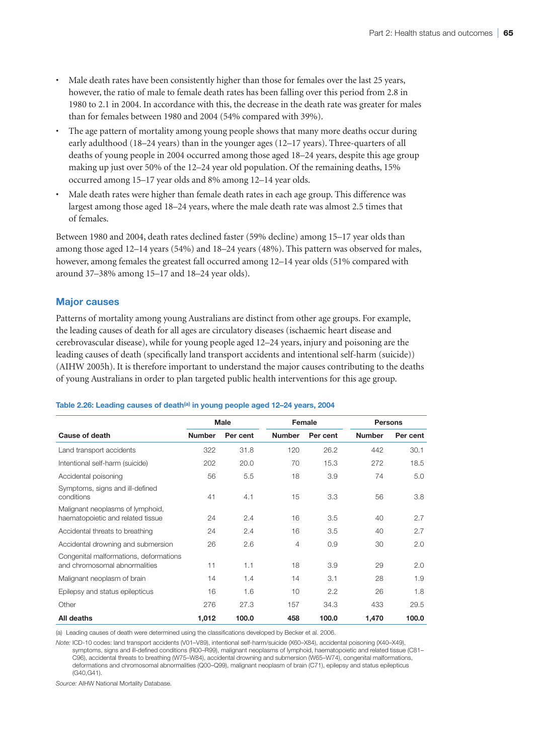- Male death rates have been consistently higher than those for females over the last 25 years, however, the ratio of male to female death rates has been falling over this period from 2.8 in 1980 to 2.1 in 2004. In accordance with this, the decrease in the death rate was greater for males than for females between 1980 and 2004 (54% compared with 39%).
- The age pattern of mortality among young people shows that many more deaths occur during early adulthood (18–24 years) than in the younger ages (12–17 years). Three-quarters of all deaths of young people in 2004 occurred among those aged 18–24 years, despite this age group making up just over 50% of the 12–24 year old population. Of the remaining deaths, 15% occurred among 15–17 year olds and 8% among 12–14 year olds.
- Male death rates were higher than female death rates in each age group. This difference was largest among those aged 18–24 years, where the male death rate was almost 2.5 times that of females.

Between 1980 and 2004, death rates declined faster (59% decline) among 15–17 year olds than among those aged 12–14 years (54%) and 18–24 years (48%). This pattern was observed for males, however, among females the greatest fall occurred among 12–14 year olds (51% compared with around 37–38% among 15–17 and 18–24 year olds).

## Major causes

Patterns of mortality among young Australians are distinct from other age groups. For example, the leading causes of death for all ages are circulatory diseases (ischaemic heart disease and cerebrovascular disease), while for young people aged 12–24 years, injury and poisoning are the leading causes of death (specifically land transport accidents and intentional self-harm (suicide)) (AIHW 2005h). It is therefore important to understand the major causes contributing to the deaths of young Australians in order to plan targeted public health interventions for this age group.

**Table 2.26: Leading causes of death[(a)] in young people aged 12–24 years, 2004**

| | Male | | Female | | Persons | |
|---|---|---|---|---|---|---|
| **Cause of death** | **Number** | **Per cent** | **Number** | **Per cent** | **Number** | **Per cent** |
| Land transport accidents | 322 | 31.8 | 120 | 26.2 | 442 | 30.1 |
| Intentional self-harm (suicide) | 202 | 20.0 | 70 | 15.3 | 272 | 18.5 |
| Accidental poisoning | 56 | 5.5 | 18 | 3.9 | 74 | 5.0 |
| Symptoms, signs and ill-defined conditions | 41 | 4.1 | 15 | 3.3 | 56 | 3.8 |
| Malignant neoplasms of lymphoid, haematopoietic and related tissue | 24 | 2.4 | 16 | 3.5 | 40 | 2.7 |
| Accidental threats to breathing | 24 | 2.4 | 16 | 3.5 | 40 | 2.7 |
| Accidental drowning and submersion | 26 | 2.6 | 4 | 0.9 | 30 | 2.0 |
| Congenital malformations, deformations and chromosomal abnormalities | 11 | 1.1 | 18 | 3.9 | 29 | 2.0 |
| Malignant neoplasm of brain | 14 | 1.4 | 14 | 3.1 | 28 | 1.9 |
| Epilepsy and status epilepticus | 16 | 1.6 | 10 | 2.2 | 26 | 1.8 |
| Other | 276 | 27.3 | 157 | 34.3 | 433 | 29.5 |
| **All deaths** | **1,012** | **100.0** | **458** | **100.0** | **1,470** | **100.0** |

(a) Leading causes of death were determined using the classifications developed by Becker et al. 2006.

*Note:* ICD-10 codes: land transport accidents (V01–V89), intentional self-harm/suicide (X60–X84), accidental poisoning (X40–X49), symptoms, signs and ill-defined conditions (R00–R99), malignant neoplasms of lymphoid, haematopoietic and related tissue (C81–C96), accidental threats to breathing (W75–W84), accidental drowning and submersion (W65–W74), congenital malformations, deformations and chromosomal abnormalities (Q00–Q99), malignant neoplasm of brain (C71), epilepsy and status epilepticus (G40,G41).

*Source:* AIHW National Mortality Database.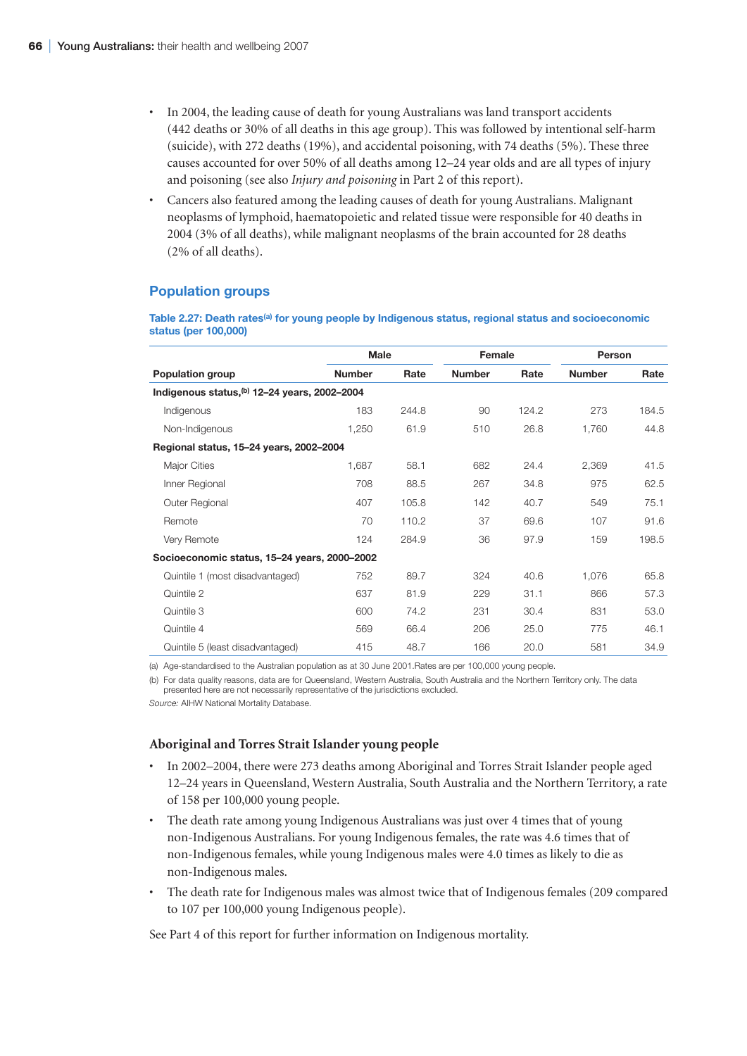- In 2004, the leading cause of death for young Australians was land transport accidents (442 deaths or 30% of all deaths in this age group). This was followed by intentional self-harm (suicide), with 272 deaths (19%), and accidental poisoning, with 74 deaths (5%). These three causes accounted for over 50% of all deaths among 12–24 year olds and are all types of injury and poisoning (see also *Injury and poisoning* in Part 2 of this report).
- Cancers also featured among the leading causes of death for young Australians. Malignant neoplasms of lymphoid, haematopoietic and related tissue were responsible for 40 deaths in 2004 (3% of all deaths), while malignant neoplasms of the brain accounted for 28 deaths (2% of all deaths).

## Population groups

**Table 2.27: Death rates[(a)] for young people by Indigenous status, regional status and socioeconomic status (per 100,000)**

| | Male | | Female | | Person | |
|---|---|---|---|---|---|---|
| Population group | Number | Rate | Number | Rate | Number | Rate |
| **Indigenous status,[(b)] 12–24 years, 2002–2004** | | | | | | |
| Indigenous | 183 | 244.8 | 90 | 124.2 | 273 | 184.5 |
| Non-Indigenous | 1,250 | 61.9 | 510 | 26.8 | 1,760 | 44.8 |
| **Regional status, 15–24 years, 2002–2004** | | | | | | |
| Major Cities | 1,687 | 58.1 | 682 | 24.4 | 2,369 | 41.5 |
| Inner Regional | 708 | 88.5 | 267 | 34.8 | 975 | 62.5 |
| Outer Regional | 407 | 105.8 | 142 | 40.7 | 549 | 75.1 |
| Remote | 70 | 110.2 | 37 | 69.6 | 107 | 91.6 |
| Very Remote | 124 | 284.9 | 36 | 97.9 | 159 | 198.5 |
| **Socioeconomic status, 15–24 years, 2000–2002** | | | | | | |
| Quintile 1 (most disadvantaged) | 752 | 89.7 | 324 | 40.6 | 1,076 | 65.8 |
| Quintile 2 | 637 | 81.9 | 229 | 31.1 | 866 | 57.3 |
| Quintile 3 | 600 | 74.2 | 231 | 30.4 | 831 | 53.0 |
| Quintile 4 | 569 | 66.4 | 206 | 25.0 | 775 | 46.1 |
| Quintile 5 (least disadvantaged) | 415 | 48.7 | 166 | 20.0 | 581 | 34.9 |

(a) Age-standardised to the Australian population as at 30 June 2001. Rates are per 100,000 young people.

(b) For data quality reasons, data are for Queensland, Western Australia, South Australia and the Northern Territory only. The data presented here are not necessarily representative of the jurisdictions excluded.

*Source:* AIHW National Mortality Database.

### Aboriginal and Torres Strait Islander young people

- In 2002–2004, there were 273 deaths among Aboriginal and Torres Strait Islander people aged 12–24 years in Queensland, Western Australia, South Australia and the Northern Territory, a rate of 158 per 100,000 young people.
- The death rate among young Indigenous Australians was just over 4 times that of young non-Indigenous Australians. For young Indigenous females, the rate was 4.6 times that of non-Indigenous females, while young Indigenous males were 4.0 times as likely to die as non-Indigenous males.
- The death rate for Indigenous males was almost twice that of Indigenous females (209 compared to 107 per 100,000 young Indigenous people).

See Part 4 of this report for further information on Indigenous mortality.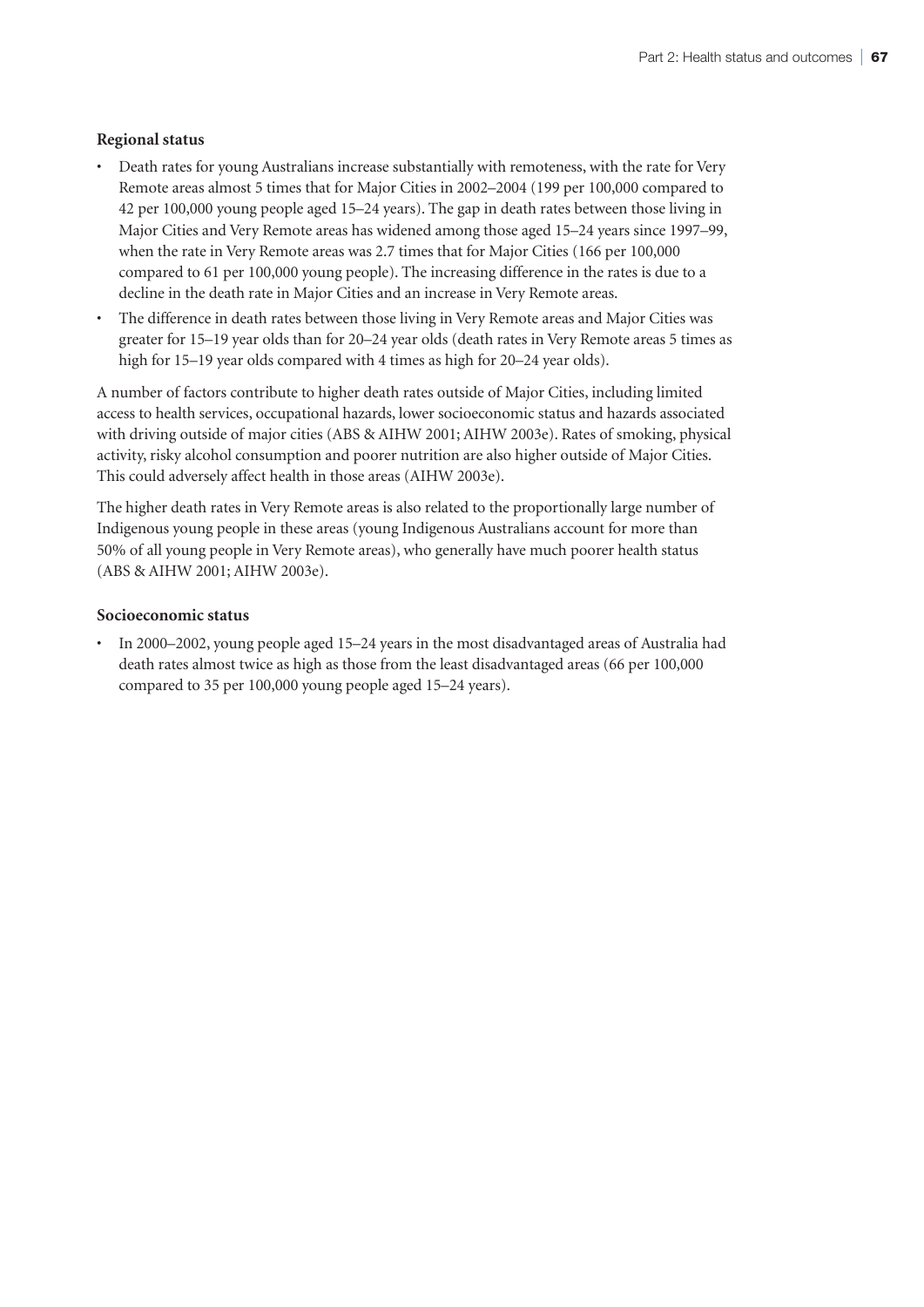**Regional status**

- Death rates for young Australians increase substantially with remoteness, with the rate for Very Remote areas almost 5 times that for Major Cities in 2002–2004 (199 per 100,000 compared to 42 per 100,000 young people aged 15–24 years). The gap in death rates between those living in Major Cities and Very Remote areas has widened among those aged 15–24 years since 1997–99, when the rate in Very Remote areas was 2.7 times that for Major Cities (166 per 100,000 compared to 61 per 100,000 young people). The increasing difference in the rates is due to a decline in the death rate in Major Cities and an increase in Very Remote areas.
- The difference in death rates between those living in Very Remote areas and Major Cities was greater for 15–19 year olds than for 20–24 year olds (death rates in Very Remote areas 5 times as high for 15–19 year olds compared with 4 times as high for 20–24 year olds).

A number of factors contribute to higher death rates outside of Major Cities, including limited access to health services, occupational hazards, lower socioeconomic status and hazards associated with driving outside of major cities (ABS & AIHW 2001; AIHW 2003e). Rates of smoking, physical activity, risky alcohol consumption and poorer nutrition are also higher outside of Major Cities. This could adversely affect health in those areas (AIHW 2003e).

The higher death rates in Very Remote areas is also related to the proportionally large number of Indigenous young people in these areas (young Indigenous Australians account for more than 50% of all young people in Very Remote areas), who generally have much poorer health status (ABS & AIHW 2001; AIHW 2003e).

**Socioeconomic status**

- In 2000–2002, young people aged 15–24 years in the most disadvantaged areas of Australia had death rates almost twice as high as those from the least disadvantaged areas (66 per 100,000 compared to 35 per 100,000 young people aged 15–24 years).